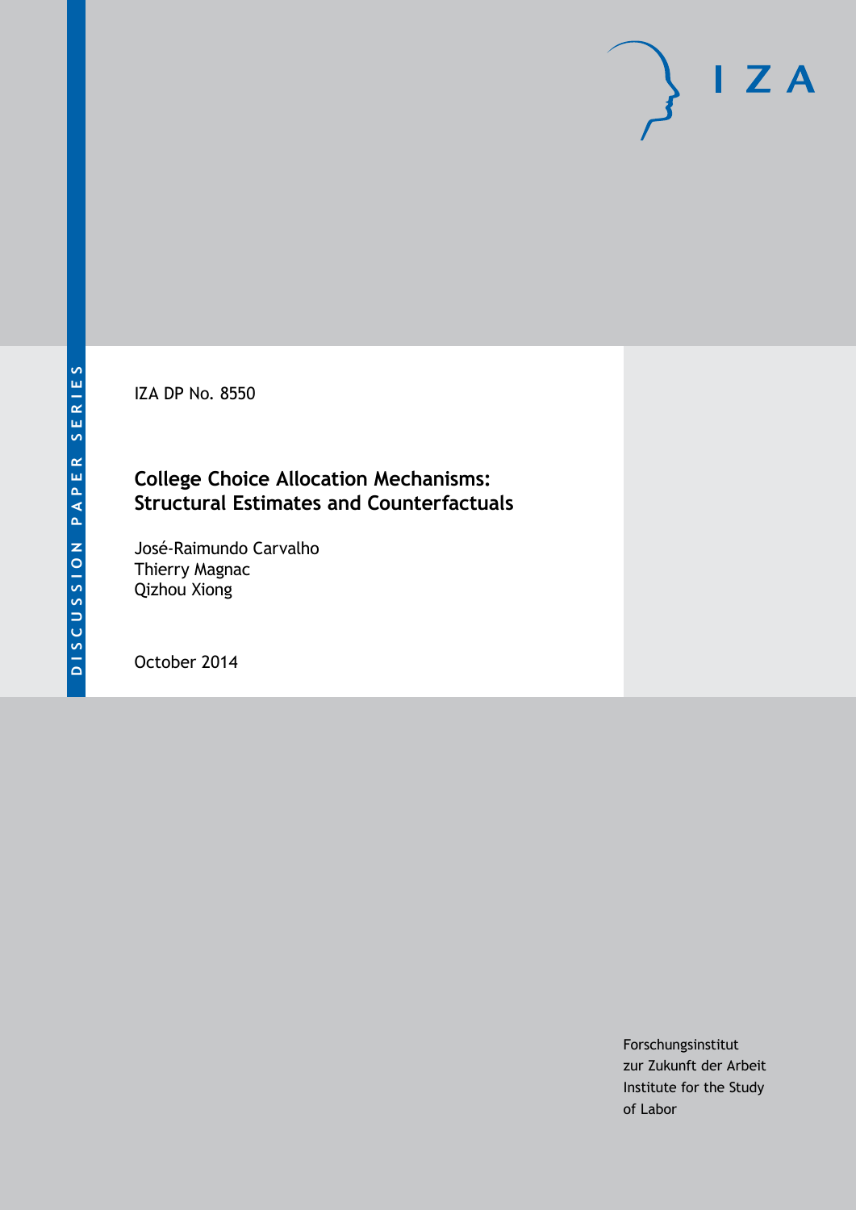DISCUSSION PAPER SERIES

IZA

IZA DP No. 8550

# College Choice Allocation Mechanisms: Structural Estimates and Counterfactuals

José-Raimundo Carvalho
Thierry Magnac
Qizhou Xiong

October 2014

Forschungsinstitut
zur Zukunft der Arbeit
Institute for the Study
of Labor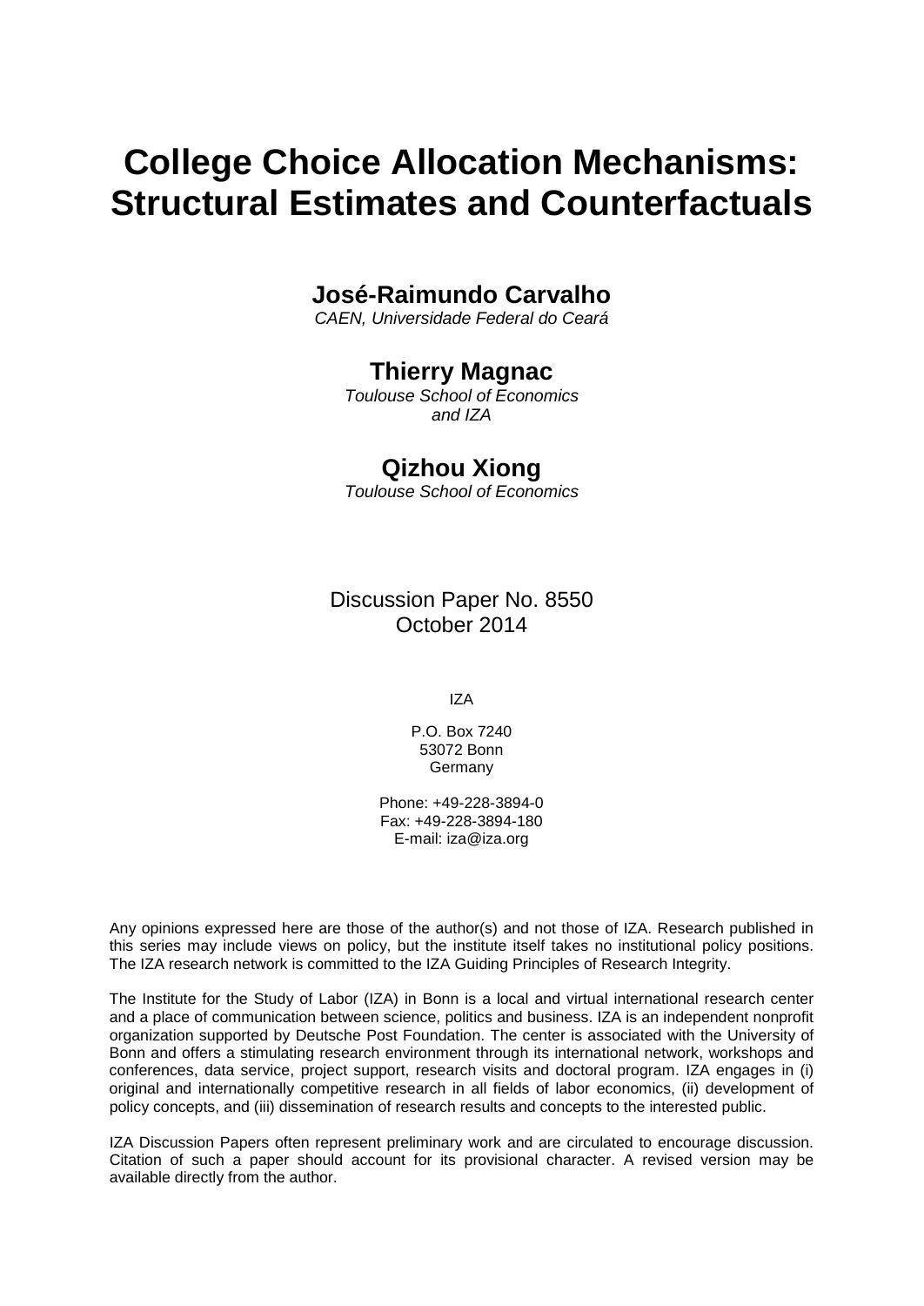# College Choice Allocation Mechanisms: Structural Estimates and Counterfactuals

## José-Raimundo Carvalho

*CAEN, Universidade Federal do Ceará*

## Thierry Magnac

*Toulouse School of Economics and IZA*

## Qizhou Xiong

*Toulouse School of Economics*

Discussion Paper No. 8550
October 2014

IZA

P.O. Box 7240
53072 Bonn
Germany

Phone: +49-228-3894-0
Fax: +49-228-3894-180
E-mail: iza@iza.org

Any opinions expressed here are those of the author(s) and not those of IZA. Research published in this series may include views on policy, but the institute itself takes no institutional policy positions. The IZA research network is committed to the IZA Guiding Principles of Research Integrity.

The Institute for the Study of Labor (IZA) in Bonn is a local and virtual international research center and a place of communication between science, politics and business. IZA is an independent nonprofit organization supported by Deutsche Post Foundation. The center is associated with the University of Bonn and offers a stimulating research environment through its international network, workshops and conferences, data service, project support, research visits and doctoral program. IZA engages in (i) original and internationally competitive research in all fields of labor economics, (ii) development of policy concepts, and (iii) dissemination of research results and concepts to the interested public.

IZA Discussion Papers often represent preliminary work and are circulated to encourage discussion. Citation of such a paper should account for its provisional character. A revised version may be available directly from the author.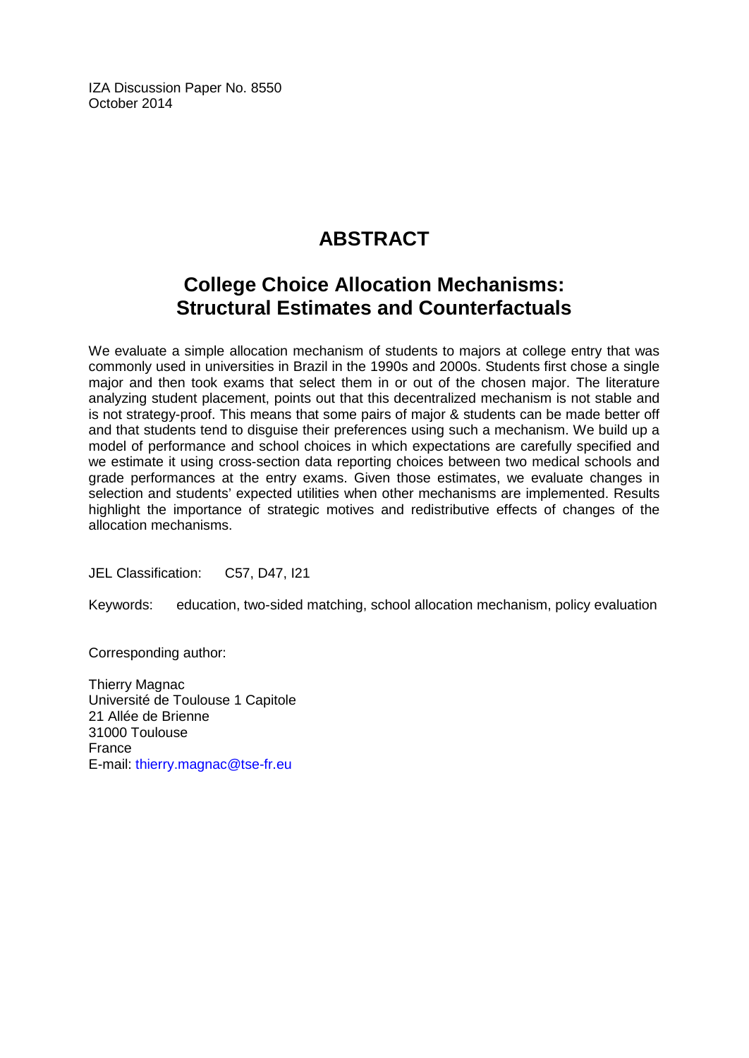IZA Discussion Paper No. 8550
October 2014

# ABSTRACT

## College Choice Allocation Mechanisms: Structural Estimates and Counterfactuals

We evaluate a simple allocation mechanism of students to majors at college entry that was commonly used in universities in Brazil in the 1990s and 2000s. Students first chose a single major and then took exams that select them in or out of the chosen major. The literature analyzing student placement, points out that this decentralized mechanism is not stable and is not strategy-proof. This means that some pairs of major & students can be made better off and that students tend to disguise their preferences using such a mechanism. We build up a model of performance and school choices in which expectations are carefully specified and we estimate it using cross-section data reporting choices between two medical schools and grade performances at the entry exams. Given those estimates, we evaluate changes in selection and students' expected utilities when other mechanisms are implemented. Results highlight the importance of strategic motives and redistributive effects of changes of the allocation mechanisms.

JEL Classification: C57, D47, I21

Keywords: education, two-sided matching, school allocation mechanism, policy evaluation

Corresponding author:

Thierry Magnac
Université de Toulouse 1 Capitole
21 Allée de Brienne
31000 Toulouse
France
E-mail: thierry.magnac@tse-fr.eu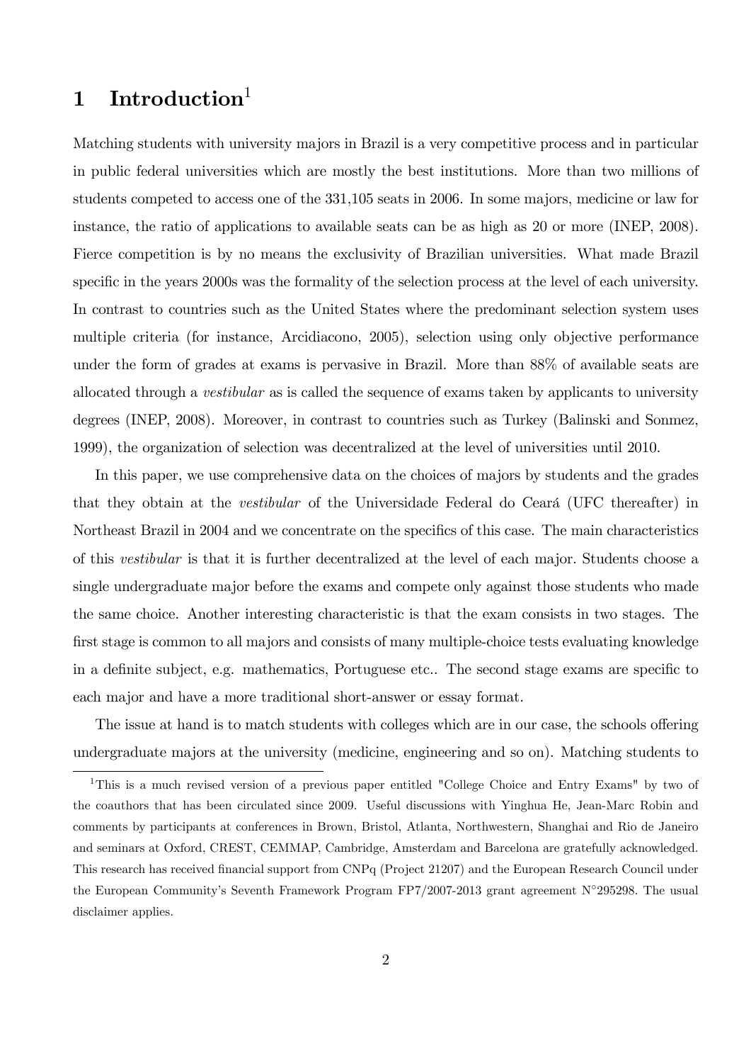# 1 Introduction[1]

Matching students with university majors in Brazil is a very competitive process and in particular in public federal universities which are mostly the best institutions. More than two millions of students competed to access one of the 331,105 seats in 2006. In some majors, medicine or law for instance, the ratio of applications to available seats can be as high as 20 or more (INEP, 2008). Fierce competition is by no means the exclusivity of Brazilian universities. What made Brazil specific in the years 2000s was the formality of the selection process at the level of each university. In contrast to countries such as the United States where the predominant selection system uses multiple criteria (for instance, Arcidiacono, 2005), selection using only objective performance under the form of grades at exams is pervasive in Brazil. More than 88% of available seats are allocated through a *vestibular* as is called the sequence of exams taken by applicants to university degrees (INEP, 2008). Moreover, in contrast to countries such as Turkey (Balinski and Sonmez, 1999), the organization of selection was decentralized at the level of universities until 2010.

In this paper, we use comprehensive data on the choices of majors by students and the grades that they obtain at the *vestibular* of the Universidade Federal do Ceará (UFC thereafter) in Northeast Brazil in 2004 and we concentrate on the specifics of this case. The main characteristics of this *vestibular* is that it is further decentralized at the level of each major. Students choose a single undergraduate major before the exams and compete only against those students who made the same choice. Another interesting characteristic is that the exam consists in two stages. The first stage is common to all majors and consists of many multiple-choice tests evaluating knowledge in a definite subject, e.g. mathematics, Portuguese etc.. The second stage exams are specific to each major and have a more traditional short-answer or essay format.

The issue at hand is to match students with colleges which are in our case, the schools offering undergraduate majors at the university (medicine, engineering and so on). Matching students to

[1] This is a much revised version of a previous paper entitled "College Choice and Entry Exams" by two of the coauthors that has been circulated since 2009. Useful discussions with Yinghua He, Jean-Marc Robin and comments by participants at conferences in Brown, Bristol, Atlanta, Northwestern, Shanghai and Rio de Janeiro and seminars at Oxford, CREST, CEMMAP, Cambridge, Amsterdam and Barcelona are gratefully acknowledged. This research has received financial support from CNPq (Project 21207) and the European Research Council under the European Community's Seventh Framework Program FP7/2007-2013 grant agreement N°295298. The usual disclaimer applies.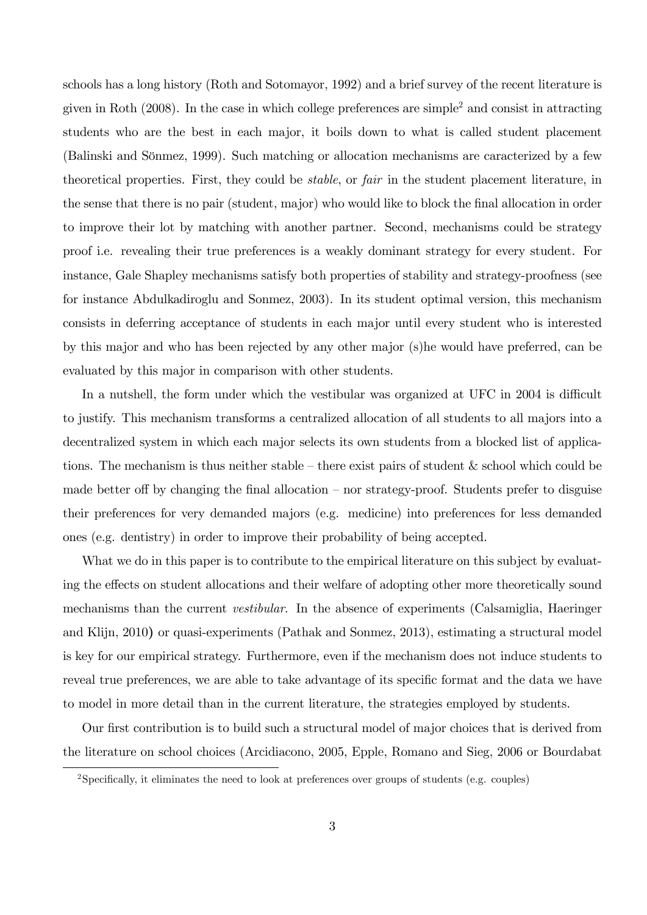schools has a long history (Roth and Sotomayor, 1992) and a brief survey of the recent literature is given in Roth (2008). In the case in which college preferences are simple[2] and consist in attracting students who are the best in each major, it boils down to what is called student placement (Balinski and Sönmez, 1999). Such matching or allocation mechanisms are caracterized by a few theoretical properties. First, they could be *stable*, or *fair* in the student placement literature, in the sense that there is no pair (student, major) who would like to block the final allocation in order to improve their lot by matching with another partner. Second, mechanisms could be strategy proof i.e. revealing their true preferences is a weakly dominant strategy for every student. For instance, Gale Shapley mechanisms satisfy both properties of stability and strategy-proofness (see for instance Abdulkadiroglu and Sonmez, 2003). In its student optimal version, this mechanism consists in deferring acceptance of students in each major until every student who is interested by this major and who has been rejected by any other major (s)he would have preferred, can be evaluated by this major in comparison with other students.

In a nutshell, the form under which the vestibular was organized at UFC in 2004 is difficult to justify. This mechanism transforms a centralized allocation of all students to all majors into a decentralized system in which each major selects its own students from a blocked list of applications. The mechanism is thus neither stable – there exist pairs of student & school which could be made better off by changing the final allocation – nor strategy-proof. Students prefer to disguise their preferences for very demanded majors (e.g. medicine) into preferences for less demanded ones (e.g. dentistry) in order to improve their probability of being accepted.

What we do in this paper is to contribute to the empirical literature on this subject by evaluating the effects on student allocations and their welfare of adopting other more theoretically sound mechanisms than the current *vestibular*. In the absence of experiments (Calsamiglia, Haeringer and Klijn, 2010) or quasi-experiments (Pathak and Sonmez, 2013), estimating a structural model is key for our empirical strategy. Furthermore, even if the mechanism does not induce students to reveal true preferences, we are able to take advantage of its specific format and the data we have to model in more detail than in the current literature, the strategies employed by students.

Our first contribution is to build such a structural model of major choices that is derived from the literature on school choices (Arcidiacono, 2005, Epple, Romano and Sieg, 2006 or Bourdabat

[2]Specifically, it eliminates the need to look at preferences over groups of students (e.g. couples)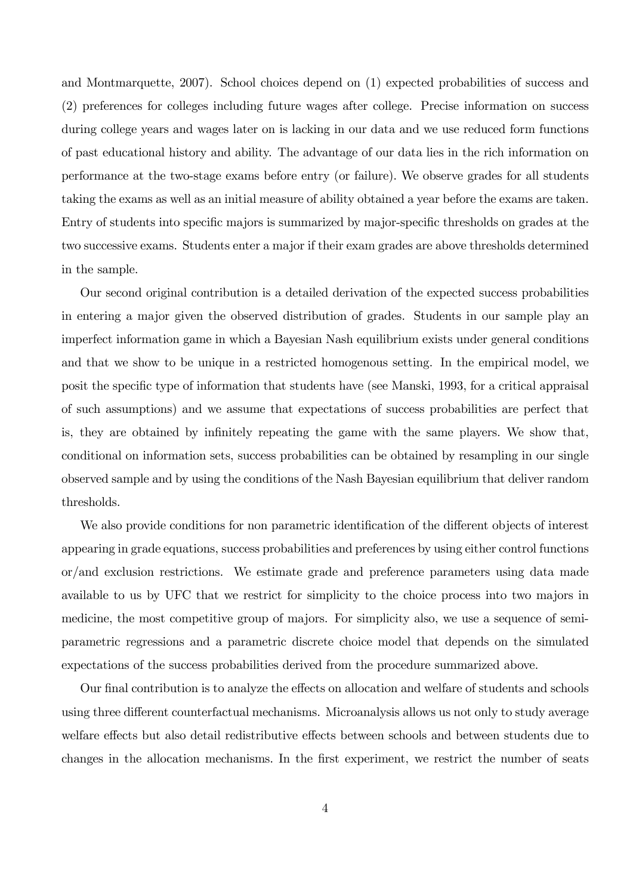and Montmarquette, 2007). School choices depend on (1) expected probabilities of success and (2) preferences for colleges including future wages after college. Precise information on success during college years and wages later on is lacking in our data and we use reduced form functions of past educational history and ability. The advantage of our data lies in the rich information on performance at the two-stage exams before entry (or failure). We observe grades for all students taking the exams as well as an initial measure of ability obtained a year before the exams are taken. Entry of students into specific majors is summarized by major-specific thresholds on grades at the two successive exams. Students enter a major if their exam grades are above thresholds determined in the sample.

Our second original contribution is a detailed derivation of the expected success probabilities in entering a major given the observed distribution of grades. Students in our sample play an imperfect information game in which a Bayesian Nash equilibrium exists under general conditions and that we show to be unique in a restricted homogenous setting. In the empirical model, we posit the specific type of information that students have (see Manski, 1993, for a critical appraisal of such assumptions) and we assume that expectations of success probabilities are perfect that is, they are obtained by infinitely repeating the game with the same players. We show that, conditional on information sets, success probabilities can be obtained by resampling in our single observed sample and by using the conditions of the Nash Bayesian equilibrium that deliver random thresholds.

We also provide conditions for non parametric identification of the different objects of interest appearing in grade equations, success probabilities and preferences by using either control functions or/and exclusion restrictions. We estimate grade and preference parameters using data made available to us by UFC that we restrict for simplicity to the choice process into two majors in medicine, the most competitive group of majors. For simplicity also, we use a sequence of semi-parametric regressions and a parametric discrete choice model that depends on the simulated expectations of the success probabilities derived from the procedure summarized above.

Our final contribution is to analyze the effects on allocation and welfare of students and schools using three different counterfactual mechanisms. Microanalysis allows us not only to study average welfare effects but also detail redistributive effects between schools and between students due to changes in the allocation mechanisms. In the first experiment, we restrict the number of seats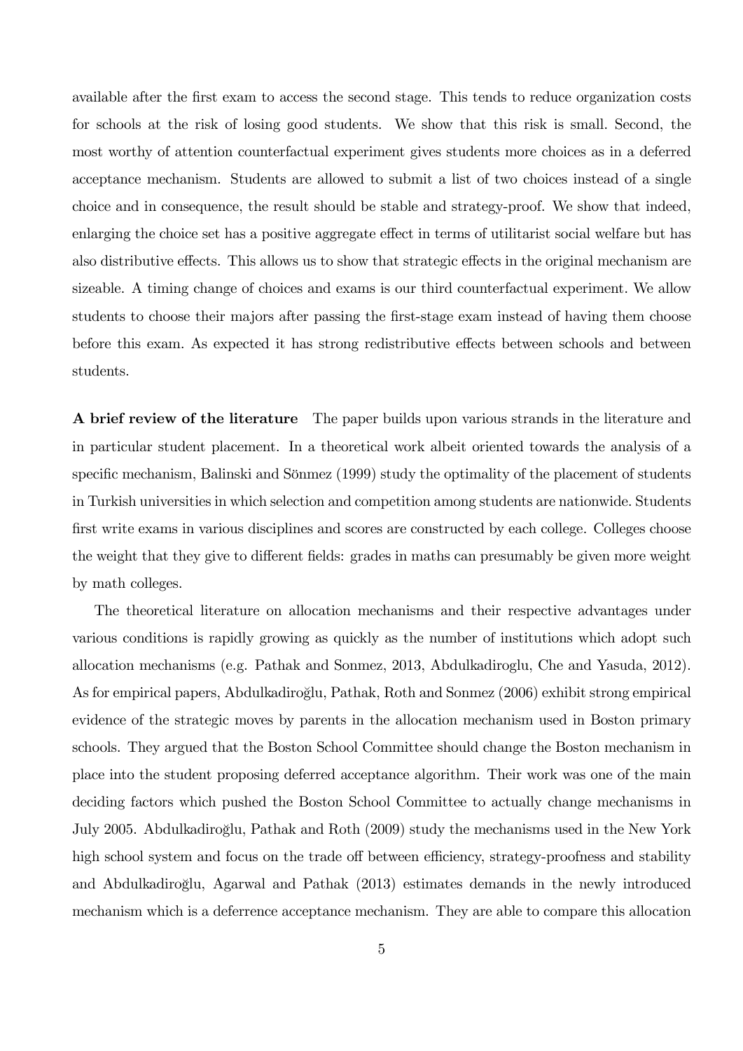available after the first exam to access the second stage. This tends to reduce organization costs for schools at the risk of losing good students. We show that this risk is small. Second, the most worthy of attention counterfactual experiment gives students more choices as in a deferred acceptance mechanism. Students are allowed to submit a list of two choices instead of a single choice and in consequence, the result should be stable and strategy-proof. We show that indeed, enlarging the choice set has a positive aggregate effect in terms of utilitarist social welfare but has also distributive effects. This allows us to show that strategic effects in the original mechanism are sizeable. A timing change of choices and exams is our third counterfactual experiment. We allow students to choose their majors after passing the first-stage exam instead of having them choose before this exam. As expected it has strong redistributive effects between schools and between students.

**A brief review of the literature** The paper builds upon various strands in the literature and in particular student placement. In a theoretical work albeit oriented towards the analysis of a specific mechanism, Balinski and Sönmez (1999) study the optimality of the placement of students in Turkish universities in which selection and competition among students are nationwide. Students first write exams in various disciplines and scores are constructed by each college. Colleges choose the weight that they give to different fields: grades in maths can presumably be given more weight by math colleges.

The theoretical literature on allocation mechanisms and their respective advantages under various conditions is rapidly growing as quickly as the number of institutions which adopt such allocation mechanisms (e.g. Pathak and Sonmez, 2013, Abdulkadiroglu, Che and Yasuda, 2012). As for empirical papers, Abdulkadiroğlu, Pathak, Roth and Sonmez (2006) exhibit strong empirical evidence of the strategic moves by parents in the allocation mechanism used in Boston primary schools. They argued that the Boston School Committee should change the Boston mechanism in place into the student proposing deferred acceptance algorithm. Their work was one of the main deciding factors which pushed the Boston School Committee to actually change mechanisms in July 2005. Abdulkadiroğlu, Pathak and Roth (2009) study the mechanisms used in the New York high school system and focus on the trade off between efficiency, strategy-proofness and stability and Abdulkadiroğlu, Agarwal and Pathak (2013) estimates demands in the newly introduced mechanism which is a deferrence acceptance mechanism. They are able to compare this allocation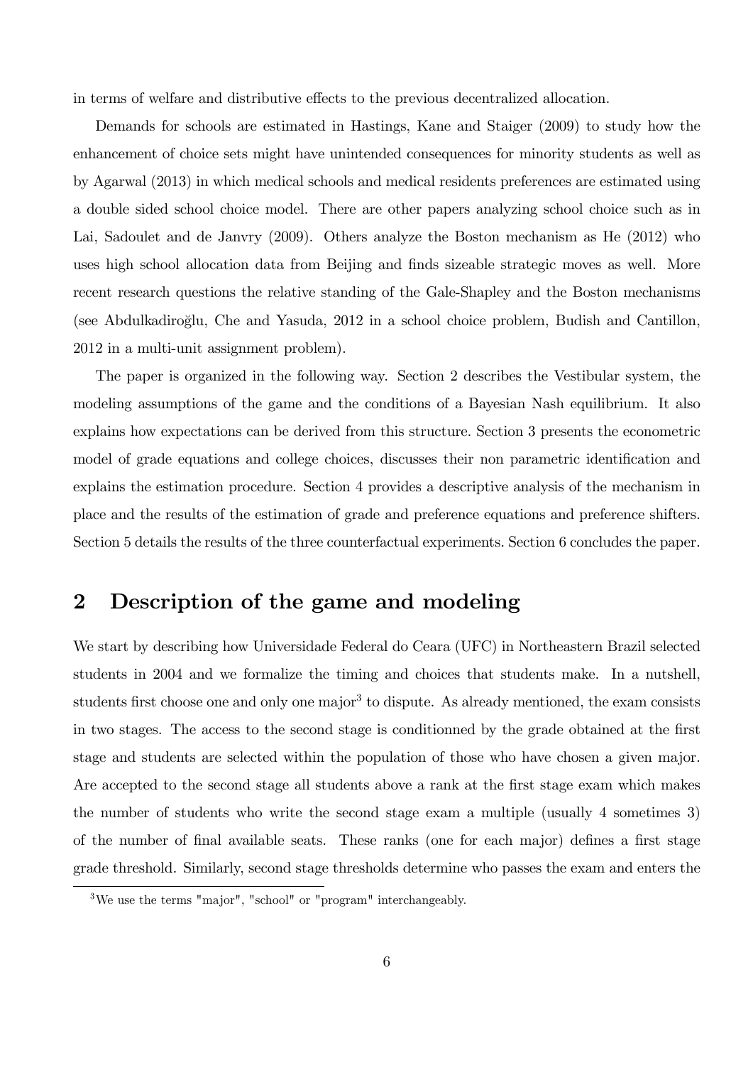in terms of welfare and distributive effects to the previous decentralized allocation.

Demands for schools are estimated in Hastings, Kane and Staiger (2009) to study how the enhancement of choice sets might have unintended consequences for minority students as well as by Agarwal (2013) in which medical schools and medical residents preferences are estimated using a double sided school choice model. There are other papers analyzing school choice such as in Lai, Sadoulet and de Janvry (2009). Others analyze the Boston mechanism as He (2012) who uses high school allocation data from Beijing and finds sizeable strategic moves as well. More recent research questions the relative standing of the Gale-Shapley and the Boston mechanisms (see Abdulkadiroğlu, Che and Yasuda, 2012 in a school choice problem, Budish and Cantillon, 2012 in a multi-unit assignment problem).

The paper is organized in the following way. Section 2 describes the Vestibular system, the modeling assumptions of the game and the conditions of a Bayesian Nash equilibrium. It also explains how expectations can be derived from this structure. Section 3 presents the econometric model of grade equations and college choices, discusses their non parametric identification and explains the estimation procedure. Section 4 provides a descriptive analysis of the mechanism in place and the results of the estimation of grade and preference equations and preference shifters. Section 5 details the results of the three counterfactual experiments. Section 6 concludes the paper.

## 2 Description of the game and modeling

We start by describing how Universidade Federal do Ceara (UFC) in Northeastern Brazil selected students in 2004 and we formalize the timing and choices that students make. In a nutshell, students first choose one and only one major[3] to dispute. As already mentioned, the exam consists in two stages. The access to the second stage is conditionned by the grade obtained at the first stage and students are selected within the population of those who have chosen a given major. Are accepted to the second stage all students above a rank at the first stage exam which makes the number of students who write the second stage exam a multiple (usually 4 sometimes 3) of the number of final available seats. These ranks (one for each major) defines a first stage grade threshold. Similarly, second stage thresholds determine who passes the exam and enters the

[3] We use the terms "major", "school" or "program" interchangeably.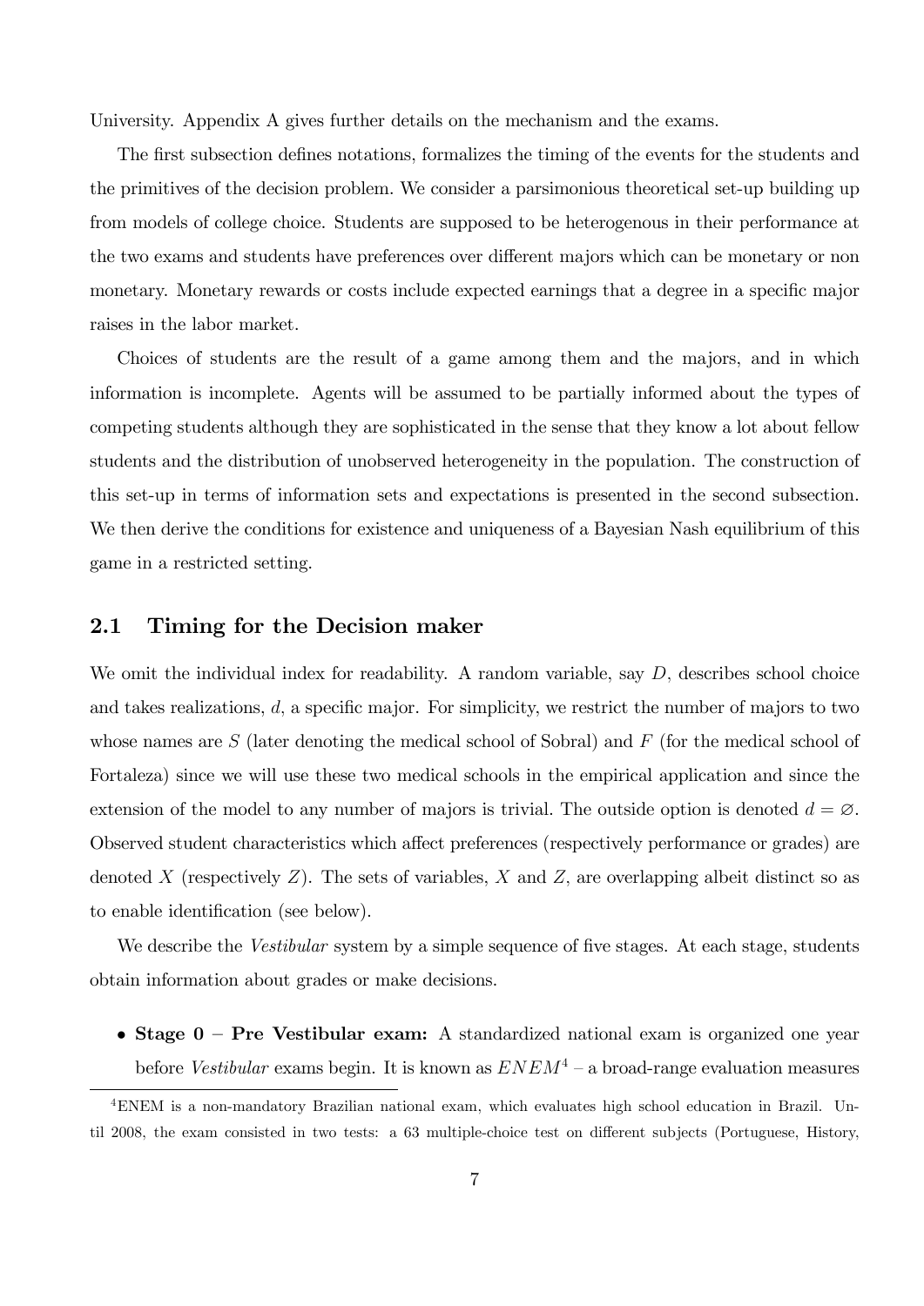University. Appendix A gives further details on the mechanism and the exams.

The first subsection defines notations, formalizes the timing of the events for the students and the primitives of the decision problem. We consider a parsimonious theoretical set-up building up from models of college choice. Students are supposed to be heterogenous in their performance at the two exams and students have preferences over different majors which can be monetary or non monetary. Monetary rewards or costs include expected earnings that a degree in a specific major raises in the labor market.

Choices of students are the result of a game among them and the majors, and in which information is incomplete. Agents will be assumed to be partially informed about the types of competing students although they are sophisticated in the sense that they know a lot about fellow students and the distribution of unobserved heterogeneity in the population. The construction of this set-up in terms of information sets and expectations is presented in the second subsection. We then derive the conditions for existence and uniqueness of a Bayesian Nash equilibrium of this game in a restricted setting.

## 2.1 Timing for the Decision maker

We omit the individual index for readability. A random variable, say $D$, describes school choice and takes realizations, $d$, a specific major. For simplicity, we restrict the number of majors to two whose names are $S$ (later denoting the medical school of Sobral) and $F$ (for the medical school of Fortaleza) since we will use these two medical schools in the empirical application and since the extension of the model to any number of majors is trivial. The outside option is denoted $d = \varnothing$. Observed student characteristics which affect preferences (respectively performance or grades) are denoted $X$ (respectively $Z$). The sets of variables, $X$ and $Z$, are overlapping albeit distinct so as to enable identification (see below).

We describe the *Vestibular* system by a simple sequence of five stages. At each stage, students obtain information about grades or make decisions.

- **Stage 0 – Pre Vestibular exam:** A standardized national exam is organized one year before *Vestibular* exams begin. It is known as $ENEM$[4] – a broad-range evaluation measures

[4] ENEM is a non-mandatory Brazilian national exam, which evaluates high school education in Brazil. Until 2008, the exam consisted in two tests: a 63 multiple-choice test on different subjects (Portuguese, History,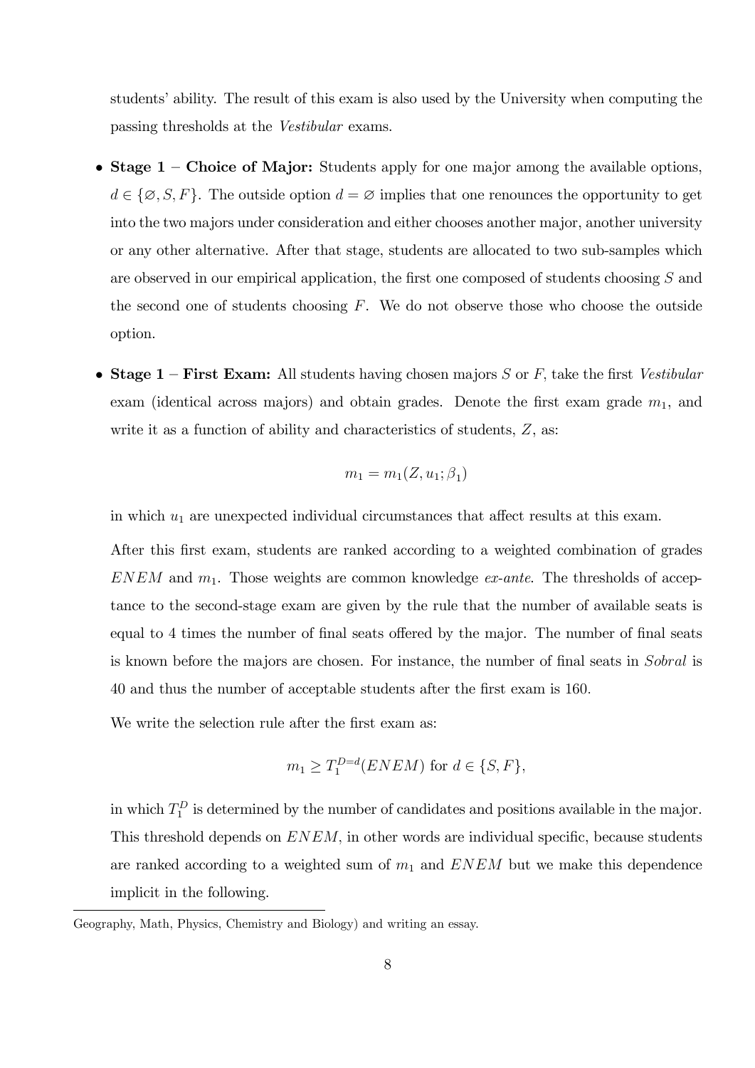students' ability. The result of this exam is also used by the University when computing the passing thresholds at the *Vestibular* exams.

- **Stage 1 – Choice of Major:** Students apply for one major among the available options, $d \in \{\varnothing, S, F\}$. The outside option $d = \varnothing$ implies that one renounces the opportunity to get into the two majors under consideration and either chooses another major, another university or any other alternative. After that stage, students are allocated to two sub-samples which are observed in our empirical application, the first one composed of students choosing $S$ and the second one of students choosing $F$. We do not observe those who choose the outside option.

- **Stage 1 – First Exam:** All students having chosen majors $S$ or $F$, take the first *Vestibular* exam (identical across majors) and obtain grades. Denote the first exam grade $m_1$, and write it as a function of ability and characteristics of students, $Z$, as:

  $$m_1 = m_1(Z, u_1; \beta_1)$$

  in which $u_1$ are unexpected individual circumstances that affect results at this exam.

  After this first exam, students are ranked according to a weighted combination of grades $ENEM$ and $m_1$. Those weights are common knowledge *ex-ante*. The thresholds of acceptance to the second-stage exam are given by the rule that the number of available seats is equal to 4 times the number of final seats offered by the major. The number of final seats is known before the majors are chosen. For instance, the number of final seats in *Sobral* is 40 and thus the number of acceptable students after the first exam is 160.

  We write the selection rule after the first exam as:

  $$m_1 \geq T_1^{D=d}(ENEM) \text{ for } d \in \{S, F\},$$

  in which $T_1^D$ is determined by the number of candidates and positions available in the major. This threshold depends on $ENEM$, in other words are individual specific, because students are ranked according to a weighted sum of $m_1$ and $ENEM$ but we make this dependence implicit in the following.

Geography, Math, Physics, Chemistry and Biology) and writing an essay.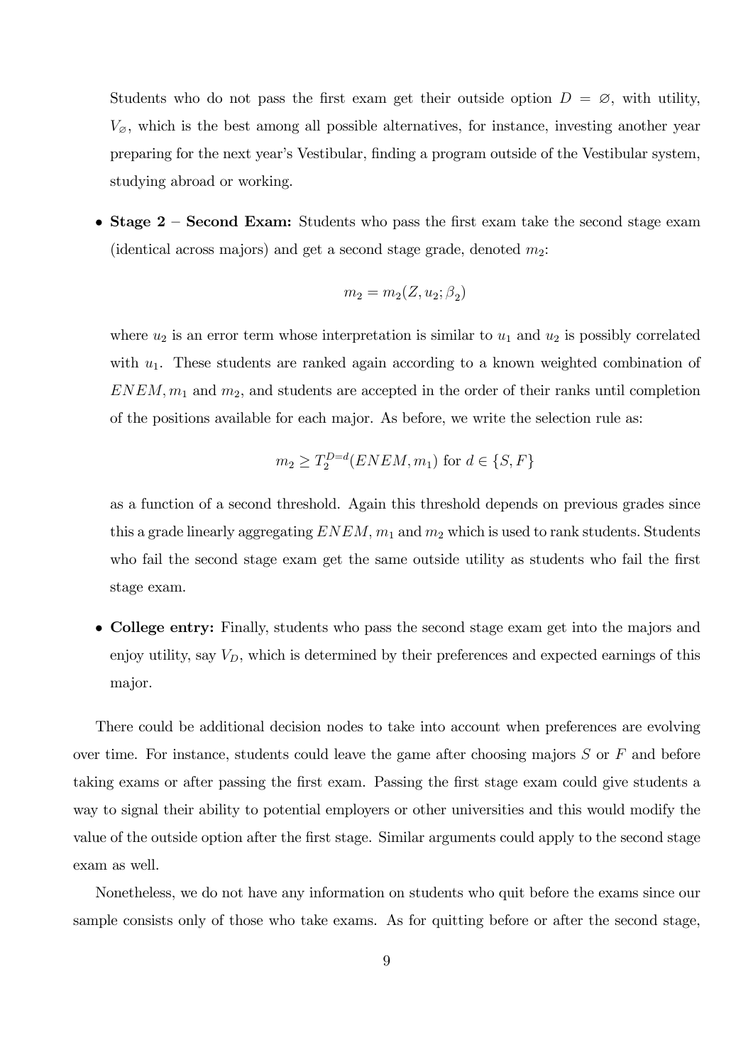Students who do not pass the first exam get their outside option $D = \varnothing$, with utility, $V_{\varnothing}$, which is the best among all possible alternatives, for instance, investing another year preparing for the next year's Vestibular, finding a program outside of the Vestibular system, studying abroad or working.

- **Stage 2 – Second Exam:** Students who pass the first exam take the second stage exam (identical across majors) and get a second stage grade, denoted $m_2$:

$$m_2 = m_2(Z, u_2; \beta_2)$$

where $u_2$ is an error term whose interpretation is similar to $u_1$ and $u_2$ is possibly correlated with $u_1$. These students are ranked again according to a known weighted combination of $ENEM, m_1$ and $m_2$, and students are accepted in the order of their ranks until completion of the positions available for each major. As before, we write the selection rule as:

$$m_2 \geq T_2^{D=d}(ENEM, m_1) \text{ for } d \in \{S, F\}$$

as a function of a second threshold. Again this threshold depends on previous grades since this a grade linearly aggregating $ENEM$, $m_1$ and $m_2$ which is used to rank students. Students who fail the second stage exam get the same outside utility as students who fail the first stage exam.

- **College entry:** Finally, students who pass the second stage exam get into the majors and enjoy utility, say $V_D$, which is determined by their preferences and expected earnings of this major.

There could be additional decision nodes to take into account when preferences are evolving over time. For instance, students could leave the game after choosing majors $S$ or $F$ and before taking exams or after passing the first exam. Passing the first stage exam could give students a way to signal their ability to potential employers or other universities and this would modify the value of the outside option after the first stage. Similar arguments could apply to the second stage exam as well.

Nonetheless, we do not have any information on students who quit before the exams since our sample consists only of those who take exams. As for quitting before or after the second stage,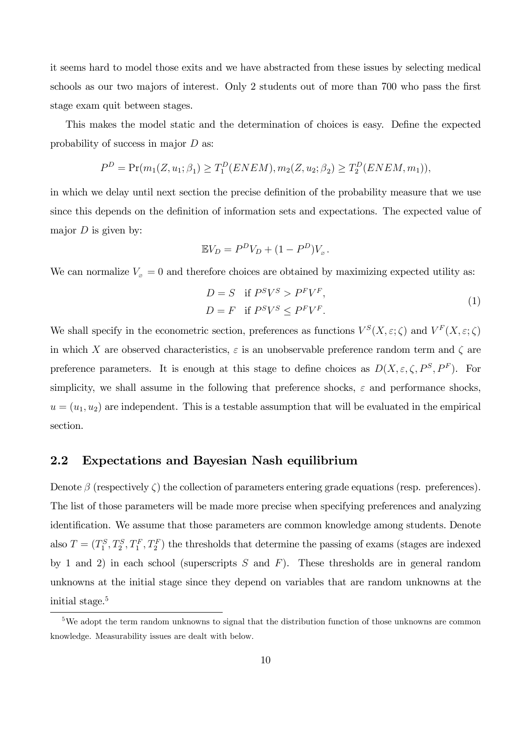it seems hard to model those exits and we have abstracted from these issues by selecting medical schools as our two majors of interest. Only 2 students out of more than 700 who pass the first stage exam quit between stages.

This makes the model static and the determination of choices is easy. Define the expected probability of success in major $D$ as:

$$P^D = \Pr(m_1(Z, u_1; \beta_1) \geq T_1^D(ENEM), m_2(Z, u_2; \beta_2) \geq T_2^D(ENEM, m_1)),$$

in which we delay until next section the precise definition of the probability measure that we use since this depends on the definition of information sets and expectations. The expected value of major $D$ is given by:

$$\mathbb{E}V_D = P^D V_D + (1 - P^D) V_{\varnothing}.$$

We can normalize $V_{\varnothing} = 0$ and therefore choices are obtained by maximizing expected utility as:

$$\begin{aligned} D = S \quad &\text{if } P^S V^S > P^F V^F, \\ D = F \quad &\text{if } P^S V^S \leq P^F V^F. \end{aligned} \tag{1}$$

We shall specify in the econometric section, preferences as functions $V^S(X, \varepsilon; \zeta)$ and $V^F(X, \varepsilon; \zeta)$ in which $X$ are observed characteristics, $\varepsilon$ is an unobservable preference random term and $\zeta$ are preference parameters. It is enough at this stage to define choices as $D(X, \varepsilon, \zeta, P^S, P^F)$. For simplicity, we shall assume in the following that preference shocks, $\varepsilon$ and performance shocks, $u = (u_1, u_2)$ are independent. This is a testable assumption that will be evaluated in the empirical section.

## 2.2 Expectations and Bayesian Nash equilibrium

Denote $\beta$ (respectively $\zeta$) the collection of parameters entering grade equations (resp. preferences). The list of those parameters will be made more precise when specifying preferences and analyzing identification. We assume that those parameters are common knowledge among students. Denote also $T = (T_1^S, T_2^S, T_1^F, T_2^F)$ the thresholds that determine the passing of exams (stages are indexed by 1 and 2) in each school (superscripts $S$ and $F$). These thresholds are in general random unknowns at the initial stage since they depend on variables that are random unknowns at the initial stage.[5]

[5] We adopt the term random unknowns to signal that the distribution function of those unknowns are common knowledge. Measurability issues are dealt with below.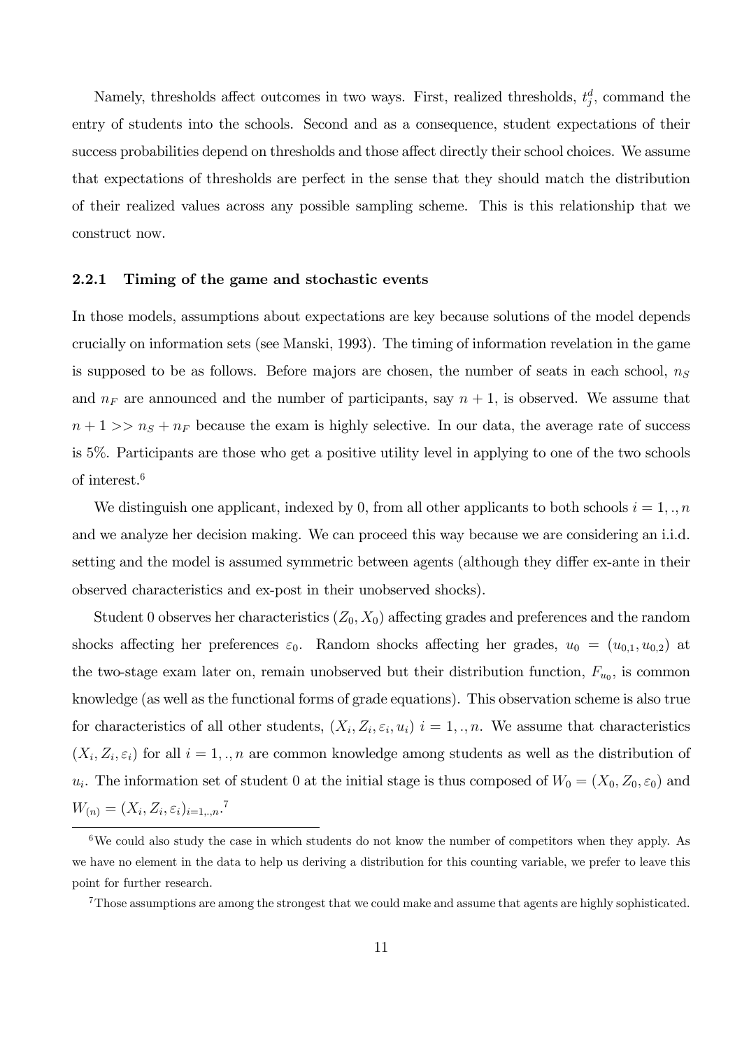Namely, thresholds affect outcomes in two ways. First, realized thresholds, $t_j^d$, command the entry of students into the schools. Second and as a consequence, student expectations of their success probabilities depend on thresholds and those affect directly their school choices. We assume that expectations of thresholds are perfect in the sense that they should match the distribution of their realized values across any possible sampling scheme. This is this relationship that we construct now.

### 2.2.1 Timing of the game and stochastic events

In those models, assumptions about expectations are key because solutions of the model depends crucially on information sets (see Manski, 1993). The timing of information revelation in the game is supposed to be as follows. Before majors are chosen, the number of seats in each school, $n_S$ and $n_F$ are announced and the number of participants, say $n+1$, is observed. We assume that $n+1 >> n_S + n_F$ because the exam is highly selective. In our data, the average rate of success is 5%. Participants are those who get a positive utility level in applying to one of the two schools of interest.[6]

We distinguish one applicant, indexed by 0, from all other applicants to both schools $i = 1, ., n$ and we analyze her decision making. We can proceed this way because we are considering an i.i.d. setting and the model is assumed symmetric between agents (although they differ ex-ante in their observed characteristics and ex-post in their unobserved shocks).

Student 0 observes her characteristics $(Z_0, X_0)$ affecting grades and preferences and the random shocks affecting her preferences $\varepsilon_0$. Random shocks affecting her grades, $u_0 = (u_{0,1}, u_{0,2})$ at the two-stage exam later on, remain unobserved but their distribution function, $F_{u_0}$, is common knowledge (as well as the functional forms of grade equations). This observation scheme is also true for characteristics of all other students, $(X_i, Z_i, \varepsilon_i, u_i)$ $i = 1, ., n$. We assume that characteristics $(X_i, Z_i, \varepsilon_i)$ for all $i = 1, ., n$ are common knowledge among students as well as the distribution of $u_i$. The information set of student 0 at the initial stage is thus composed of $W_0 = (X_0, Z_0, \varepsilon_0)$ and $W_{(n)} = (X_i, Z_i, \varepsilon_i)_{i=1,.,n}$.[7]

[6] We could also study the case in which students do not know the number of competitors when they apply. As we have no element in the data to help us deriving a distribution for this counting variable, we prefer to leave this point for further research.

[7] Those assumptions are among the strongest that we could make and assume that agents are highly sophisticated.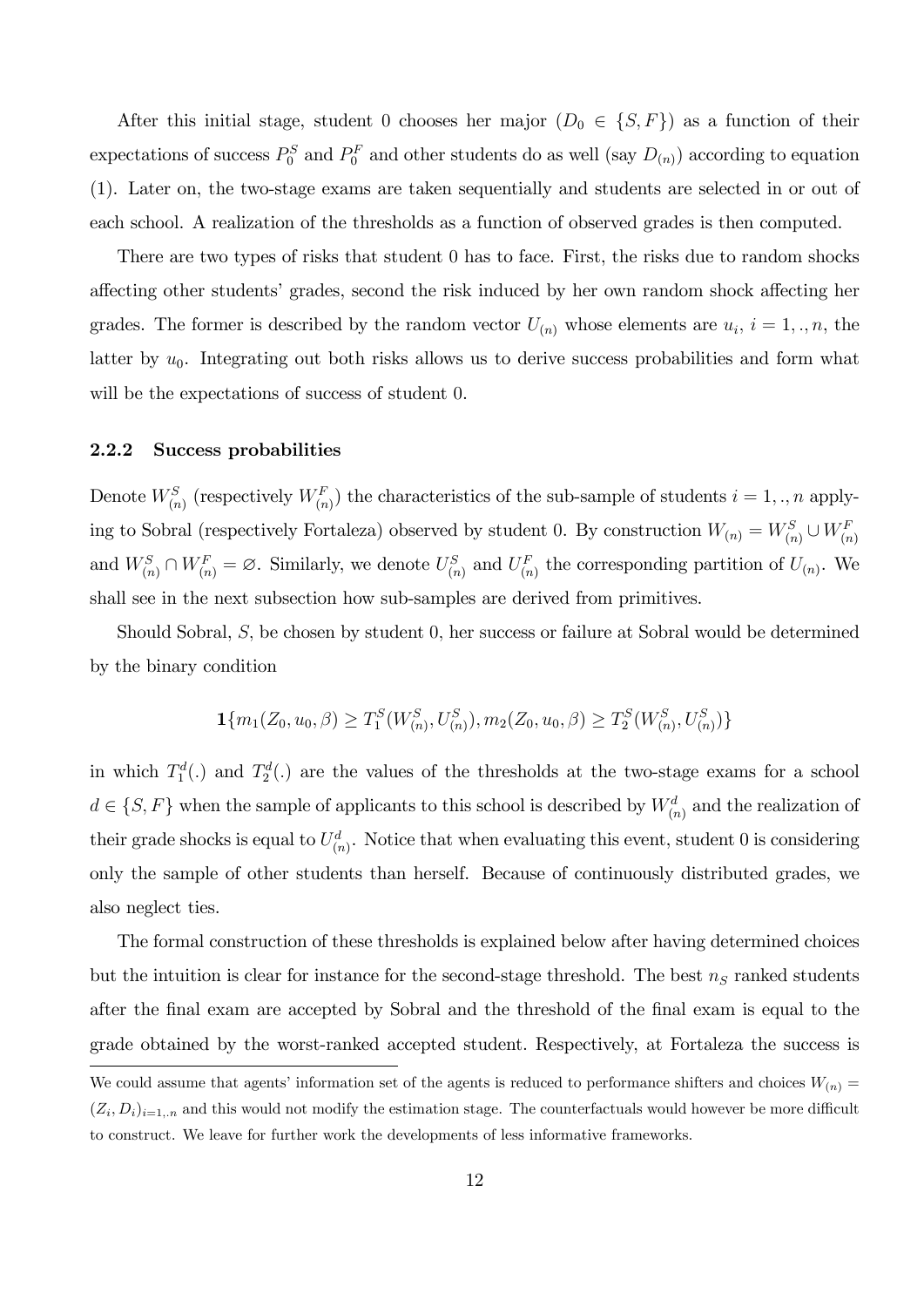After this initial stage, student 0 chooses her major ($D_0 \in \{S, F\}$) as a function of their expectations of success $P_0^S$ and $P_0^F$ and other students do as well (say $D_{(n)}$) according to equation (1). Later on, the two-stage exams are taken sequentially and students are selected in or out of each school. A realization of the thresholds as a function of observed grades is then computed.

There are two types of risks that student 0 has to face. First, the risks due to random shocks affecting other students' grades, second the risk induced by her own random shock affecting her grades. The former is described by the random vector $U_{(n)}$ whose elements are $u_i$, $i = 1, ., n$, the latter by $u_0$. Integrating out both risks allows us to derive success probabilities and form what will be the expectations of success of student 0.

### 2.2.2 Success probabilities

Denote $W_{(n)}^S$ (respectively $W_{(n)}^F$) the characteristics of the sub-sample of students $i = 1, ., n$ applying to Sobral (respectively Fortaleza) observed by student 0. By construction $W_{(n)} = W_{(n)}^S \cup W_{(n)}^F$ and $W_{(n)}^S \cap W_{(n)}^F = \varnothing$. Similarly, we denote $U_{(n)}^S$ and $U_{(n)}^F$ the corresponding partition of $U_{(n)}$. We shall see in the next subsection how sub-samples are derived from primitives.

Should Sobral, $S$, be chosen by student 0, her success or failure at Sobral would be determined by the binary condition

$$\mathbf{1}\{m_1(Z_0, u_0, \beta) \geq T_1^S(W_{(n)}^S, U_{(n)}^S), m_2(Z_0, u_0, \beta) \geq T_2^S(W_{(n)}^S, U_{(n)}^S)\}$$

in which $T_1^d(.)$ and $T_2^d(.)$ are the values of the thresholds at the two-stage exams for a school $d \in \{S, F\}$ when the sample of applicants to this school is described by $W_{(n)}^d$ and the realization of their grade shocks is equal to $U_{(n)}^d$. Notice that when evaluating this event, student 0 is considering only the sample of other students than herself. Because of continuously distributed grades, we also neglect ties.

The formal construction of these thresholds is explained below after having determined choices but the intuition is clear for instance for the second-stage threshold. The best $n_S$ ranked students after the final exam are accepted by Sobral and the threshold of the final exam is equal to the grade obtained by the worst-ranked accepted student. Respectively, at Fortaleza the success is

We could assume that agents' information set of the agents is reduced to performance shifters and choices $W_{(n)} = (Z_i, D_i)_{i=1,.n}$ and this would not modify the estimation stage. The counterfactuals would however be more difficult to construct. We leave for further work the developments of less informative frameworks.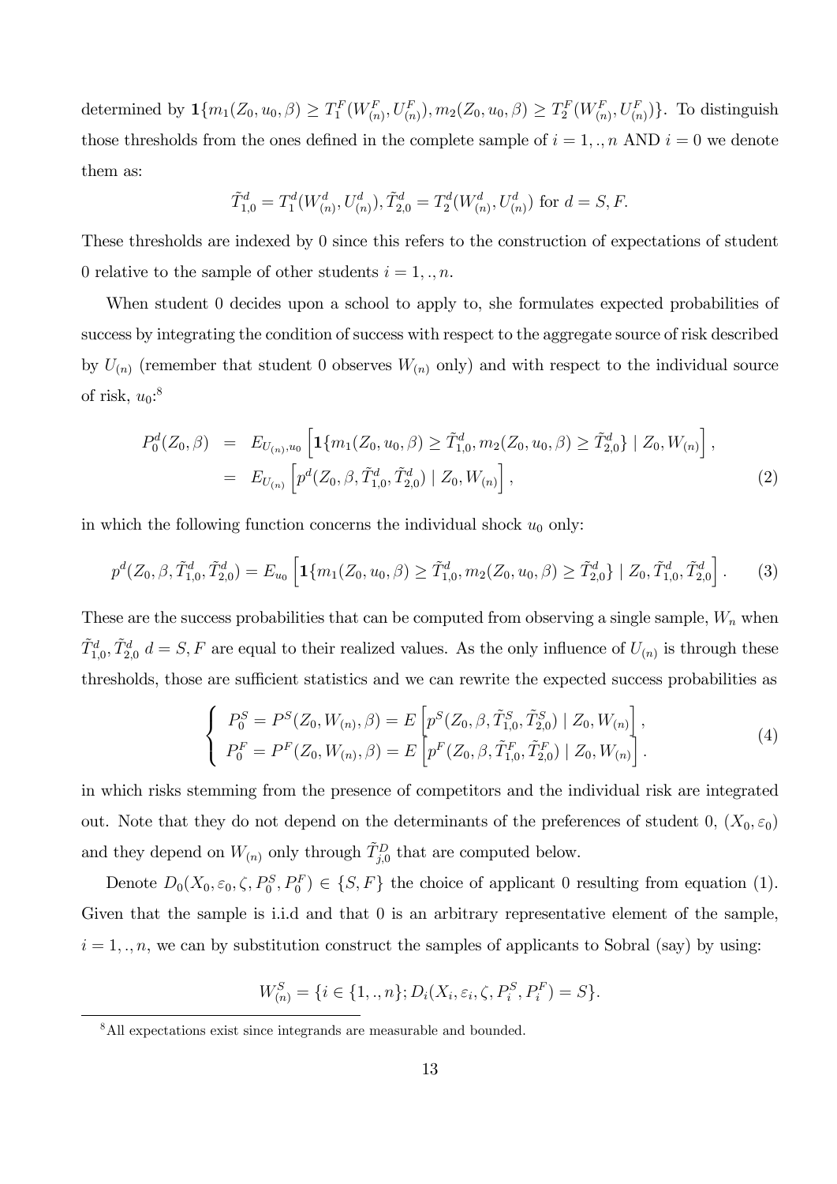determined by $\mathbf{1}\{m_1(Z_0, u_0, \beta) \geq T_1^F(W_{(n)}^F, U_{(n)}^F), m_2(Z_0, u_0, \beta) \geq T_2^F(W_{(n)}^F, U_{(n)}^F)\}$. To distinguish those thresholds from the ones defined in the complete sample of $i = 1, ., n$ AND $i = 0$ we denote them as:

$$\tilde{T}_{1,0}^d = T_1^d(W_{(n)}^d, U_{(n)}^d), \tilde{T}_{2,0}^d = T_2^d(W_{(n)}^d, U_{(n)}^d) \text{ for } d = S, F.$$

These thresholds are indexed by 0 since this refers to the construction of expectations of student 0 relative to the sample of other students $i = 1, ., n$.

When student 0 decides upon a school to apply to, she formulates expected probabilities of success by integrating the condition of success with respect to the aggregate source of risk described by $U_{(n)}$ (remember that student 0 observes $W_{(n)}$ only) and with respect to the individual source of risk, $u_0$:[8]

$$\begin{aligned} P_0^d(Z_0, \beta) &= E_{U_{(n)}, u_0}\left[\mathbf{1}\{m_1(Z_0, u_0, \beta) \geq \tilde{T}_{1,0}^d, m_2(Z_0, u_0, \beta) \geq \tilde{T}_{2,0}^d\} \mid Z_0, W_{(n)}\right], \\ &= E_{U_{(n)}}\left[p^d(Z_0, \beta, \tilde{T}_{1,0}^d, \tilde{T}_{2,0}^d) \mid Z_0, W_{(n)}\right], \end{aligned} \tag{2}$$

in which the following function concerns the individual shock $u_0$ only:

$$p^d(Z_0, \beta, \tilde{T}_{1,0}^d, \tilde{T}_{2,0}^d) = E_{u_0}\left[\mathbf{1}\{m_1(Z_0, u_0, \beta) \geq \tilde{T}_{1,0}^d, m_2(Z_0, u_0, \beta) \geq \tilde{T}_{2,0}^d\} \mid Z_0, \tilde{T}_{1,0}^d, \tilde{T}_{2,0}^d\right]. \tag{3}$$

These are the success probabilities that can be computed from observing a single sample, $W_n$ when $\tilde{T}_{1,0}^d, \tilde{T}_{2,0}^d$ $d = S, F$ are equal to their realized values. As the only influence of $U_{(n)}$ is through these thresholds, those are sufficient statistics and we can rewrite the expected success probabilities as

$$\begin{cases} P_0^S = P^S(Z_0, W_{(n)}, \beta) = E\left[p^S(Z_0, \beta, \tilde{T}_{1,0}^S, \tilde{T}_{2,0}^S) \mid Z_0, W_{(n)}\right], \\ P_0^F = P^F(Z_0, W_{(n)}, \beta) = E\left[p^F(Z_0, \beta, \tilde{T}_{1,0}^F, \tilde{T}_{2,0}^F) \mid Z_0, W_{(n)}\right]. \end{cases} \tag{4}$$

in which risks stemming from the presence of competitors and the individual risk are integrated out. Note that they do not depend on the determinants of the preferences of student 0, $(X_0, \varepsilon_0)$ and they depend on $W_{(n)}$ only through $\tilde{T}_{j,0}^D$ that are computed below.

Denote $D_0(X_0, \varepsilon_0, \zeta, P_0^S, P_0^F) \in \{S, F\}$ the choice of applicant 0 resulting from equation (1). Given that the sample is i.i.d and that 0 is an arbitrary representative element of the sample, $i = 1, ., n$, we can by substitution construct the samples of applicants to Sobral (say) by using:

$$W_{(n)}^S = \{i \in \{1, ., n\}; D_i(X_i, \varepsilon_i, \zeta, P_i^S, P_i^F) = S\}.$$

[8] All expectations exist since integrands are measurable and bounded.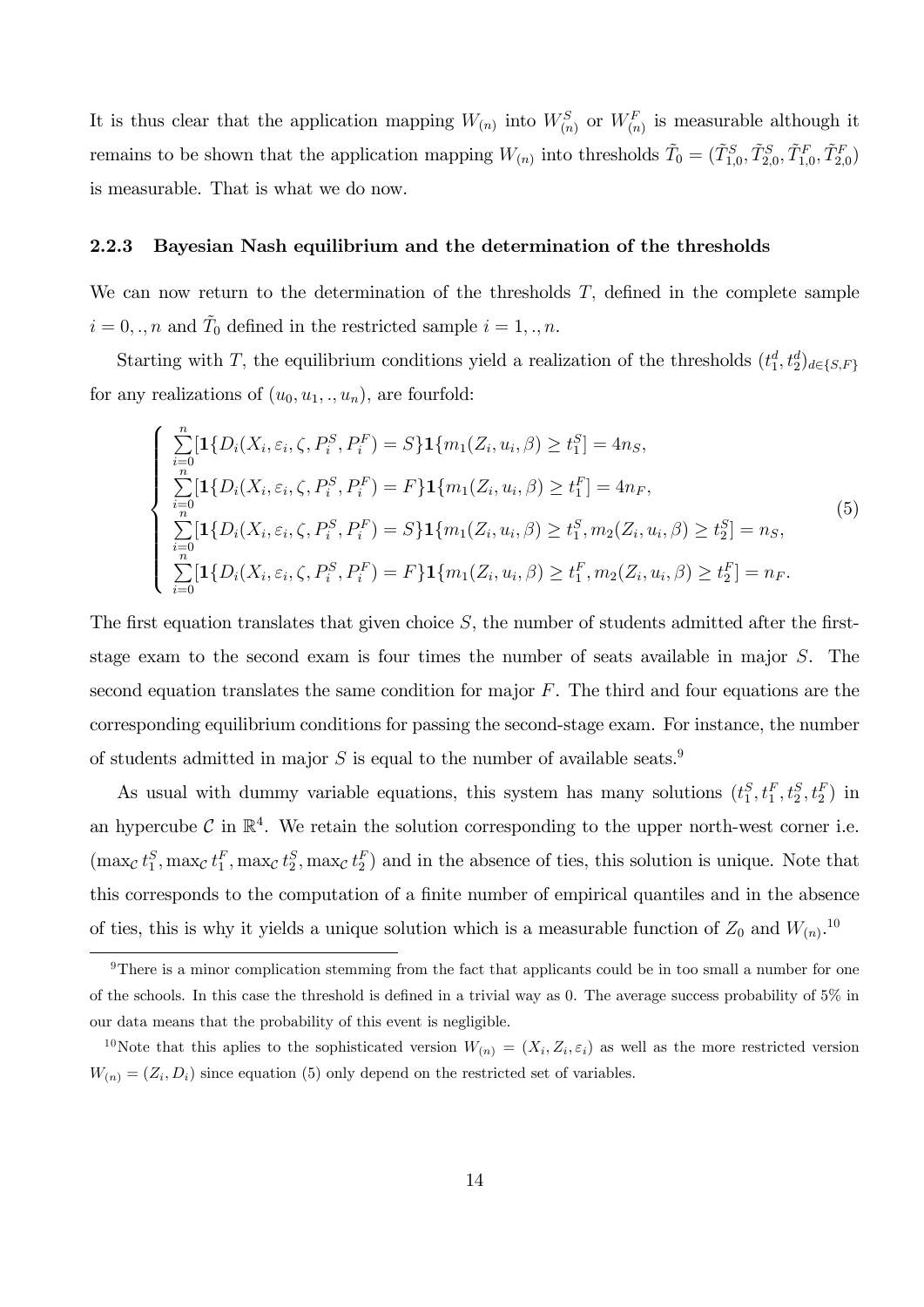It is thus clear that the application mapping $W_{(n)}$ into $W_{(n)}^S$ or $W_{(n)}^F$ is measurable although it remains to be shown that the application mapping $W_{(n)}$ into thresholds $\tilde{T}_0 = (\tilde{T}_{1,0}^S, \tilde{T}_{2,0}^S, \tilde{T}_{1,0}^F, \tilde{T}_{2,0}^F)$ is measurable. That is what we do now.

### 2.2.3 Bayesian Nash equilibrium and the determination of the thresholds

We can now return to the determination of the thresholds $T$, defined in the complete sample $i = 0, ., n$ and $\tilde{T}_0$ defined in the restricted sample $i = 1, ., n$.

Starting with $T$, the equilibrium conditions yield a realization of the thresholds $(t_1^d, t_2^d)_{d \in \{S,F\}}$ for any realizations of $(u_0, u_1, ., u_n)$, are fourfold:

$$
\left\{
\begin{array}{l}
\sum_{i=0}^{n} [\mathbf{1}\{D_i(X_i, \varepsilon_i, \zeta, P_i^S, P_i^F) = S\} \mathbf{1}\{m_1(Z_i, u_i, \beta) \geq t_1^S] = 4n_S, \\
\sum_{i=0}^{n} [\mathbf{1}\{D_i(X_i, \varepsilon_i, \zeta, P_i^S, P_i^F) = F\} \mathbf{1}\{m_1(Z_i, u_i, \beta) \geq t_1^F] = 4n_F, \\
\sum_{i=0}^{n} [\mathbf{1}\{D_i(X_i, \varepsilon_i, \zeta, P_i^S, P_i^F) = S\} \mathbf{1}\{m_1(Z_i, u_i, \beta) \geq t_1^S, m_2(Z_i, u_i, \beta) \geq t_2^S] = n_S, \\
\sum_{i=0}^{n} [\mathbf{1}\{D_i(X_i, \varepsilon_i, \zeta, P_i^S, P_i^F) = F\} \mathbf{1}\{m_1(Z_i, u_i, \beta) \geq t_1^F, m_2(Z_i, u_i, \beta) \geq t_2^F] = n_F.
\end{array}
\right. \tag{5}
$$

The first equation translates that given choice $S$, the number of students admitted after the first-stage exam to the second exam is four times the number of seats available in major $S$. The second equation translates the same condition for major $F$. The third and four equations are the corresponding equilibrium conditions for passing the second-stage exam. For instance, the number of students admitted in major $S$ is equal to the number of available seats.[9]

As usual with dummy variable equations, this system has many solutions $(t_1^S, t_1^F, t_2^S, t_2^F)$ in an hypercube $\mathcal{C}$ in $\mathbb{R}^4$. We retain the solution corresponding to the upper north-west corner i.e. $(\max_{\mathcal{C}} t_1^S, \max_{\mathcal{C}} t_1^F, \max_{\mathcal{C}} t_2^S, \max_{\mathcal{C}} t_2^F)$ and in the absence of ties, this solution is unique. Note that this corresponds to the computation of a finite number of empirical quantiles and in the absence of ties, this is why it yields a unique solution which is a measurable function of $Z_0$ and $W_{(n)}$.[10]

---

[9] There is a minor complication stemming from the fact that applicants could be in too small a number for one of the schools. In this case the threshold is defined in a trivial way as 0. The average success probability of 5% in our data means that the probability of this event is negligible.

[10] Note that this aplies to the sophisticated version $W_{(n)} = (X_i, Z_i, \varepsilon_i)$ as well as the more restricted version $W_{(n)} = (Z_i, D_i)$ since equation (5) only depend on the restricted set of variables.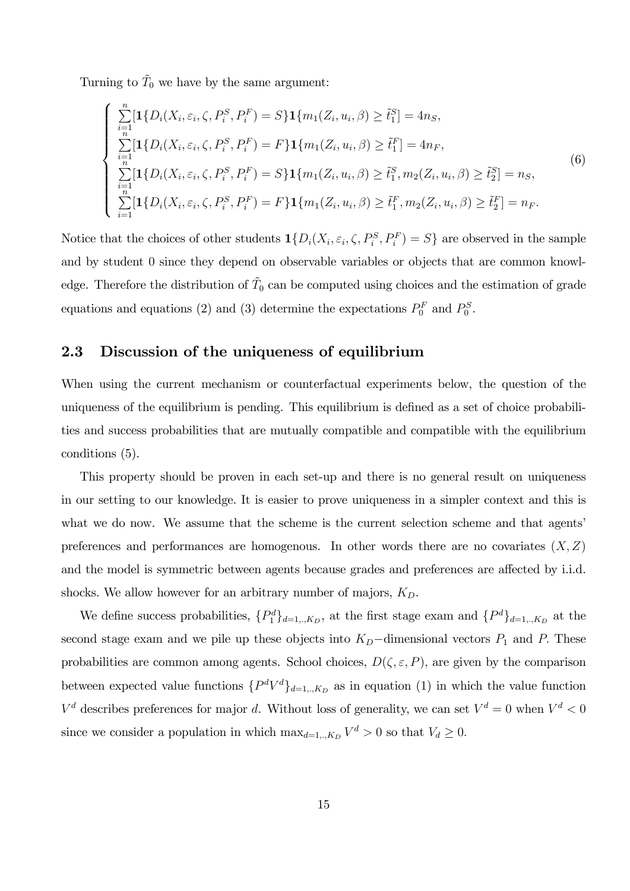Turning to $\tilde{T}_0$ we have by the same argument:

$$
\left\{
\begin{array}{l}
\sum_{i=1}^{n}[\mathbf{1}\{D_i(X_i,\varepsilon_i,\zeta,P_i^S,P_i^F)=S\}\mathbf{1}\{m_1(Z_i,u_i,\beta)\geq \tilde{t}_1^S\}]=4n_S, \\
\sum_{i=1}^{n}[\mathbf{1}\{D_i(X_i,\varepsilon_i,\zeta,P_i^S,P_i^F)=F\}\mathbf{1}\{m_1(Z_i,u_i,\beta)\geq \tilde{t}_1^F\}]=4n_F, \\
\sum_{i=1}^{n}[\mathbf{1}\{D_i(X_i,\varepsilon_i,\zeta,P_i^S,P_i^F)=S\}\mathbf{1}\{m_1(Z_i,u_i,\beta)\geq \tilde{t}_1^S, m_2(Z_i,u_i,\beta)\geq \tilde{t}_2^S\}]=n_S, \\
\sum_{i=1}^{n}[\mathbf{1}\{D_i(X_i,\varepsilon_i,\zeta,P_i^S,P_i^F)=F\}\mathbf{1}\{m_1(Z_i,u_i,\beta)\geq \tilde{t}_1^F, m_2(Z_i,u_i,\beta)\geq \tilde{t}_2^F\}]=n_F.
\end{array}
\right. \tag{6}
$$

Notice that the choices of other students $\mathbf{1}\{D_i(X_i,\varepsilon_i,\zeta,P_i^S,P_i^F)=S\}$ are observed in the sample and by student 0 since they depend on observable variables or objects that are common knowledge. Therefore the distribution of $\tilde{T}_0$ can be computed using choices and the estimation of grade equations and equations (2) and (3) determine the expectations $P_0^F$ and $P_0^S$.

## 2.3 Discussion of the uniqueness of equilibrium

When using the current mechanism or counterfactual experiments below, the question of the uniqueness of the equilibrium is pending. This equilibrium is defined as a set of choice probabilities and success probabilities that are mutually compatible and compatible with the equilibrium conditions (5).

This property should be proven in each set-up and there is no general result on uniqueness in our setting to our knowledge. It is easier to prove uniqueness in a simpler context and this is what we do now. We assume that the scheme is the current selection scheme and that agents' preferences and performances are homogenous. In other words there are no covariates $(X,Z)$ and the model is symmetric between agents because grades and preferences are affected by i.i.d. shocks. We allow however for an arbitrary number of majors, $K_D$.

We define success probabilities, $\{P_1^d\}_{d=1,..,K_D}$, at the first stage exam and $\{P^d\}_{d=1,..,K_D}$ at the second stage exam and we pile up these objects into $K_D-$dimensional vectors $P_1$ and $P$. These probabilities are common among agents. School choices, $D(\zeta,\varepsilon,P)$, are given by the comparison between expected value functions $\{P^dV^d\}_{d=1,..,K_D}$ as in equation (1) in which the value function $V^d$ describes preferences for major $d$. Without loss of generality, we can set $V^d=0$ when $V^d<0$ since we consider a population in which $\max_{d=1,..,K_D}V^d>0$ so that $V_d\geq 0$.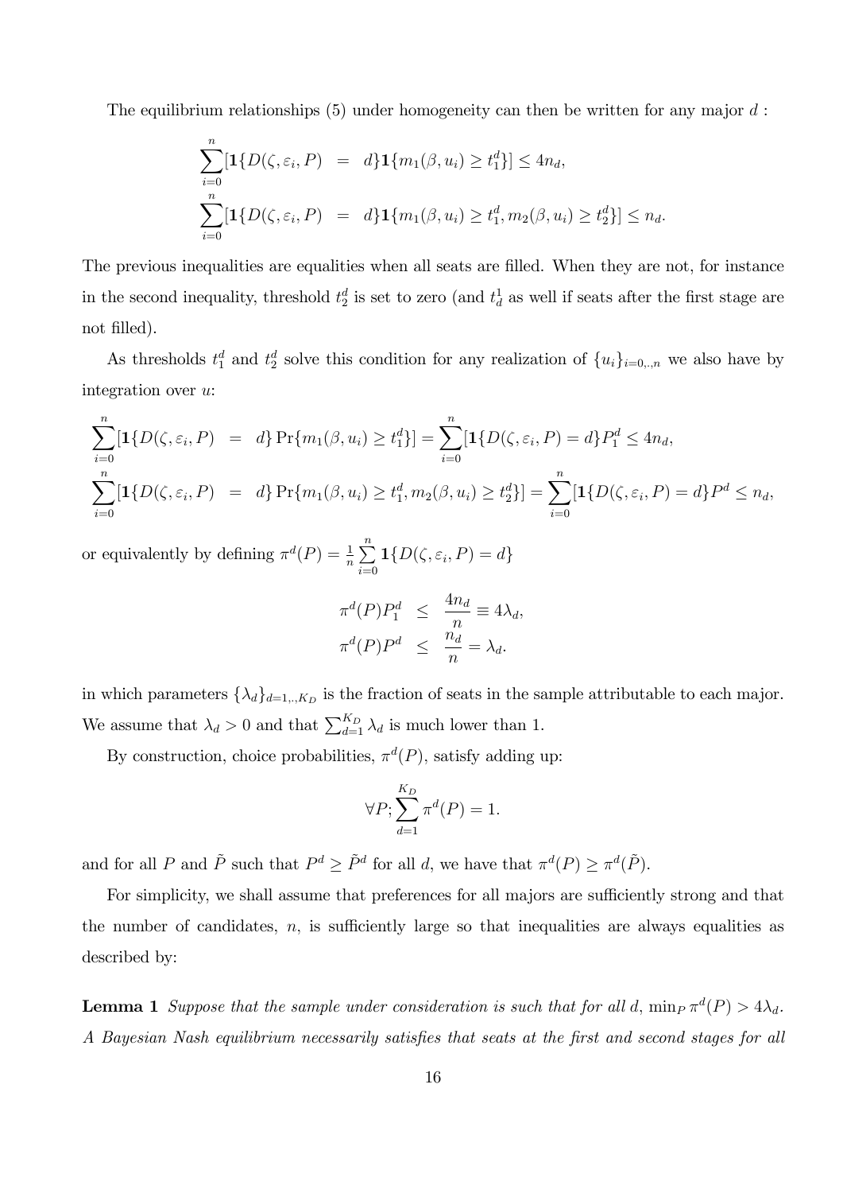The equilibrium relationships (5) under homogeneity can then be written for any major $d$ :

$$\begin{aligned}
\sum_{i=0}^{n}[\mathbf{1}\{D(\zeta,\varepsilon_i,P) &= d\}\mathbf{1}\{m_1(\beta,u_i)\geq t_1^d\}] \leq 4n_d, \\
\sum_{i=0}^{n}[\mathbf{1}\{D(\zeta,\varepsilon_i,P) &= d\}\mathbf{1}\{m_1(\beta,u_i)\geq t_1^d, m_2(\beta,u_i)\geq t_2^d\}] \leq n_d.
\end{aligned}$$

The previous inequalities are equalities when all seats are filled. When they are not, for instance in the second inequality, threshold $t_2^d$ is set to zero (and $t_d^1$ as well if seats after the first stage are not filled).

As thresholds $t_1^d$ and $t_2^d$ solve this condition for any realization of $\{u_i\}_{i=0,.,n}$ we also have by integration over $u$:

$$\begin{aligned}
\sum_{i=0}^{n}[\mathbf{1}\{D(\zeta,\varepsilon_i,P) &= d\}\Pr\{m_1(\beta,u_i)\geq t_1^d\}] = \sum_{i=0}^{n}[\mathbf{1}\{D(\zeta,\varepsilon_i,P)=d\}P_1^d \leq 4n_d, \\
\sum_{i=0}^{n}[\mathbf{1}\{D(\zeta,\varepsilon_i,P) &= d\}\Pr\{m_1(\beta,u_i)\geq t_1^d, m_2(\beta,u_i)\geq t_2^d\}] = \sum_{i=0}^{n}[\mathbf{1}\{D(\zeta,\varepsilon_i,P)=d\}P^d \leq n_d,
\end{aligned}$$

or equivalently by defining $\pi^d(P) = \frac{1}{n}\sum_{i=0}^{n}\mathbf{1}\{D(\zeta,\varepsilon_i,P)=d\}$

$$\begin{aligned}
\pi^d(P)P_1^d &\leq \frac{4n_d}{n} \equiv 4\lambda_d, \\
\pi^d(P)P^d &\leq \frac{n_d}{n} = \lambda_d.
\end{aligned}$$

in which parameters $\{\lambda_d\}_{d=1,.,K_D}$ is the fraction of seats in the sample attributable to each major. We assume that $\lambda_d > 0$ and that $\sum_{d=1}^{K_D}\lambda_d$ is much lower than 1.

By construction, choice probabilities, $\pi^d(P)$, satisfy adding up:

$$\forall P; \sum_{d=1}^{K_D}\pi^d(P) = 1.$$

and for all $P$ and $\tilde{P}$ such that $P^d \geq \tilde{P}^d$ for all $d$, we have that $\pi^d(P) \geq \pi^d(\tilde{P})$.

For simplicity, we shall assume that preferences for all majors are sufficiently strong and that the number of candidates, $n$, is sufficiently large so that inequalities are always equalities as described by:

**Lemma 1** *Suppose that the sample under consideration is such that for all $d$, $\min_P \pi^d(P) > 4\lambda_d$. A Bayesian Nash equilibrium necessarily satisfies that seats at the first and second stages for all*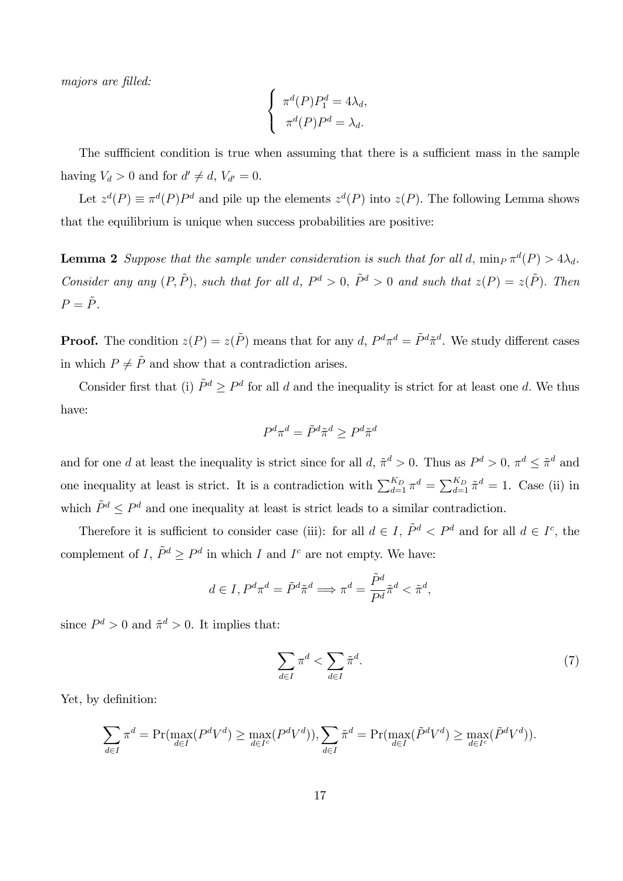*majors are filled:*

$$\begin{cases} \pi^d(P)P_1^d = 4\lambda_d, \\ \pi^d(P)P^d = \lambda_d. \end{cases}$$

The sufficient condition is true when assuming that there is a sufficient mass in the sample having $V_d > 0$ and for $d' \neq d$, $V_{d'} = 0$.

Let $z^d(P) \equiv \pi^d(P)P^d$ and pile up the elements $z^d(P)$ into $z(P)$. The following Lemma shows that the equilibrium is unique when success probabilities are positive:

**Lemma 2** *Suppose that the sample under consideration is such that for all $d$, $\min_P \pi^d(P) > 4\lambda_d$. Consider any any $(P, \tilde{P})$, such that for all $d$, $P^d > 0$, $\tilde{P}^d > 0$ and such that $z(P) = z(\tilde{P})$. Then $P = \tilde{P}$.*

**Proof.** The condition $z(P) = z(\tilde{P})$ means that for any $d$, $P^d\pi^d = \tilde{P}^d\tilde{\pi}^d$. We study different cases in which $P \neq \tilde{P}$ and show that a contradiction arises.

Consider first that (i) $\tilde{P}^d \geq P^d$ for all $d$ and the inequality is strict for at least one $d$. We thus have:

$$P^d\pi^d = \tilde{P}^d\tilde{\pi}^d \geq P^d\tilde{\pi}^d$$

and for one $d$ at least the inequality is strict since for all $d$, $\tilde{\pi}^d > 0$. Thus as $P^d > 0$, $\pi^d \leq \tilde{\pi}^d$ and one inequality at least is strict. It is a contradiction with $\sum_{d=1}^{K_D} \pi^d = \sum_{d=1}^{K_D} \tilde{\pi}^d = 1$. Case (ii) in which $\tilde{P}^d \leq P^d$ and one inequality at least is strict leads to a similar contradiction.

Therefore it is sufficient to consider case (iii): for all $d \in I$, $\tilde{P}^d < P^d$ and for all $d \in I^c$, the complement of $I$, $\tilde{P}^d \geq P^d$ in which $I$ and $I^c$ are not empty. We have:

$$d \in I, P^d\pi^d = \tilde{P}^d\tilde{\pi}^d \Longrightarrow \pi^d = \frac{\tilde{P}^d}{P^d}\tilde{\pi}^d < \tilde{\pi}^d,$$

since $P^d > 0$ and $\tilde{\pi}^d > 0$. It implies that:

$$\sum_{d \in I} \pi^d < \sum_{d \in I} \tilde{\pi}^d. \tag{7}$$

Yet, by definition:

$$\sum_{d \in I} \pi^d = \Pr(\max_{d \in I}(P^dV^d) \geq \max_{d \in I^c}(P^dV^d)), \sum_{d \in I} \tilde{\pi}^d = \Pr(\max_{d \in I}(\tilde{P}^dV^d) \geq \max_{d \in I^c}(\tilde{P}^dV^d)).$$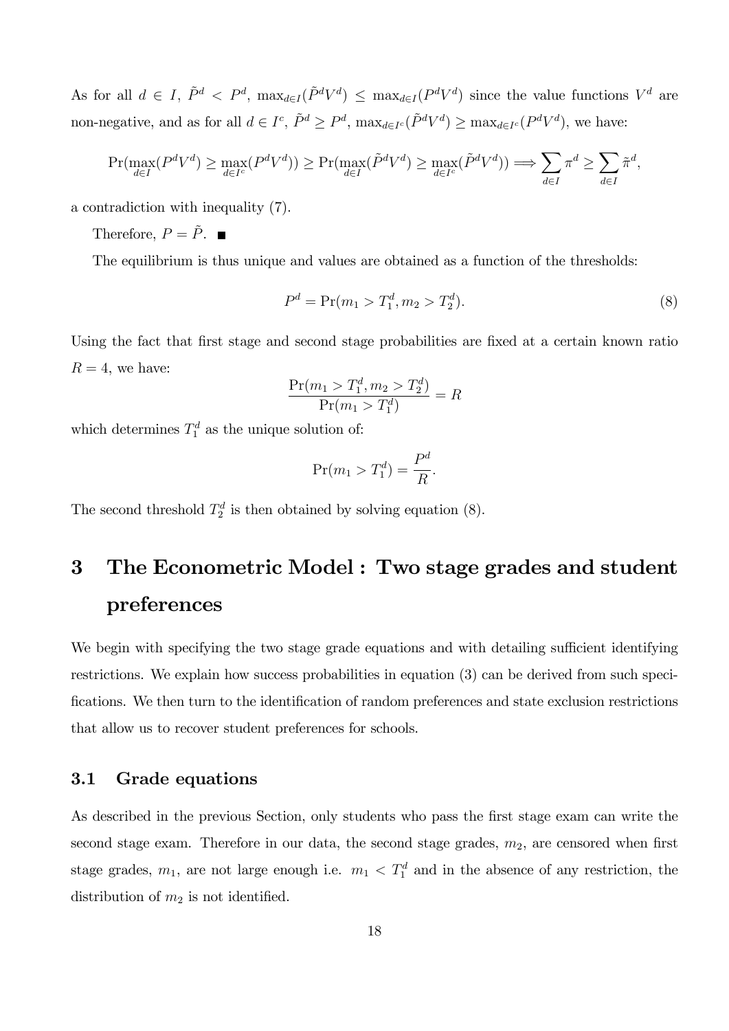As for all $d \in I$, $\tilde{P}^d < P^d$, $\max_{d\in I}(\tilde{P}^d V^d) \leq \max_{d\in I}(P^d V^d)$ since the value functions $V^d$ are non-negative, and as for all $d \in I^c$, $\tilde{P}^d \geq P^d$, $\max_{d\in I^c}(\tilde{P}^d V^d) \geq \max_{d\in I^c}(P^d V^d)$, we have:

$$\Pr(\max_{d\in I}(P^d V^d) \geq \max_{d\in I^c}(P^d V^d)) \geq \Pr(\max_{d\in I}(\tilde{P}^d V^d) \geq \max_{d\in I^c}(\tilde{P}^d V^d)) \Longrightarrow \sum_{d\in I} \pi^d \geq \sum_{d\in I} \tilde{\pi}^d,$$

a contradiction with inequality (7).

Therefore, $P = \tilde{P}$. ■

The equilibrium is thus unique and values are obtained as a function of the thresholds:

$$P^d = \Pr(m_1 > T_1^d, m_2 > T_2^d). \tag{8}$$

Using the fact that first stage and second stage probabilities are fixed at a certain known ratio $R = 4$, we have:

$$\frac{\Pr(m_1 > T_1^d, m_2 > T_2^d)}{\Pr(m_1 > T_1^d)} = R$$

which determines $T_1^d$ as the unique solution of:

$$\Pr(m_1 > T_1^d) = \frac{P^d}{R}.$$

The second threshold $T_2^d$ is then obtained by solving equation (8).

# 3 The Econometric Model : Two stage grades and student preferences

We begin with specifying the two stage grade equations and with detailing sufficient identifying restrictions. We explain how success probabilities in equation (3) can be derived from such specifications. We then turn to the identification of random preferences and state exclusion restrictions that allow us to recover student preferences for schools.

## 3.1 Grade equations

As described in the previous Section, only students who pass the first stage exam can write the second stage exam. Therefore in our data, the second stage grades, $m_2$, are censored when first stage grades, $m_1$, are not large enough i.e. $m_1 < T_1^d$ and in the absence of any restriction, the distribution of $m_2$ is not identified.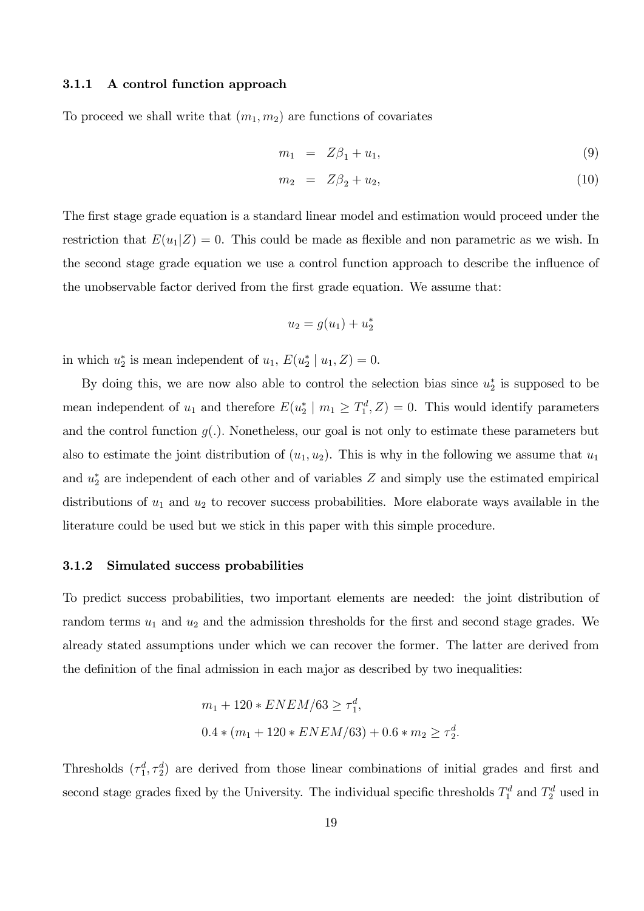### 3.1.1 A control function approach

To proceed we shall write that $(m_1, m_2)$ are functions of covariates

$$m_1 = Z\beta_1 + u_1, \tag{9}$$

$$m_2 = Z\beta_2 + u_2, \tag{10}$$

The first stage grade equation is a standard linear model and estimation would proceed under the restriction that $E(u_1|Z) = 0$. This could be made as flexible and non parametric as we wish. In the second stage grade equation we use a control function approach to describe the influence of the unobservable factor derived from the first grade equation. We assume that:

$$u_2 = g(u_1) + u_2^*$$

in which $u_2^*$ is mean independent of $u_1$, $E(u_2^* \mid u_1, Z) = 0$.

By doing this, we are now also able to control the selection bias since $u_2^*$ is supposed to be mean independent of $u_1$ and therefore $E(u_2^* \mid m_1 \geq T_1^d, Z) = 0$. This would identify parameters and the control function $g(.)$. Nonetheless, our goal is not only to estimate these parameters but also to estimate the joint distribution of $(u_1, u_2)$. This is why in the following we assume that $u_1$ and $u_2^*$ are independent of each other and of variables $Z$ and simply use the estimated empirical distributions of $u_1$ and $u_2$ to recover success probabilities. More elaborate ways available in the literature could be used but we stick in this paper with this simple procedure.

### 3.1.2 Simulated success probabilities

To predict success probabilities, two important elements are needed: the joint distribution of random terms $u_1$ and $u_2$ and the admission thresholds for the first and second stage grades. We already stated assumptions under which we can recover the former. The latter are derived from the definition of the final admission in each major as described by two inequalities:

$$m_1 + 120 * ENEM/63 \geq \tau_1^d,$$

$$0.4 * (m_1 + 120 * ENEM/63) + 0.6 * m_2 \geq \tau_2^d.$$

Thresholds $(\tau_1^d, \tau_2^d)$ are derived from those linear combinations of initial grades and first and second stage grades fixed by the University. The individual specific thresholds $T_1^d$ and $T_2^d$ used in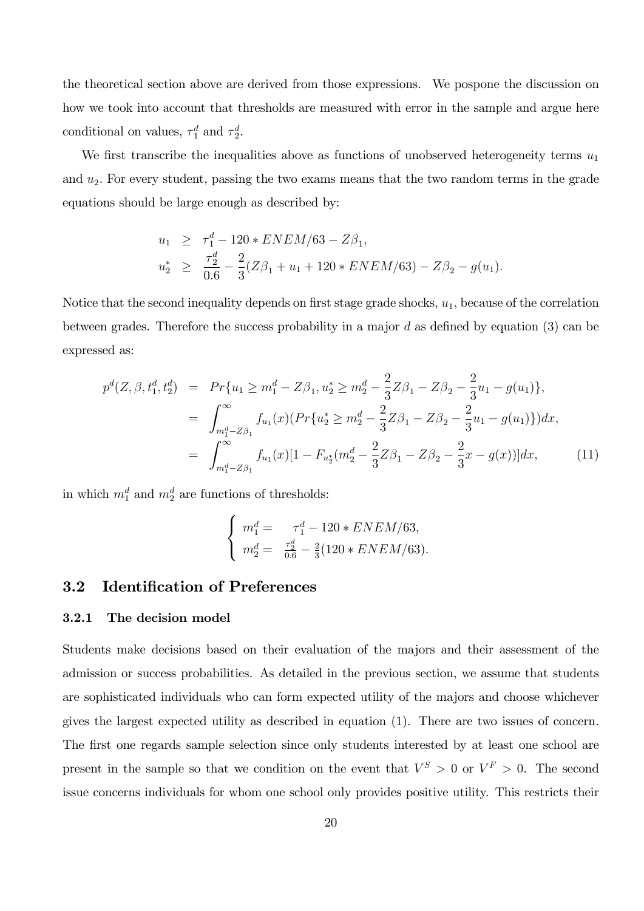the theoretical section above are derived from those expressions. We pospone the discussion on how we took into account that thresholds are measured with error in the sample and argue here conditional on values, $\tau_1^d$ and $\tau_2^d$.

We first transcribe the inequalities above as functions of unobserved heterogeneity terms $u_1$ and $u_2$. For every student, passing the two exams means that the two random terms in the grade equations should be large enough as described by:

$$
\begin{aligned}
u_1 &\geq \tau_1^d - 120 * ENEM/63 - Z\beta_1, \\
u_2^* &\geq \frac{\tau_2^d}{0.6} - \frac{2}{3}(Z\beta_1 + u_1 + 120 * ENEM/63) - Z\beta_2 - g(u_1).
\end{aligned}
$$

Notice that the second inequality depends on first stage grade shocks, $u_1$, because of the correlation between grades. Therefore the success probability in a major $d$ as defined by equation (3) can be expressed as:

$$
\begin{aligned}
p^d(Z, \beta, t_1^d, t_2^d) &= Pr\{u_1 \geq m_1^d - Z\beta_1, u_2^* \geq m_2^d - \frac{2}{3}Z\beta_1 - Z\beta_2 - \frac{2}{3}u_1 - g(u_1)\}, \\
&= \int_{m_1^d - Z\beta_1}^{\infty} f_{u_1}(x)(Pr\{u_2^* \geq m_2^d - \frac{2}{3}Z\beta_1 - Z\beta_2 - \frac{2}{3}u_1 - g(u_1)\})dx, \\
&= \int_{m_1^d - Z\beta_1}^{\infty} f_{u_1}(x)[1 - F_{u_2^*}(m_2^d - \frac{2}{3}Z\beta_1 - Z\beta_2 - \frac{2}{3}x - g(x))]dx, \qquad (11)
\end{aligned}
$$

in which $m_1^d$ and $m_2^d$ are functions of thresholds:

$$
\begin{cases}
m_1^d = & \tau_1^d - 120 * ENEM/63, \\
m_2^d = & \frac{\tau_2^d}{0.6} - \frac{2}{3}(120 * ENEM/63).
\end{cases}
$$

## 3.2 Identification of Preferences

### 3.2.1 The decision model

Students make decisions based on their evaluation of the majors and their assessment of the admission or success probabilities. As detailed in the previous section, we assume that students are sophisticated individuals who can form expected utility of the majors and choose whichever gives the largest expected utility as described in equation (1). There are two issues of concern. The first one regards sample selection since only students interested by at least one school are present in the sample so that we condition on the event that $V^S > 0$ or $V^F > 0$. The second issue concerns individuals for whom one school only provides positive utility. This restricts their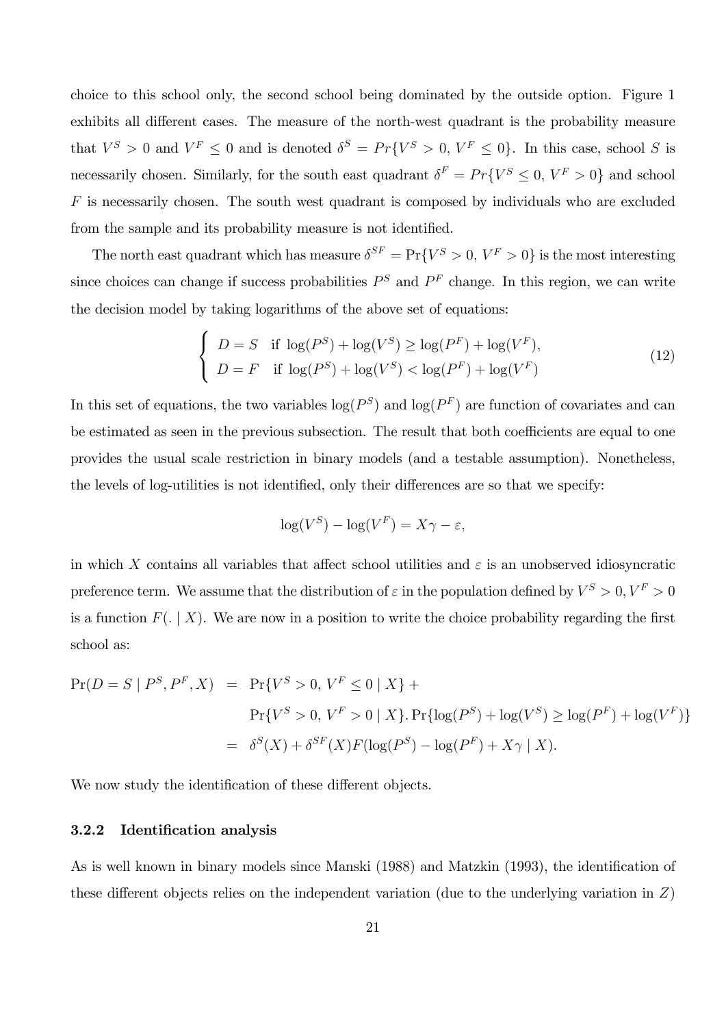choice to this school only, the second school being dominated by the outside option. Figure 1 exhibits all different cases. The measure of the north-west quadrant is the probability measure that $V^S > 0$ and $V^F \leq 0$ and is denoted $\delta^S = Pr\{V^S > 0,\, V^F \leq 0\}$. In this case, school $S$ is necessarily chosen. Similarly, for the south east quadrant $\delta^F = Pr\{V^S \leq 0,\, V^F > 0\}$ and school $F$ is necessarily chosen. The south west quadrant is composed by individuals who are excluded from the sample and its probability measure is not identified.

The north east quadrant which has measure $\delta^{SF} = \Pr\{V^S > 0,\, V^F > 0\}$ is the most interesting since choices can change if success probabilities $P^S$ and $P^F$ change. In this region, we can write the decision model by taking logarithms of the above set of equations:

$$\begin{cases} D = S \quad \text{if } \log(P^S) + \log(V^S) \geq \log(P^F) + \log(V^F), \\ D = F \quad \text{if } \log(P^S) + \log(V^S) < \log(P^F) + \log(V^F) \end{cases} \tag{12}$$

In this set of equations, the two variables $\log(P^S)$ and $\log(P^F)$ are function of covariates and can be estimated as seen in the previous subsection. The result that both coefficients are equal to one provides the usual scale restriction in binary models (and a testable assumption). Nonetheless, the levels of log-utilities is not identified, only their differences are so that we specify:

$$\log(V^S) - \log(V^F) = X\gamma - \varepsilon,$$

in which $X$ contains all variables that affect school utilities and $\varepsilon$ is an unobserved idiosyncratic preference term. We assume that the distribution of $\varepsilon$ in the population defined by $V^S > 0, V^F > 0$ is a function $F(. \mid X)$. We are now in a position to write the choice probability regarding the first school as:

$$\begin{aligned} \Pr(D = S \mid P^S, P^F, X) &= \Pr\{V^S > 0,\, V^F \leq 0 \mid X\} + \\ &\quad \Pr\{V^S > 0,\, V^F > 0 \mid X\}. \Pr\{\log(P^S) + \log(V^S) \geq \log(P^F) + \log(V^F)\} \\ &= \delta^S(X) + \delta^{SF}(X) F(\log(P^S) - \log(P^F) + X\gamma \mid X). \end{aligned}$$

We now study the identification of these different objects.

### 3.2.2 Identification analysis

As is well known in binary models since Manski (1988) and Matzkin (1993), the identification of these different objects relies on the independent variation (due to the underlying variation in $Z$)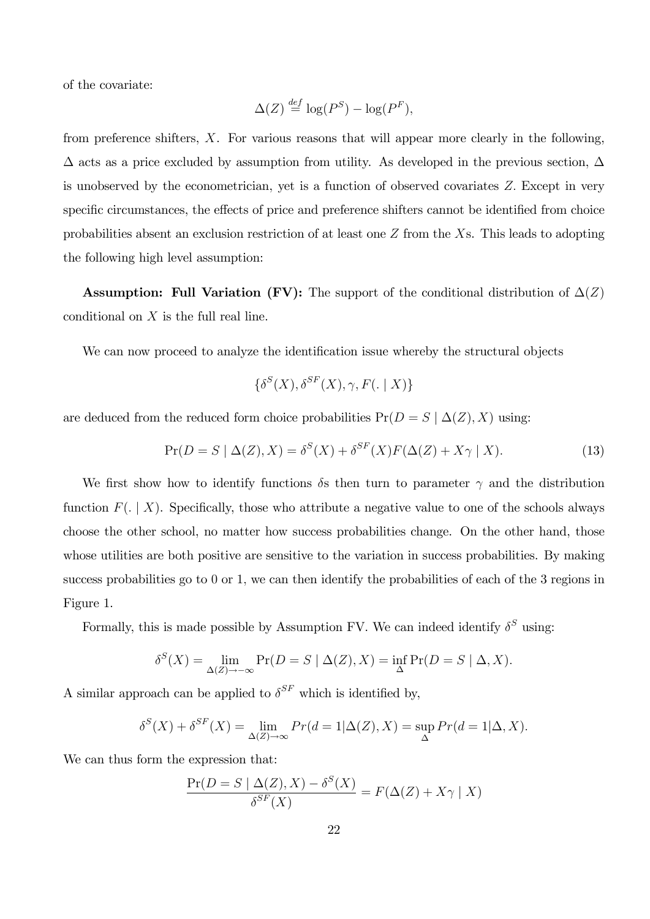of the covariate:

$$\Delta(Z) \stackrel{def}{=} \log(P^S) - \log(P^F),$$

from preference shifters, $X$. For various reasons that will appear more clearly in the following, $\Delta$ acts as a price excluded by assumption from utility. As developed in the previous section, $\Delta$ is unobserved by the econometrician, yet is a function of observed covariates $Z$. Except in very specific circumstances, the effects of price and preference shifters cannot be identified from choice probabilities absent an exclusion restriction of at least one $Z$ from the $X$s. This leads to adopting the following high level assumption:

**Assumption: Full Variation (FV):** The support of the conditional distribution of $\Delta(Z)$ conditional on $X$ is the full real line.

We can now proceed to analyze the identification issue whereby the structural objects

$$\{\delta^S(X), \delta^{SF}(X), \gamma, F(. \mid X)\}$$

are deduced from the reduced form choice probabilities $\Pr(D = S \mid \Delta(Z), X)$ using:

$$\Pr(D = S \mid \Delta(Z), X) = \delta^S(X) + \delta^{SF}(X) F(\Delta(Z) + X\gamma \mid X). \tag{13}$$

We first show how to identify functions $\delta$s then turn to parameter $\gamma$ and the distribution function $F(. \mid X)$. Specifically, those who attribute a negative value to one of the schools always choose the other school, no matter how success probabilities change. On the other hand, those whose utilities are both positive are sensitive to the variation in success probabilities. By making success probabilities go to 0 or 1, we can then identify the probabilities of each of the 3 regions in Figure 1.

Formally, this is made possible by Assumption FV. We can indeed identify $\delta^S$ using:

$$\delta^S(X) = \lim_{\Delta(Z) \to -\infty} \Pr(D = S \mid \Delta(Z), X) = \inf_{\Delta} \Pr(D = S \mid \Delta, X).$$

A similar approach can be applied to $\delta^{SF}$ which is identified by,

$$\delta^S(X) + \delta^{SF}(X) = \lim_{\Delta(Z) \to \infty} Pr(d = 1 | \Delta(Z), X) = \sup_{\Delta} Pr(d = 1 | \Delta, X).$$

We can thus form the expression that:

$$\frac{\Pr(D = S \mid \Delta(Z), X) - \delta^S(X)}{\delta^{SF}(X)} = F(\Delta(Z) + X\gamma \mid X)$$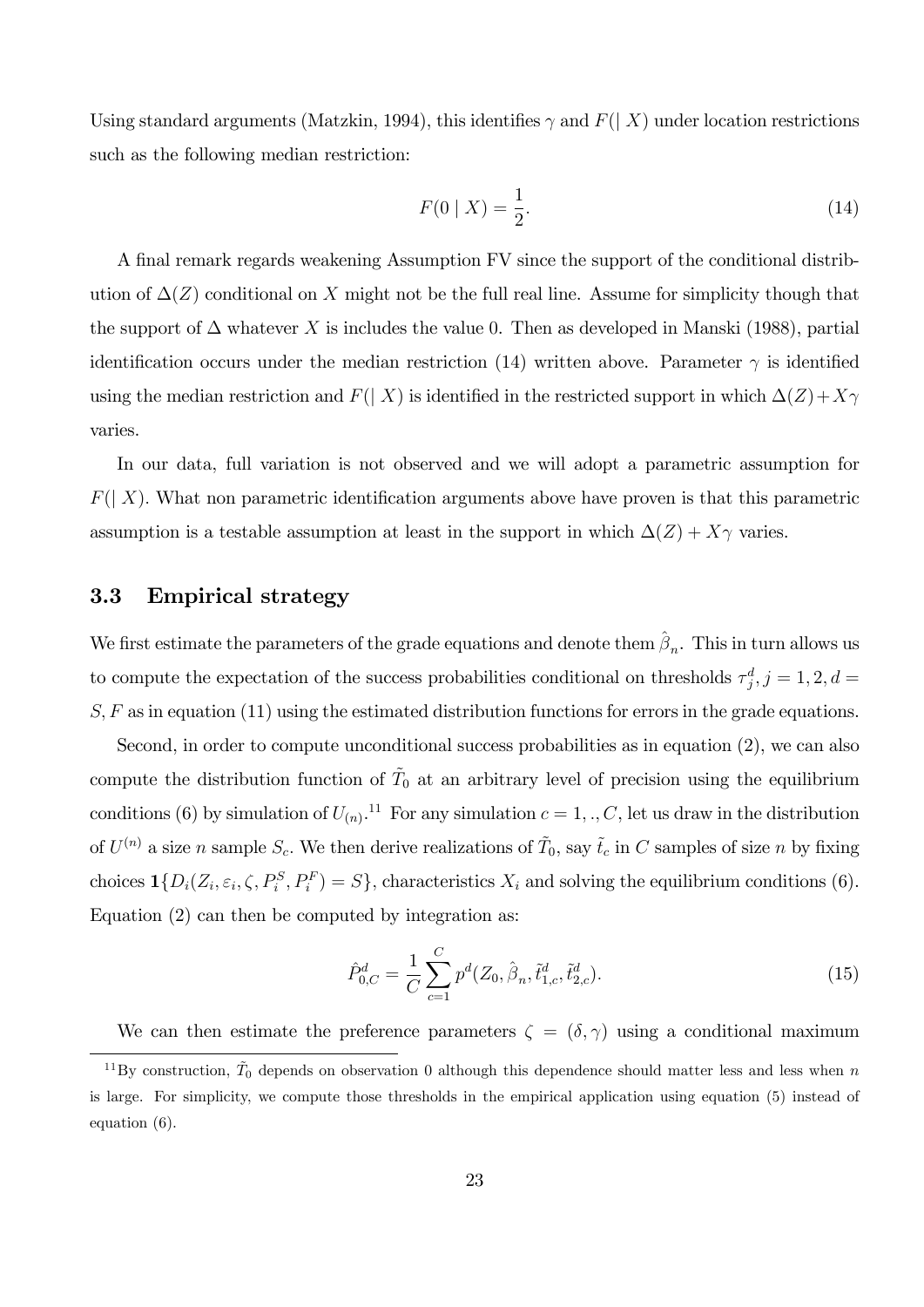Using standard arguments (Matzkin, 1994), this identifies $\gamma$ and $F(| X)$ under location restrictions such as the following median restriction:

$$F(0 \mid X) = \frac{1}{2}. \tag{14}$$

A final remark regards weakening Assumption FV since the support of the conditional distribution of $\Delta(Z)$ conditional on $X$ might not be the full real line. Assume for simplicity though that the support of $\Delta$ whatever $X$ is includes the value 0. Then as developed in Manski (1988), partial identification occurs under the median restriction (14) written above. Parameter $\gamma$ is identified using the median restriction and $F(| X)$ is identified in the restricted support in which $\Delta(Z)+X\gamma$ varies.

In our data, full variation is not observed and we will adopt a parametric assumption for $F(| X)$. What non parametric identification arguments above have proven is that this parametric assumption is a testable assumption at least in the support in which $\Delta(Z) + X\gamma$ varies.

### 3.3 Empirical strategy

We first estimate the parameters of the grade equations and denote them $\hat{\beta}_n$. This in turn allows us to compute the expectation of the success probabilities conditional on thresholds $\tau_j^d, j = 1, 2, d = S, F$ as in equation (11) using the estimated distribution functions for errors in the grade equations.

Second, in order to compute unconditional success probabilities as in equation (2), we can also compute the distribution function of $\tilde{T}_0$ at an arbitrary level of precision using the equilibrium conditions (6) by simulation of $U_{(n)}$.[11] For any simulation $c = 1, ., C$, let us draw in the distribution of $U^{(n)}$ a size $n$ sample $S_c$. We then derive realizations of $\tilde{T}_0$, say $\tilde{t}_c$ in $C$ samples of size $n$ by fixing choices $\mathbf{1}\{D_i(Z_i, \varepsilon_i, \zeta, P_i^S, P_i^F) = S\}$, characteristics $X_i$ and solving the equilibrium conditions (6). Equation (2) can then be computed by integration as:

$$\hat{P}_{0,C}^d = \frac{1}{C}\sum_{c=1}^{C} p^d(Z_0, \hat{\beta}_n, \tilde{t}_{1,c}^d, \tilde{t}_{2,c}^d). \tag{15}$$

We can then estimate the preference parameters $\zeta = (\delta, \gamma)$ using a conditional maximum

[11] By construction, $\tilde{T}_0$ depends on observation 0 although this dependence should matter less and less when $n$ is large. For simplicity, we compute those thresholds in the empirical application using equation (5) instead of equation (6).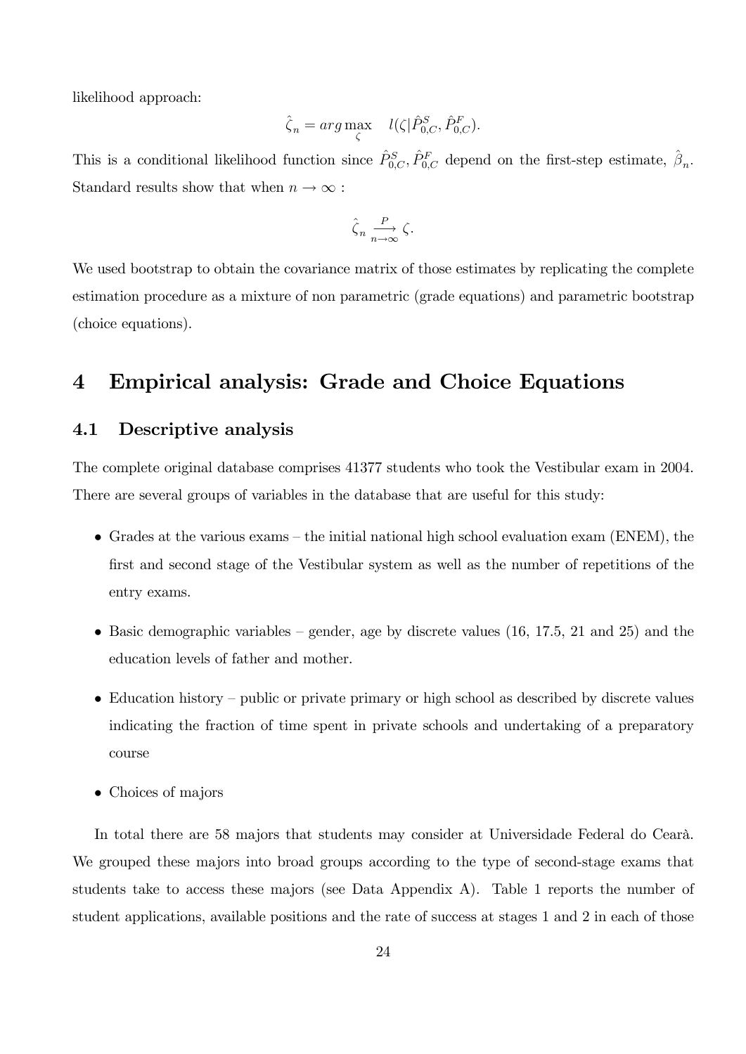likelihood approach:

$$\hat{\zeta}_n = arg\max_{\zeta} \quad l(\zeta|\hat{P}^S_{0,C}, \hat{P}^F_{0,C}).$$

This is a conditional likelihood function since $\hat{P}^S_{0,C}, \hat{P}^F_{0,C}$ depend on the first-step estimate, $\hat{\beta}_n$. Standard results show that when $n \to \infty$ :

$$\hat{\zeta}_n \xrightarrow[n\to\infty]{P} \zeta.$$

We used bootstrap to obtain the covariance matrix of those estimates by replicating the complete estimation procedure as a mixture of non parametric (grade equations) and parametric bootstrap (choice equations).

# 4 Empirical analysis: Grade and Choice Equations

## 4.1 Descriptive analysis

The complete original database comprises 41377 students who took the Vestibular exam in 2004. There are several groups of variables in the database that are useful for this study:

- Grades at the various exams – the initial national high school evaluation exam (ENEM), the first and second stage of the Vestibular system as well as the number of repetitions of the entry exams.
- Basic demographic variables – gender, age by discrete values (16, 17.5, 21 and 25) and the education levels of father and mother.
- Education history – public or private primary or high school as described by discrete values indicating the fraction of time spent in private schools and undertaking of a preparatory course
- Choices of majors

In total there are 58 majors that students may consider at Universidade Federal do Cearà. We grouped these majors into broad groups according to the type of second-stage exams that students take to access these majors (see Data Appendix A). Table 1 reports the number of student applications, available positions and the rate of success at stages 1 and 2 in each of those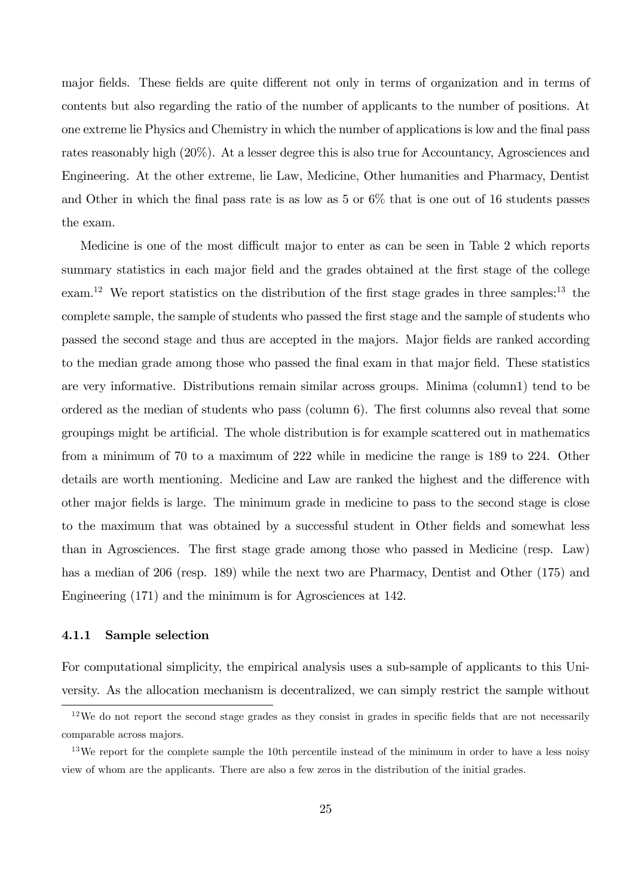major fields. These fields are quite different not only in terms of organization and in terms of contents but also regarding the ratio of the number of applicants to the number of positions. At one extreme lie Physics and Chemistry in which the number of applications is low and the final pass rates reasonably high (20%). At a lesser degree this is also true for Accountancy, Agrosciences and Engineering. At the other extreme, lie Law, Medicine, Other humanities and Pharmacy, Dentist and Other in which the final pass rate is as low as 5 or 6% that is one out of 16 students passes the exam.

Medicine is one of the most difficult major to enter as can be seen in Table 2 which reports summary statistics in each major field and the grades obtained at the first stage of the college exam.[12] We report statistics on the distribution of the first stage grades in three samples:[13] the complete sample, the sample of students who passed the first stage and the sample of students who passed the second stage and thus are accepted in the majors. Major fields are ranked according to the median grade among those who passed the final exam in that major field. These statistics are very informative. Distributions remain similar across groups. Minima (column1) tend to be ordered as the median of students who pass (column 6). The first columns also reveal that some groupings might be artificial. The whole distribution is for example scattered out in mathematics from a minimum of 70 to a maximum of 222 while in medicine the range is 189 to 224. Other details are worth mentioning. Medicine and Law are ranked the highest and the difference with other major fields is large. The minimum grade in medicine to pass to the second stage is close to the maximum that was obtained by a successful student in Other fields and somewhat less than in Agrosciences. The first stage grade among those who passed in Medicine (resp. Law) has a median of 206 (resp. 189) while the next two are Pharmacy, Dentist and Other (175) and Engineering (171) and the minimum is for Agrosciences at 142.

### 4.1.1 Sample selection

For computational simplicity, the empirical analysis uses a sub-sample of applicants to this University. As the allocation mechanism is decentralized, we can simply restrict the sample without

[12] We do not report the second stage grades as they consist in grades in specific fields that are not necessarily comparable across majors.

[13] We report for the complete sample the 10th percentile instead of the minimum in order to have a less noisy view of whom are the applicants. There are also a few zeros in the distribution of the initial grades.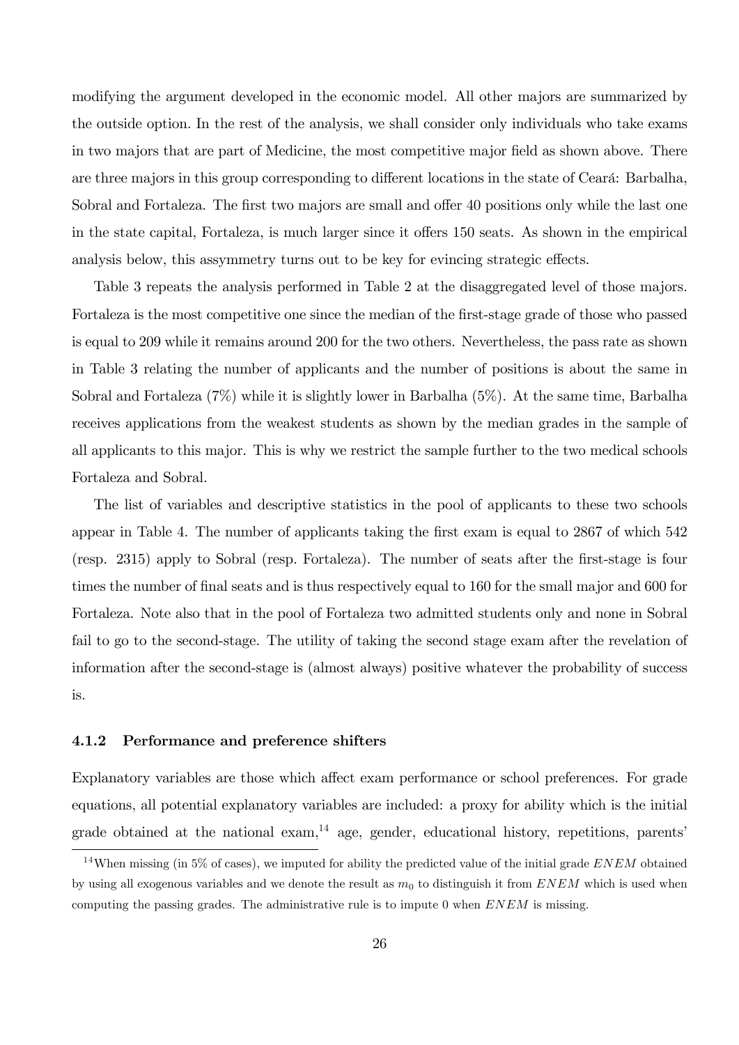modifying the argument developed in the economic model. All other majors are summarized by the outside option. In the rest of the analysis, we shall consider only individuals who take exams in two majors that are part of Medicine, the most competitive major field as shown above. There are three majors in this group corresponding to different locations in the state of Ceará: Barbalha, Sobral and Fortaleza. The first two majors are small and offer 40 positions only while the last one in the state capital, Fortaleza, is much larger since it offers 150 seats. As shown in the empirical analysis below, this assymmetry turns out to be key for evincing strategic effects.

Table 3 repeats the analysis performed in Table 2 at the disaggregated level of those majors. Fortaleza is the most competitive one since the median of the first-stage grade of those who passed is equal to 209 while it remains around 200 for the two others. Nevertheless, the pass rate as shown in Table 3 relating the number of applicants and the number of positions is about the same in Sobral and Fortaleza (7%) while it is slightly lower in Barbalha (5%). At the same time, Barbalha receives applications from the weakest students as shown by the median grades in the sample of all applicants to this major. This is why we restrict the sample further to the two medical schools Fortaleza and Sobral.

The list of variables and descriptive statistics in the pool of applicants to these two schools appear in Table 4. The number of applicants taking the first exam is equal to 2867 of which 542 (resp. 2315) apply to Sobral (resp. Fortaleza). The number of seats after the first-stage is four times the number of final seats and is thus respectively equal to 160 for the small major and 600 for Fortaleza. Note also that in the pool of Fortaleza two admitted students only and none in Sobral fail to go to the second-stage. The utility of taking the second stage exam after the revelation of information after the second-stage is (almost always) positive whatever the probability of success is.

### 4.1.2 Performance and preference shifters

Explanatory variables are those which affect exam performance or school preferences. For grade equations, all potential explanatory variables are included: a proxy for ability which is the initial grade obtained at the national exam,[14] age, gender, educational history, repetitions, parents'

[14] When missing (in 5% of cases), we imputed for ability the predicted value of the initial grade $ENEM$ obtained by using all exogenous variables and we denote the result as $m_0$ to distinguish it from $ENEM$ which is used when computing the passing grades. The administrative rule is to impute 0 when $ENEM$ is missing.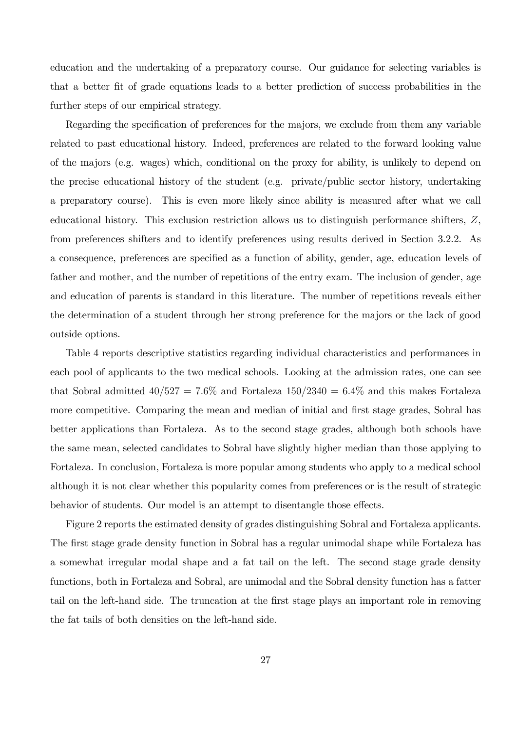education and the undertaking of a preparatory course. Our guidance for selecting variables is that a better fit of grade equations leads to a better prediction of success probabilities in the further steps of our empirical strategy.

Regarding the specification of preferences for the majors, we exclude from them any variable related to past educational history. Indeed, preferences are related to the forward looking value of the majors (e.g. wages) which, conditional on the proxy for ability, is unlikely to depend on the precise educational history of the student (e.g. private/public sector history, undertaking a preparatory course). This is even more likely since ability is measured after what we call educational history. This exclusion restriction allows us to distinguish performance shifters, $Z$, from preferences shifters and to identify preferences using results derived in Section 3.2.2. As a consequence, preferences are specified as a function of ability, gender, age, education levels of father and mother, and the number of repetitions of the entry exam. The inclusion of gender, age and education of parents is standard in this literature. The number of repetitions reveals either the determination of a student through her strong preference for the majors or the lack of good outside options.

Table 4 reports descriptive statistics regarding individual characteristics and performances in each pool of applicants to the two medical schools. Looking at the admission rates, one can see that Sobral admitted $40/527 = 7.6\%$ and Fortaleza $150/2340 = 6.4\%$ and this makes Fortaleza more competitive. Comparing the mean and median of initial and first stage grades, Sobral has better applications than Fortaleza. As to the second stage grades, although both schools have the same mean, selected candidates to Sobral have slightly higher median than those applying to Fortaleza. In conclusion, Fortaleza is more popular among students who apply to a medical school although it is not clear whether this popularity comes from preferences or is the result of strategic behavior of students. Our model is an attempt to disentangle those effects.

Figure 2 reports the estimated density of grades distinguishing Sobral and Fortaleza applicants. The first stage grade density function in Sobral has a regular unimodal shape while Fortaleza has a somewhat irregular modal shape and a fat tail on the left. The second stage grade density functions, both in Fortaleza and Sobral, are unimodal and the Sobral density function has a fatter tail on the left-hand side. The truncation at the first stage plays an important role in removing the fat tails of both densities on the left-hand side.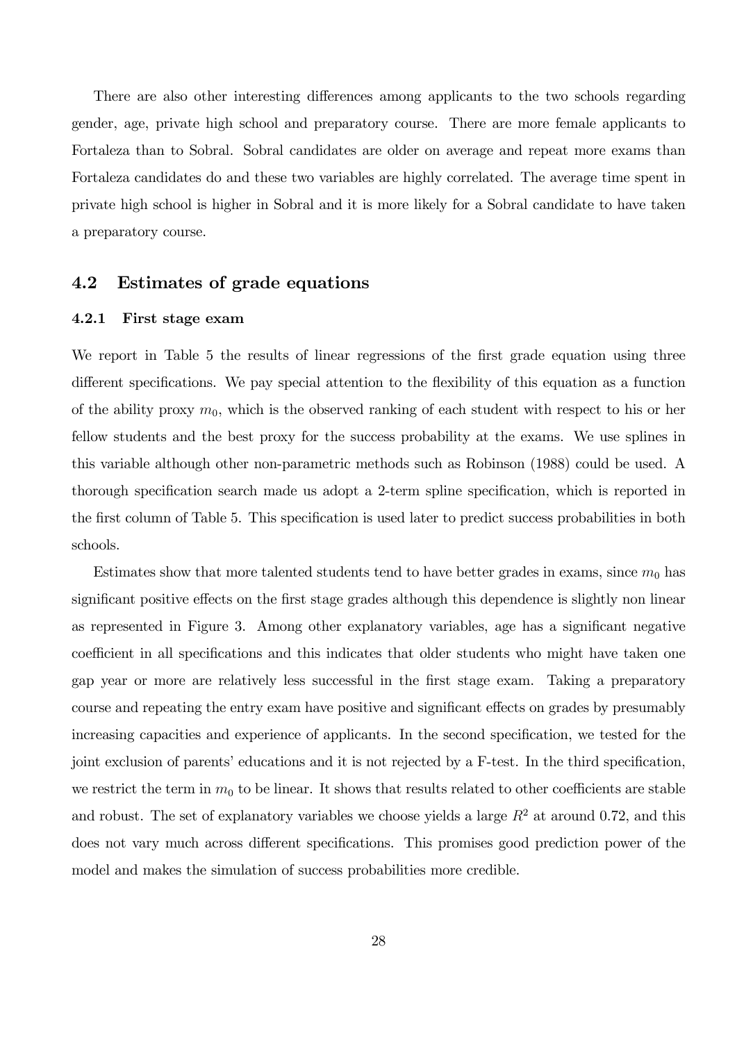There are also other interesting differences among applicants to the two schools regarding gender, age, private high school and preparatory course. There are more female applicants to Fortaleza than to Sobral. Sobral candidates are older on average and repeat more exams than Fortaleza candidates do and these two variables are highly correlated. The average time spent in private high school is higher in Sobral and it is more likely for a Sobral candidate to have taken a preparatory course.

## 4.2 Estimates of grade equations

### 4.2.1 First stage exam

We report in Table 5 the results of linear regressions of the first grade equation using three different specifications. We pay special attention to the flexibility of this equation as a function of the ability proxy $m_0$, which is the observed ranking of each student with respect to his or her fellow students and the best proxy for the success probability at the exams. We use splines in this variable although other non-parametric methods such as Robinson (1988) could be used. A thorough specification search made us adopt a 2-term spline specification, which is reported in the first column of Table 5. This specification is used later to predict success probabilities in both schools.

Estimates show that more talented students tend to have better grades in exams, since $m_0$ has significant positive effects on the first stage grades although this dependence is slightly non linear as represented in Figure 3. Among other explanatory variables, age has a significant negative coefficient in all specifications and this indicates that older students who might have taken one gap year or more are relatively less successful in the first stage exam. Taking a preparatory course and repeating the entry exam have positive and significant effects on grades by presumably increasing capacities and experience of applicants. In the second specification, we tested for the joint exclusion of parents' educations and it is not rejected by a F-test. In the third specification, we restrict the term in $m_0$ to be linear. It shows that results related to other coefficients are stable and robust. The set of explanatory variables we choose yields a large $R^2$ at around 0.72, and this does not vary much across different specifications. This promises good prediction power of the model and makes the simulation of success probabilities more credible.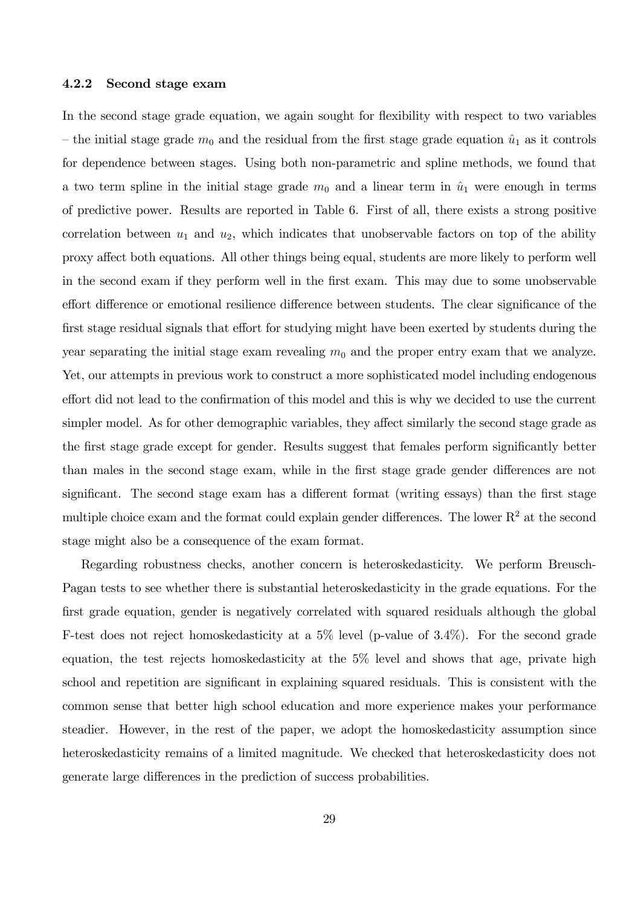#### 4.2.2 Second stage exam

In the second stage grade equation, we again sought for flexibility with respect to two variables – the initial stage grade $m_0$ and the residual from the first stage grade equation $\hat{u}_1$ as it controls for dependence between stages. Using both non-parametric and spline methods, we found that a two term spline in the initial stage grade $m_0$ and a linear term in $\hat{u}_1$ were enough in terms of predictive power. Results are reported in Table 6. First of all, there exists a strong positive correlation between $u_1$ and $u_2$, which indicates that unobservable factors on top of the ability proxy affect both equations. All other things being equal, students are more likely to perform well in the second exam if they perform well in the first exam. This may due to some unobservable effort difference or emotional resilience difference between students. The clear significance of the first stage residual signals that effort for studying might have been exerted by students during the year separating the initial stage exam revealing $m_0$ and the proper entry exam that we analyze. Yet, our attempts in previous work to construct a more sophisticated model including endogenous effort did not lead to the confirmation of this model and this is why we decided to use the current simpler model. As for other demographic variables, they affect similarly the second stage grade as the first stage grade except for gender. Results suggest that females perform significantly better than males in the second stage exam, while in the first stage grade gender differences are not significant. The second stage exam has a different format (writing essays) than the first stage multiple choice exam and the format could explain gender differences. The lower $R^2$ at the second stage might also be a consequence of the exam format.

Regarding robustness checks, another concern is heteroskedasticity. We perform Breusch-Pagan tests to see whether there is substantial heteroskedasticity in the grade equations. For the first grade equation, gender is negatively correlated with squared residuals although the global F-test does not reject homoskedasticity at a 5% level (p-value of 3.4%). For the second grade equation, the test rejects homoskedasticity at the 5% level and shows that age, private high school and repetition are significant in explaining squared residuals. This is consistent with the common sense that better high school education and more experience makes your performance steadier. However, in the rest of the paper, we adopt the homoskedasticity assumption since heteroskedasticity remains of a limited magnitude. We checked that heteroskedasticity does not generate large differences in the prediction of success probabilities.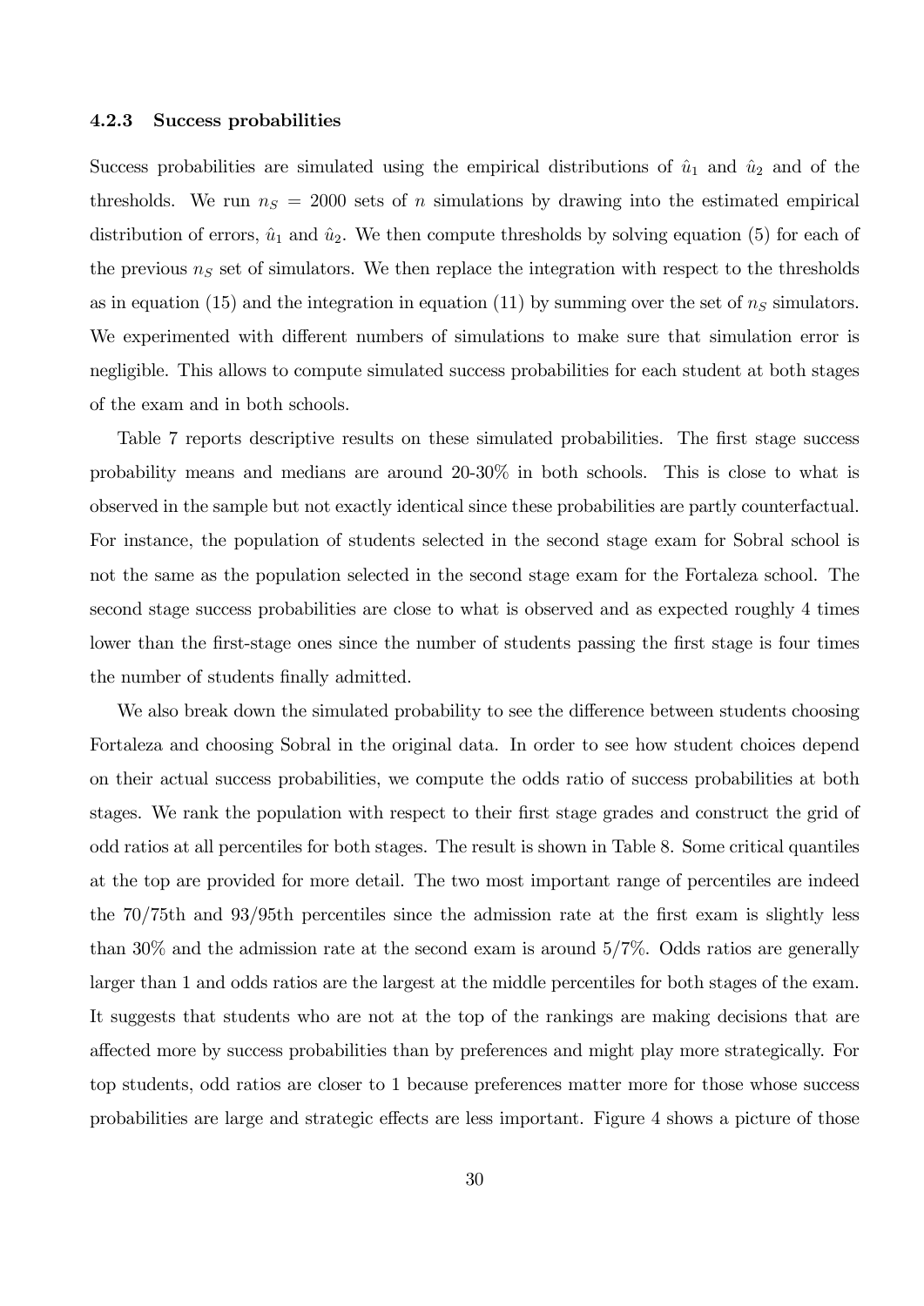#### 4.2.3 Success probabilities

Success probabilities are simulated using the empirical distributions of $\hat{u}_1$ and $\hat{u}_2$ and of the thresholds. We run $n_S = 2000$ sets of $n$ simulations by drawing into the estimated empirical distribution of errors, $\hat{u}_1$ and $\hat{u}_2$. We then compute thresholds by solving equation (5) for each of the previous $n_S$ set of simulators. We then replace the integration with respect to the thresholds as in equation (15) and the integration in equation (11) by summing over the set of $n_S$ simulators. We experimented with different numbers of simulations to make sure that simulation error is negligible. This allows to compute simulated success probabilities for each student at both stages of the exam and in both schools.

Table 7 reports descriptive results on these simulated probabilities. The first stage success probability means and medians are around 20-30% in both schools. This is close to what is observed in the sample but not exactly identical since these probabilities are partly counterfactual. For instance, the population of students selected in the second stage exam for Sobral school is not the same as the population selected in the second stage exam for the Fortaleza school. The second stage success probabilities are close to what is observed and as expected roughly 4 times lower than the first-stage ones since the number of students passing the first stage is four times the number of students finally admitted.

We also break down the simulated probability to see the difference between students choosing Fortaleza and choosing Sobral in the original data. In order to see how student choices depend on their actual success probabilities, we compute the odds ratio of success probabilities at both stages. We rank the population with respect to their first stage grades and construct the grid of odd ratios at all percentiles for both stages. The result is shown in Table 8. Some critical quantiles at the top are provided for more detail. The two most important range of percentiles are indeed the 70/75th and 93/95th percentiles since the admission rate at the first exam is slightly less than 30% and the admission rate at the second exam is around 5/7%. Odds ratios are generally larger than 1 and odds ratios are the largest at the middle percentiles for both stages of the exam. It suggests that students who are not at the top of the rankings are making decisions that are affected more by success probabilities than by preferences and might play more strategically. For top students, odd ratios are closer to 1 because preferences matter more for those whose success probabilities are large and strategic effects are less important. Figure 4 shows a picture of those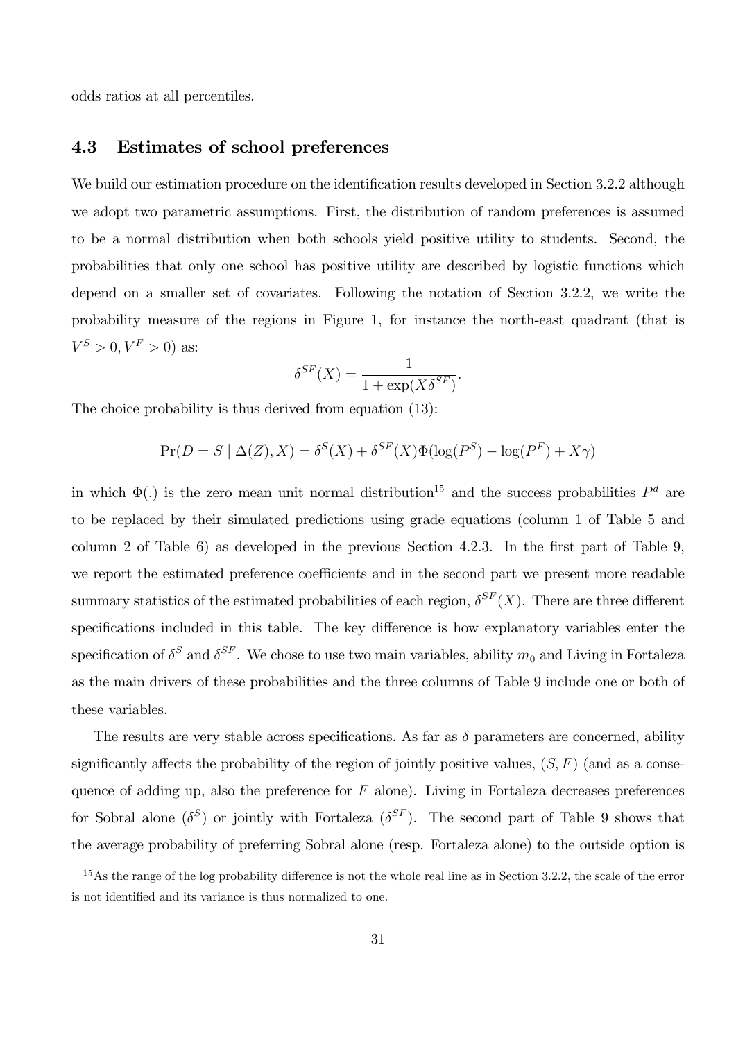odds ratios at all percentiles.

### 4.3 Estimates of school preferences

We build our estimation procedure on the identification results developed in Section 3.2.2 although we adopt two parametric assumptions. First, the distribution of random preferences is assumed to be a normal distribution when both schools yield positive utility to students. Second, the probabilities that only one school has positive utility are described by logistic functions which depend on a smaller set of covariates. Following the notation of Section 3.2.2, we write the probability measure of the regions in Figure 1, for instance the north-east quadrant (that is $V^S > 0, V^F > 0$) as:

$$\delta^{SF}(X) = \frac{1}{1 + \exp(X\delta^{SF})}.$$

The choice probability is thus derived from equation (13):

$$\Pr(D = S \mid \Delta(Z), X) = \delta^S(X) + \delta^{SF}(X)\Phi(\log(P^S) - \log(P^F) + X\gamma)$$

in which $\Phi(.)$ is the zero mean unit normal distribution[15] and the success probabilities $P^d$ are to be replaced by their simulated predictions using grade equations (column 1 of Table 5 and column 2 of Table 6) as developed in the previous Section 4.2.3. In the first part of Table 9, we report the estimated preference coefficients and in the second part we present more readable summary statistics of the estimated probabilities of each region, $\delta^{SF}(X)$. There are three different specifications included in this table. The key difference is how explanatory variables enter the specification of $\delta^S$ and $\delta^{SF}$. We chose to use two main variables, ability $m_0$ and Living in Fortaleza as the main drivers of these probabilities and the three columns of Table 9 include one or both of these variables.

The results are very stable across specifications. As far as $\delta$ parameters are concerned, ability significantly affects the probability of the region of jointly positive values, $(S, F)$ (and as a consequence of adding up, also the preference for $F$ alone). Living in Fortaleza decreases preferences for Sobral alone ($\delta^S$) or jointly with Fortaleza ($\delta^{SF}$). The second part of Table 9 shows that the average probability of preferring Sobral alone (resp. Fortaleza alone) to the outside option is

[15] As the range of the log probability difference is not the whole real line as in Section 3.2.2, the scale of the error is not identified and its variance is thus normalized to one.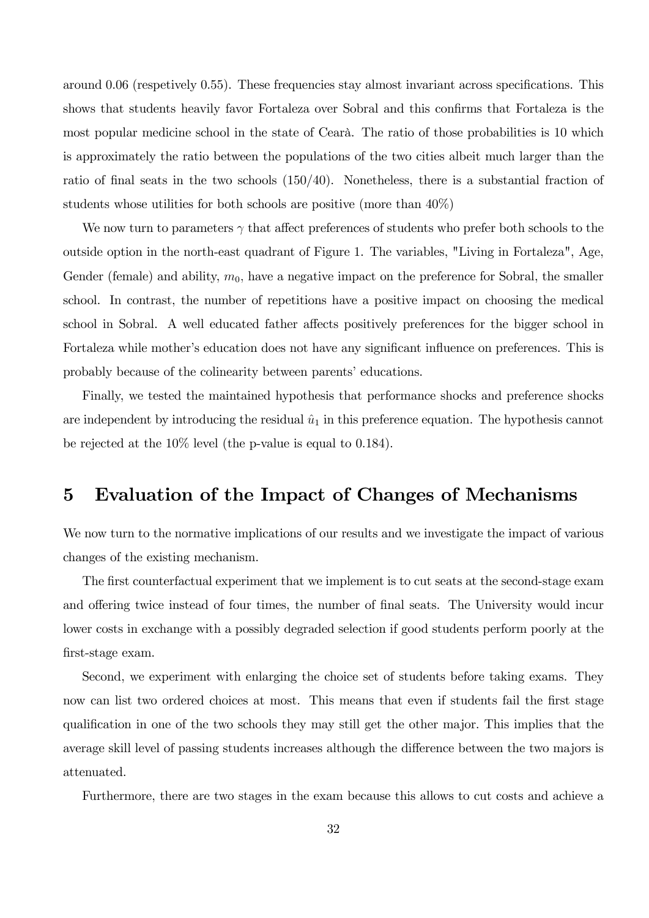around 0.06 (respetively 0.55). These frequencies stay almost invariant across specifications. This shows that students heavily favor Fortaleza over Sobral and this confirms that Fortaleza is the most popular medicine school in the state of Cearà. The ratio of those probabilities is 10 which is approximately the ratio between the populations of the two cities albeit much larger than the ratio of final seats in the two schools (150/40). Nonetheless, there is a substantial fraction of students whose utilities for both schools are positive (more than 40%)

We now turn to parameters $\gamma$ that affect preferences of students who prefer both schools to the outside option in the north-east quadrant of Figure 1. The variables, "Living in Fortaleza", Age, Gender (female) and ability, $m_0$, have a negative impact on the preference for Sobral, the smaller school. In contrast, the number of repetitions have a positive impact on choosing the medical school in Sobral. A well educated father affects positively preferences for the bigger school in Fortaleza while mother's education does not have any significant influence on preferences. This is probably because of the colinearity between parents' educations.

Finally, we tested the maintained hypothesis that performance shocks and preference shocks are independent by introducing the residual $\hat{u}_1$ in this preference equation. The hypothesis cannot be rejected at the 10% level (the p-value is equal to 0.184).

# 5 Evaluation of the Impact of Changes of Mechanisms

We now turn to the normative implications of our results and we investigate the impact of various changes of the existing mechanism.

The first counterfactual experiment that we implement is to cut seats at the second-stage exam and offering twice instead of four times, the number of final seats. The University would incur lower costs in exchange with a possibly degraded selection if good students perform poorly at the first-stage exam.

Second, we experiment with enlarging the choice set of students before taking exams. They now can list two ordered choices at most. This means that even if students fail the first stage qualification in one of the two schools they may still get the other major. This implies that the average skill level of passing students increases although the difference between the two majors is attenuated.

Furthermore, there are two stages in the exam because this allows to cut costs and achieve a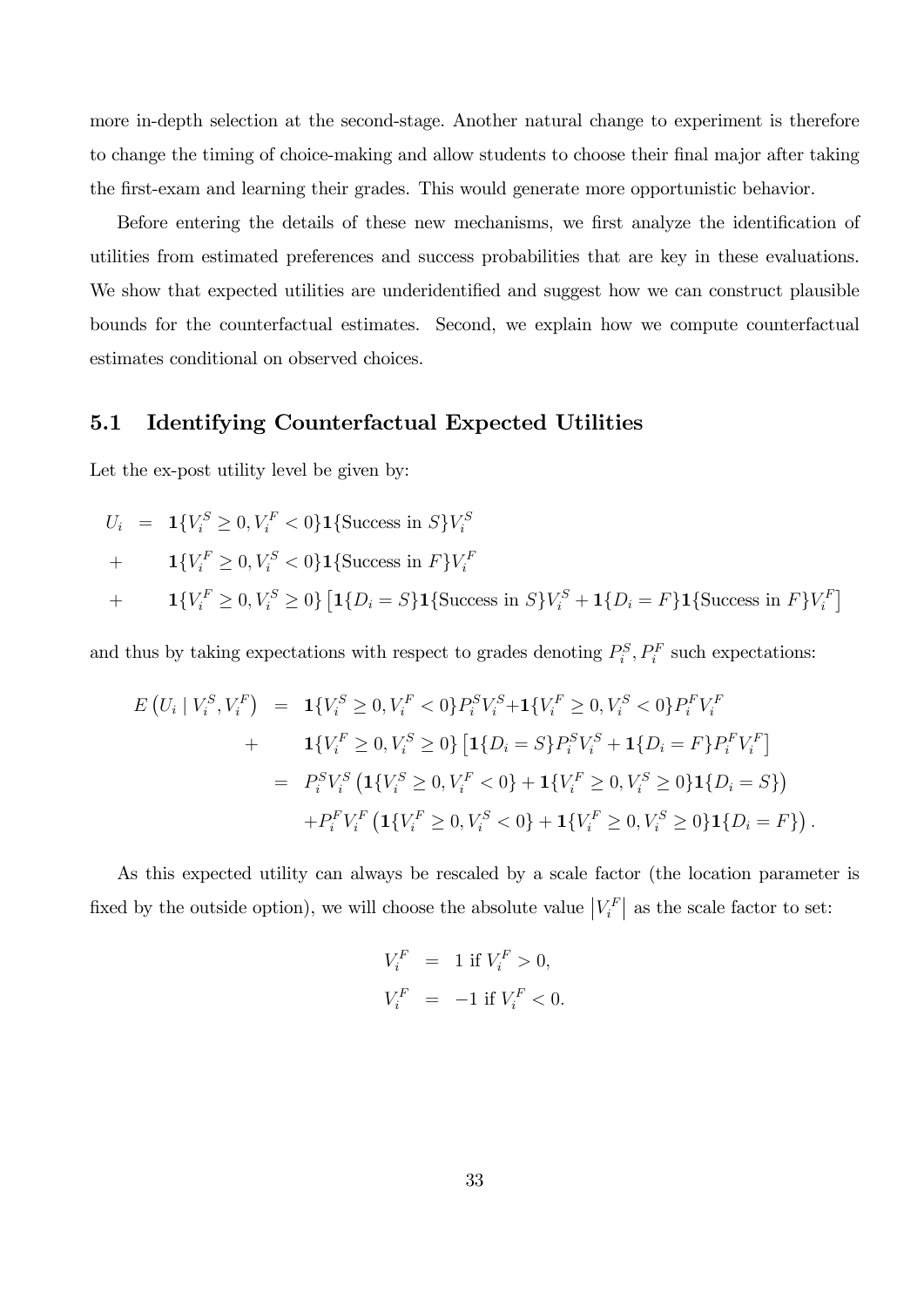more in-depth selection at the second-stage. Another natural change to experiment is therefore to change the timing of choice-making and allow students to choose their final major after taking the first-exam and learning their grades. This would generate more opportunistic behavior.

Before entering the details of these new mechanisms, we first analyze the identification of utilities from estimated preferences and success probabilities that are key in these evaluations. We show that expected utilities are underidentified and suggest how we can construct plausible bounds for the counterfactual estimates. Second, we explain how we compute counterfactual estimates conditional on observed choices.

## 5.1 Identifying Counterfactual Expected Utilities

Let the ex-post utility level be given by:

$$
\begin{aligned}
U_i &= \mathbf{1}\{V_i^S \geq 0, V_i^F < 0\}\mathbf{1}\{\text{Success in } S\}V_i^S \\
&+ \quad \mathbf{1}\{V_i^F \geq 0, V_i^S < 0\}\mathbf{1}\{\text{Success in } F\}V_i^F \\
&+ \quad \mathbf{1}\{V_i^F \geq 0, V_i^S \geq 0\}\left[\mathbf{1}\{D_i = S\}\mathbf{1}\{\text{Success in } S\}V_i^S + \mathbf{1}\{D_i = F\}\mathbf{1}\{\text{Success in } F\}V_i^F\right]
\end{aligned}
$$

and thus by taking expectations with respect to grades denoting $P_i^S, P_i^F$ such expectations:

$$
\begin{aligned}
E\left(U_i \mid V_i^S, V_i^F\right) &= \mathbf{1}\{V_i^S \geq 0, V_i^F < 0\}P_i^S V_i^S + \mathbf{1}\{V_i^F \geq 0, V_i^S < 0\}P_i^F V_i^F \\
&+ \quad \mathbf{1}\{V_i^F \geq 0, V_i^S \geq 0\}\left[\mathbf{1}\{D_i = S\}P_i^S V_i^S + \mathbf{1}\{D_i = F\}P_i^F V_i^F\right] \\
&= P_i^S V_i^S \left(\mathbf{1}\{V_i^S \geq 0, V_i^F < 0\} + \mathbf{1}\{V_i^F \geq 0, V_i^S \geq 0\}\mathbf{1}\{D_i = S\}\right) \\
&\quad + P_i^F V_i^F \left(\mathbf{1}\{V_i^F \geq 0, V_i^S < 0\} + \mathbf{1}\{V_i^F \geq 0, V_i^S \geq 0\}\mathbf{1}\{D_i = F\}\right).
\end{aligned}
$$

As this expected utility can always be rescaled by a scale factor (the location parameter is fixed by the outside option), we will choose the absolute value $\left|V_i^F\right|$ as the scale factor to set:

$$
\begin{aligned}
V_i^F &= 1 \text{ if } V_i^F > 0, \\
V_i^F &= -1 \text{ if } V_i^F < 0.
\end{aligned}
$$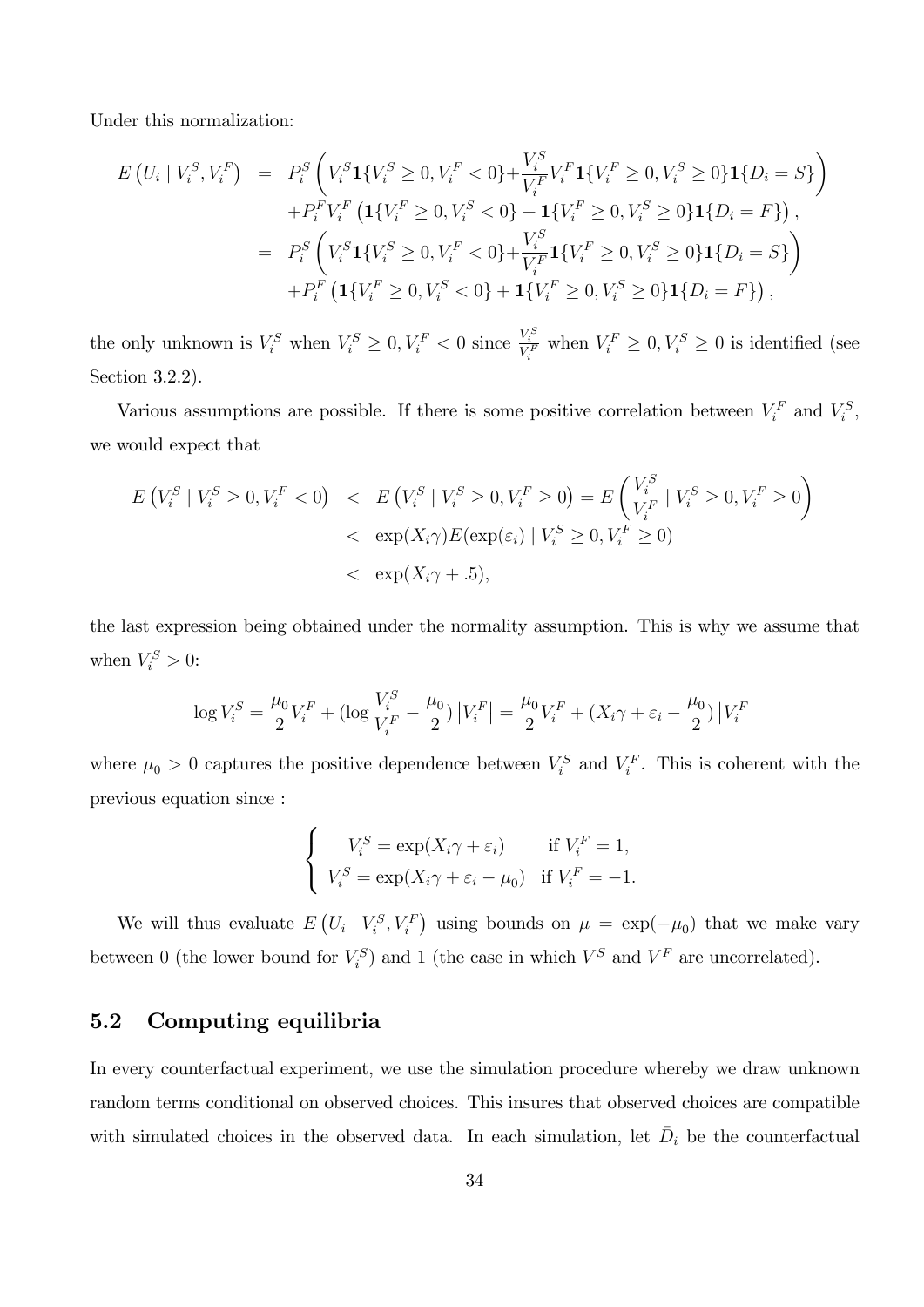Under this normalization:

$$
\begin{aligned}
E\left(U_i \mid V_i^S, V_i^F\right) &= P_i^S\left(V_i^S \mathbf{1}\{V_i^S \geq 0, V_i^F < 0\} + \frac{V_i^S}{V_i^F} V_i^F \mathbf{1}\{V_i^F \geq 0, V_i^S \geq 0\}\mathbf{1}\{D_i = S\}\right) \\
&\quad + P_i^F V_i^F\left(\mathbf{1}\{V_i^F \geq 0, V_i^S < 0\} + \mathbf{1}\{V_i^F \geq 0, V_i^S \geq 0\}\mathbf{1}\{D_i = F\}\right), \\
&= P_i^S\left(V_i^S \mathbf{1}\{V_i^S \geq 0, V_i^F < 0\} + \frac{V_i^S}{V_i^F} \mathbf{1}\{V_i^F \geq 0, V_i^S \geq 0\}\mathbf{1}\{D_i = S\}\right) \\
&\quad + P_i^F\left(\mathbf{1}\{V_i^F \geq 0, V_i^S < 0\} + \mathbf{1}\{V_i^F \geq 0, V_i^S \geq 0\}\mathbf{1}\{D_i = F\}\right),
\end{aligned}
$$

the only unknown is $V_i^S$ when $V_i^S \geq 0, V_i^F < 0$ since $\frac{V_i^S}{V_i^F}$ when $V_i^F \geq 0, V_i^S \geq 0$ is identified (see Section 3.2.2).

Various assumptions are possible. If there is some positive correlation between $V_i^F$ and $V_i^S$, we would expect that

$$
\begin{aligned}
E\left(V_i^S \mid V_i^S \geq 0, V_i^F < 0\right) &< E\left(V_i^S \mid V_i^S \geq 0, V_i^F \geq 0\right) = E\left(\frac{V_i^S}{V_i^F} \mid V_i^S \geq 0, V_i^F \geq 0\right) \\
&< \exp(X_i\gamma) E(\exp(\varepsilon_i) \mid V_i^S \geq 0, V_i^F \geq 0) \\
&< \exp(X_i\gamma + .5),
\end{aligned}
$$

the last expression being obtained under the normality assumption. This is why we assume that when $V_i^S > 0$:

$$
\log V_i^S = \frac{\mu_0}{2} V_i^F + (\log \frac{V_i^S}{V_i^F} - \frac{\mu_0}{2}) \left|V_i^F\right| = \frac{\mu_0}{2} V_i^F + (X_i\gamma + \varepsilon_i - \frac{\mu_0}{2}) \left|V_i^F\right|
$$

where $\mu_0 > 0$ captures the positive dependence between $V_i^S$ and $V_i^F$. This is coherent with the previous equation since :

$$
\begin{cases}
V_i^S = \exp(X_i\gamma + \varepsilon_i) & \text{if } V_i^F = 1, \\
V_i^S = \exp(X_i\gamma + \varepsilon_i - \mu_0) & \text{if } V_i^F = -1.
\end{cases}
$$

We will thus evaluate $E\left(U_i \mid V_i^S, V_i^F\right)$ using bounds on $\mu = \exp(-\mu_0)$ that we make vary between 0 (the lower bound for $V_i^S$) and 1 (the case in which $V^S$ and $V^F$ are uncorrelated).

## 5.2 Computing equilibria

In every counterfactual experiment, we use the simulation procedure whereby we draw unknown random terms conditional on observed choices. This insures that observed choices are compatible with simulated choices in the observed data. In each simulation, let $\bar{D}_i$ be the counterfactual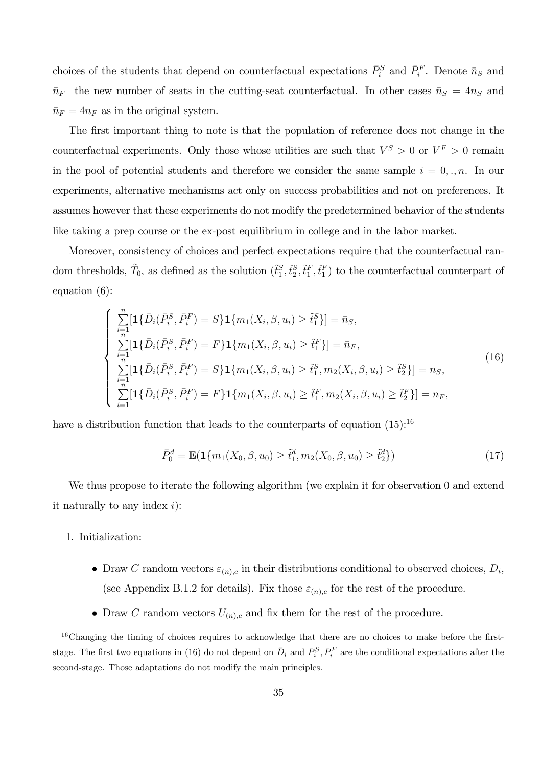choices of the students that depend on counterfactual expectations $\bar{P}_i^S$ and $\bar{P}_i^F$. Denote $\bar{n}_S$ and $\bar{n}_F$ the new number of seats in the cutting-seat counterfactual. In other cases $\bar{n}_S = 4n_S$ and $\bar{n}_F = 4n_F$ as in the original system.

The first important thing to note is that the population of reference does not change in the counterfactual experiments. Only those whose utilities are such that $V^S > 0$ or $V^F > 0$ remain in the pool of potential students and therefore we consider the same sample $i = 0, ., n$. In our experiments, alternative mechanisms act only on success probabilities and not on preferences. It assumes however that these experiments do not modify the predetermined behavior of the students like taking a prep course or the ex-post equilibrium in college and in the labor market.

Moreover, consistency of choices and perfect expectations require that the counterfactual random thresholds, $\tilde{T}_0$, as defined as the solution $(\tilde{t}_1^S, \tilde{t}_2^S, \tilde{t}_1^F, \tilde{t}_1^F)$ to the counterfactual counterpart of equation (6):

$$\left\{ \begin{array}{l} \sum_{i=1}^{n} [\mathbf{1}\{\bar{D}_i(\bar{P}_i^S, \bar{P}_i^F) = S\} \mathbf{1}\{m_1(X_i, \beta, u_i) \geq \tilde{t}_1^S\}] = \bar{n}_S, \\ \sum_{i=1}^{n} [\mathbf{1}\{\bar{D}_i(\bar{P}_i^S, \bar{P}_i^F) = F\} \mathbf{1}\{m_1(X_i, \beta, u_i) \geq \tilde{t}_1^F\}] = \bar{n}_F, \\ \sum_{i=1}^{n} [\mathbf{1}\{\bar{D}_i(\bar{P}_i^S, \bar{P}_i^F) = S\} \mathbf{1}\{m_1(X_i, \beta, u_i) \geq \tilde{t}_1^S, m_2(X_i, \beta, u_i) \geq \tilde{t}_2^S\}] = n_S, \\ \sum_{i=1}^{n} [\mathbf{1}\{\bar{D}_i(\bar{P}_i^S, \bar{P}_i^F) = F\} \mathbf{1}\{m_1(X_i, \beta, u_i) \geq \tilde{t}_1^F, m_2(X_i, \beta, u_i) \geq \tilde{t}_2^F\}] = n_F, \end{array} \right. \tag{16}$$

have a distribution function that leads to the counterparts of equation (15):[16]

$$\bar{P}_0^d = \mathbb{E}(\mathbf{1}\{m_1(X_0, \beta, u_0) \geq \tilde{t}_1^d, m_2(X_0, \beta, u_0) \geq \tilde{t}_2^d\}) \tag{17}$$

We thus propose to iterate the following algorithm (we explain it for observation 0 and extend it naturally to any index $i$):

1. Initialization:
   - Draw $C$ random vectors $\varepsilon_{(n),c}$ in their distributions conditional to observed choices, $D_i$, (see Appendix B.1.2 for details). Fix those $\varepsilon_{(n),c}$ for the rest of the procedure.
   - Draw $C$ random vectors $U_{(n),c}$ and fix them for the rest of the procedure.

[16] Changing the timing of choices requires to acknowledge that there are no choices to make before the first-stage. The first two equations in (16) do not depend on $\bar{D}_i$ and $P_i^S, P_i^F$ are the conditional expectations after the second-stage. Those adaptations do not modify the main principles.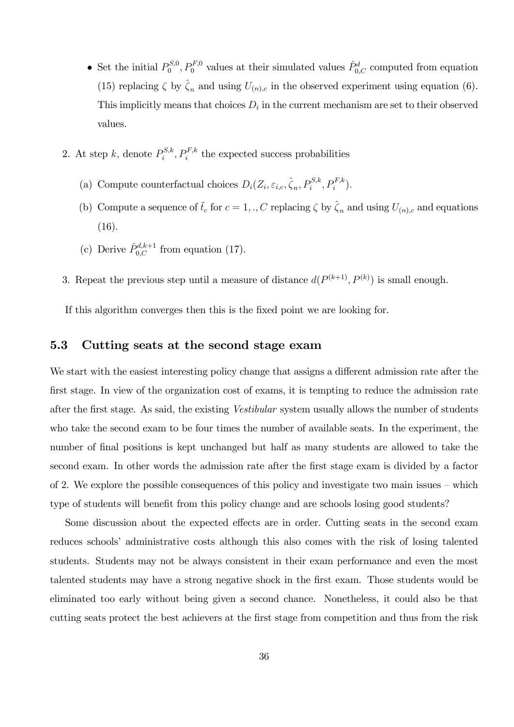- Set the initial $P_0^{S,0}, P_0^{F,0}$ values at their simulated values $\hat{P}_{0,C}^d$ computed from equation (15) replacing $\zeta$ by $\hat{\zeta}_n$ and using $U_{(n),c}$ in the observed experiment using equation (6). This implicitly means that choices $D_i$ in the current mechanism are set to their observed values.

2. At step $k$, denote $P_i^{S,k}, P_i^{F,k}$ the expected success probabilities

   (a) Compute counterfactual choices $D_i(Z_i, \varepsilon_{i,c}, \hat{\zeta}_n, P_i^{S,k}, P_i^{F,k})$.

   (b) Compute a sequence of $\tilde{t}_c$ for $c = 1, ., C$ replacing $\zeta$ by $\hat{\zeta}_n$ and using $U_{(n),c}$ and equations (16).

   (c) Derive $\hat{P}_{0,C}^{d,k+1}$ from equation (17).

3. Repeat the previous step until a measure of distance $d(P^{(k+1)}, P^{(k)})$ is small enough.

If this algorithm converges then this is the fixed point we are looking for.

### 5.3 Cutting seats at the second stage exam

We start with the easiest interesting policy change that assigns a different admission rate after the first stage. In view of the organization cost of exams, it is tempting to reduce the admission rate after the first stage. As said, the existing *Vestibular* system usually allows the number of students who take the second exam to be four times the number of available seats. In the experiment, the number of final positions is kept unchanged but half as many students are allowed to take the second exam. In other words the admission rate after the first stage exam is divided by a factor of 2. We explore the possible consequences of this policy and investigate two main issues – which type of students will benefit from this policy change and are schools losing good students?

Some discussion about the expected effects are in order. Cutting seats in the second exam reduces schools' administrative costs although this also comes with the risk of losing talented students. Students may not be always consistent in their exam performance and even the most talented students may have a strong negative shock in the first exam. Those students would be eliminated too early without being given a second chance. Nonetheless, it could also be that cutting seats protect the best achievers at the first stage from competition and thus from the risk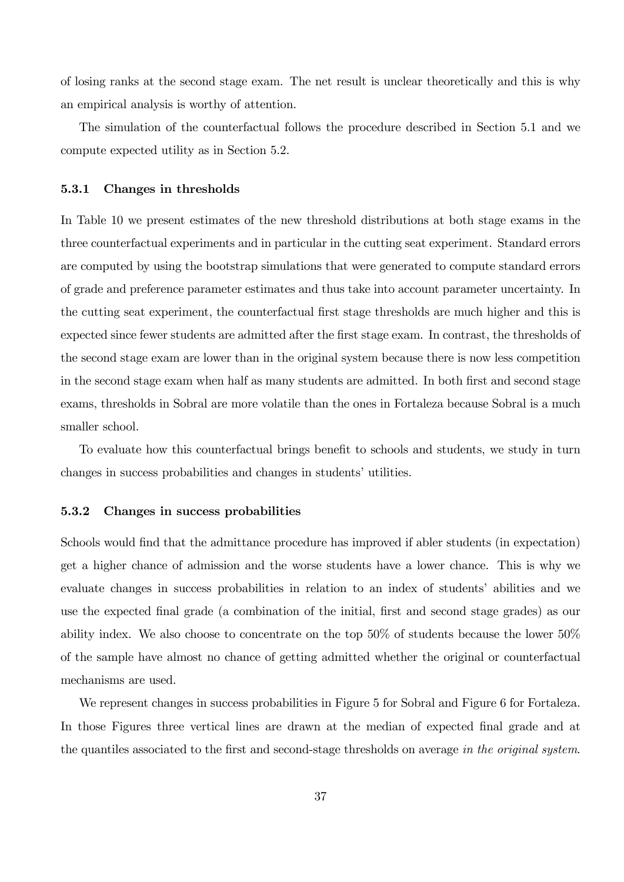of losing ranks at the second stage exam. The net result is unclear theoretically and this is why an empirical analysis is worthy of attention.

The simulation of the counterfactual follows the procedure described in Section 5.1 and we compute expected utility as in Section 5.2.

### 5.3.1 Changes in thresholds

In Table 10 we present estimates of the new threshold distributions at both stage exams in the three counterfactual experiments and in particular in the cutting seat experiment. Standard errors are computed by using the bootstrap simulations that were generated to compute standard errors of grade and preference parameter estimates and thus take into account parameter uncertainty. In the cutting seat experiment, the counterfactual first stage thresholds are much higher and this is expected since fewer students are admitted after the first stage exam. In contrast, the thresholds of the second stage exam are lower than in the original system because there is now less competition in the second stage exam when half as many students are admitted. In both first and second stage exams, thresholds in Sobral are more volatile than the ones in Fortaleza because Sobral is a much smaller school.

To evaluate how this counterfactual brings benefit to schools and students, we study in turn changes in success probabilities and changes in students' utilities.

### 5.3.2 Changes in success probabilities

Schools would find that the admittance procedure has improved if abler students (in expectation) get a higher chance of admission and the worse students have a lower chance. This is why we evaluate changes in success probabilities in relation to an index of students' abilities and we use the expected final grade (a combination of the initial, first and second stage grades) as our ability index. We also choose to concentrate on the top 50% of students because the lower 50% of the sample have almost no chance of getting admitted whether the original or counterfactual mechanisms are used.

We represent changes in success probabilities in Figure 5 for Sobral and Figure 6 for Fortaleza. In those Figures three vertical lines are drawn at the median of expected final grade and at the quantiles associated to the first and second-stage thresholds on average *in the original system*.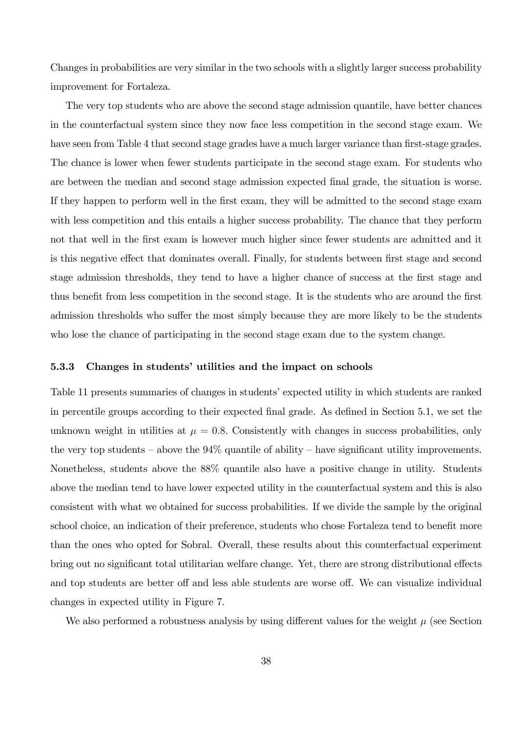Changes in probabilities are very similar in the two schools with a slightly larger success probability improvement for Fortaleza.

The very top students who are above the second stage admission quantile, have better chances in the counterfactual system since they now face less competition in the second stage exam. We have seen from Table 4 that second stage grades have a much larger variance than first-stage grades. The chance is lower when fewer students participate in the second stage exam. For students who are between the median and second stage admission expected final grade, the situation is worse. If they happen to perform well in the first exam, they will be admitted to the second stage exam with less competition and this entails a higher success probability. The chance that they perform not that well in the first exam is however much higher since fewer students are admitted and it is this negative effect that dominates overall. Finally, for students between first stage and second stage admission thresholds, they tend to have a higher chance of success at the first stage and thus benefit from less competition in the second stage. It is the students who are around the first admission thresholds who suffer the most simply because they are more likely to be the students who lose the chance of participating in the second stage exam due to the system change.

### 5.3.3 Changes in students' utilities and the impact on schools

Table 11 presents summaries of changes in students' expected utility in which students are ranked in percentile groups according to their expected final grade. As defined in Section 5.1, we set the unknown weight in utilities at $\mu = 0.8$. Consistently with changes in success probabilities, only the very top students – above the 94% quantile of ability – have significant utility improvements. Nonetheless, students above the 88% quantile also have a positive change in utility. Students above the median tend to have lower expected utility in the counterfactual system and this is also consistent with what we obtained for success probabilities. If we divide the sample by the original school choice, an indication of their preference, students who chose Fortaleza tend to benefit more than the ones who opted for Sobral. Overall, these results about this counterfactual experiment bring out no significant total utilitarian welfare change. Yet, there are strong distributional effects and top students are better off and less able students are worse off. We can visualize individual changes in expected utility in Figure 7.

We also performed a robustness analysis by using different values for the weight $\mu$ (see Section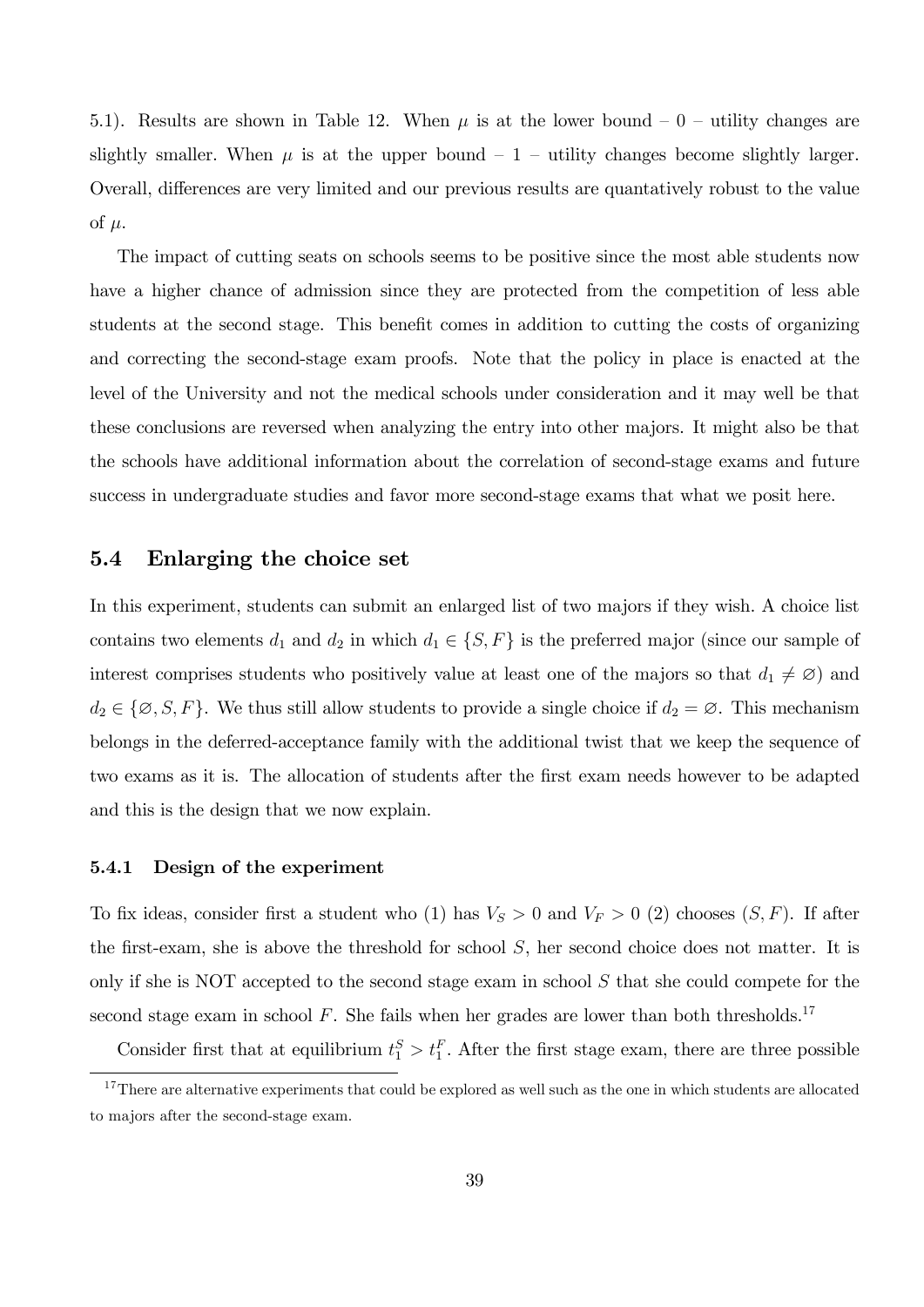5.1). Results are shown in Table 12. When $\mu$ is at the lower bound – 0 – utility changes are slightly smaller. When $\mu$ is at the upper bound – 1 – utility changes become slightly larger. Overall, differences are very limited and our previous results are quantatively robust to the value of $\mu$.

The impact of cutting seats on schools seems to be positive since the most able students now have a higher chance of admission since they are protected from the competition of less able students at the second stage. This benefit comes in addition to cutting the costs of organizing and correcting the second-stage exam proofs. Note that the policy in place is enacted at the level of the University and not the medical schools under consideration and it may well be that these conclusions are reversed when analyzing the entry into other majors. It might also be that the schools have additional information about the correlation of second-stage exams and future success in undergraduate studies and favor more second-stage exams that what we posit here.

## 5.4 Enlarging the choice set

In this experiment, students can submit an enlarged list of two majors if they wish. A choice list contains two elements $d_1$ and $d_2$ in which $d_1 \in \{S, F\}$ is the preferred major (since our sample of interest comprises students who positively value at least one of the majors so that $d_1 \neq \varnothing$) and $d_2 \in \{\varnothing, S, F\}$. We thus still allow students to provide a single choice if $d_2 = \varnothing$. This mechanism belongs in the deferred-acceptance family with the additional twist that we keep the sequence of two exams as it is. The allocation of students after the first exam needs however to be adapted and this is the design that we now explain.

### 5.4.1 Design of the experiment

To fix ideas, consider first a student who (1) has $V_S > 0$ and $V_F > 0$ (2) chooses $(S, F)$. If after the first-exam, she is above the threshold for school $S$, her second choice does not matter. It is only if she is NOT accepted to the second stage exam in school $S$ that she could compete for the second stage exam in school $F$. She fails when her grades are lower than both thresholds.[17]

Consider first that at equilibrium $t_1^S > t_1^F$. After the first stage exam, there are three possible

[17] There are alternative experiments that could be explored as well such as the one in which students are allocated to majors after the second-stage exam.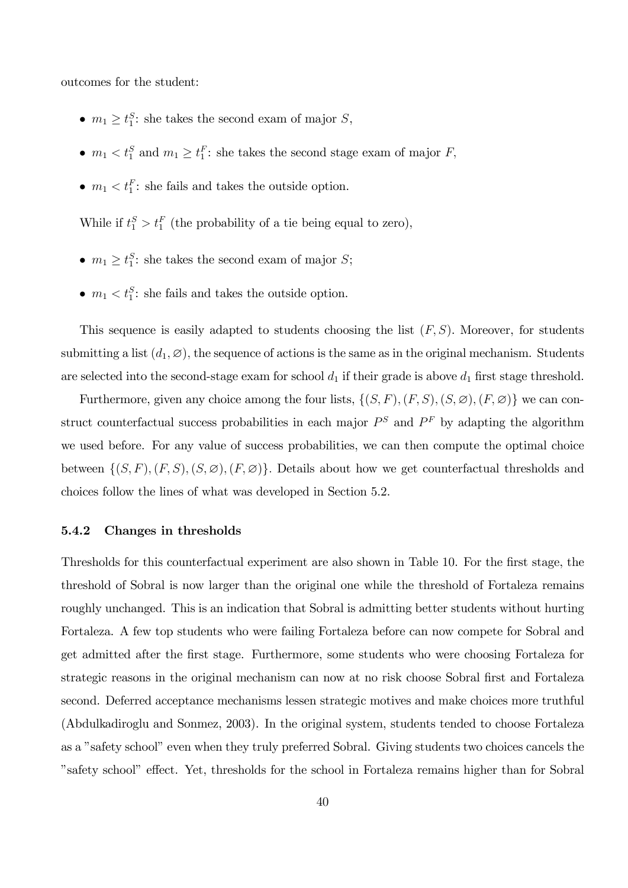outcomes for the student:

- $m_1 \geq t_1^S$: she takes the second exam of major $S$,
- $m_1 < t_1^S$ and $m_1 \geq t_1^F$: she takes the second stage exam of major $F$,
- $m_1 < t_1^F$: she fails and takes the outside option.

While if $t_1^S > t_1^F$ (the probability of a tie being equal to zero),

- $m_1 \geq t_1^S$: she takes the second exam of major $S$;
- $m_1 < t_1^S$: she fails and takes the outside option.

This sequence is easily adapted to students choosing the list $(F, S)$. Moreover, for students submitting a list $(d_1, \varnothing)$, the sequence of actions is the same as in the original mechanism. Students are selected into the second-stage exam for school $d_1$ if their grade is above $d_1$ first stage threshold.

Furthermore, given any choice among the four lists, $\{(S, F), (F, S), (S, \varnothing), (F, \varnothing)\}$ we can construct counterfactual success probabilities in each major $P^S$ and $P^F$ by adapting the algorithm we used before. For any value of success probabilities, we can then compute the optimal choice between $\{(S, F), (F, S), (S, \varnothing), (F, \varnothing)\}$. Details about how we get counterfactual thresholds and choices follow the lines of what was developed in Section 5.2.

### 5.4.2 Changes in thresholds

Thresholds for this counterfactual experiment are also shown in Table 10. For the first stage, the threshold of Sobral is now larger than the original one while the threshold of Fortaleza remains roughly unchanged. This is an indication that Sobral is admitting better students without hurting Fortaleza. A few top students who were failing Fortaleza before can now compete for Sobral and get admitted after the first stage. Furthermore, some students who were choosing Fortaleza for strategic reasons in the original mechanism can now at no risk choose Sobral first and Fortaleza second. Deferred acceptance mechanisms lessen strategic motives and make choices more truthful (Abdulkadiroglu and Sonmez, 2003). In the original system, students tended to choose Fortaleza as a "safety school" even when they truly preferred Sobral. Giving students two choices cancels the "safety school" effect. Yet, thresholds for the school in Fortaleza remains higher than for Sobral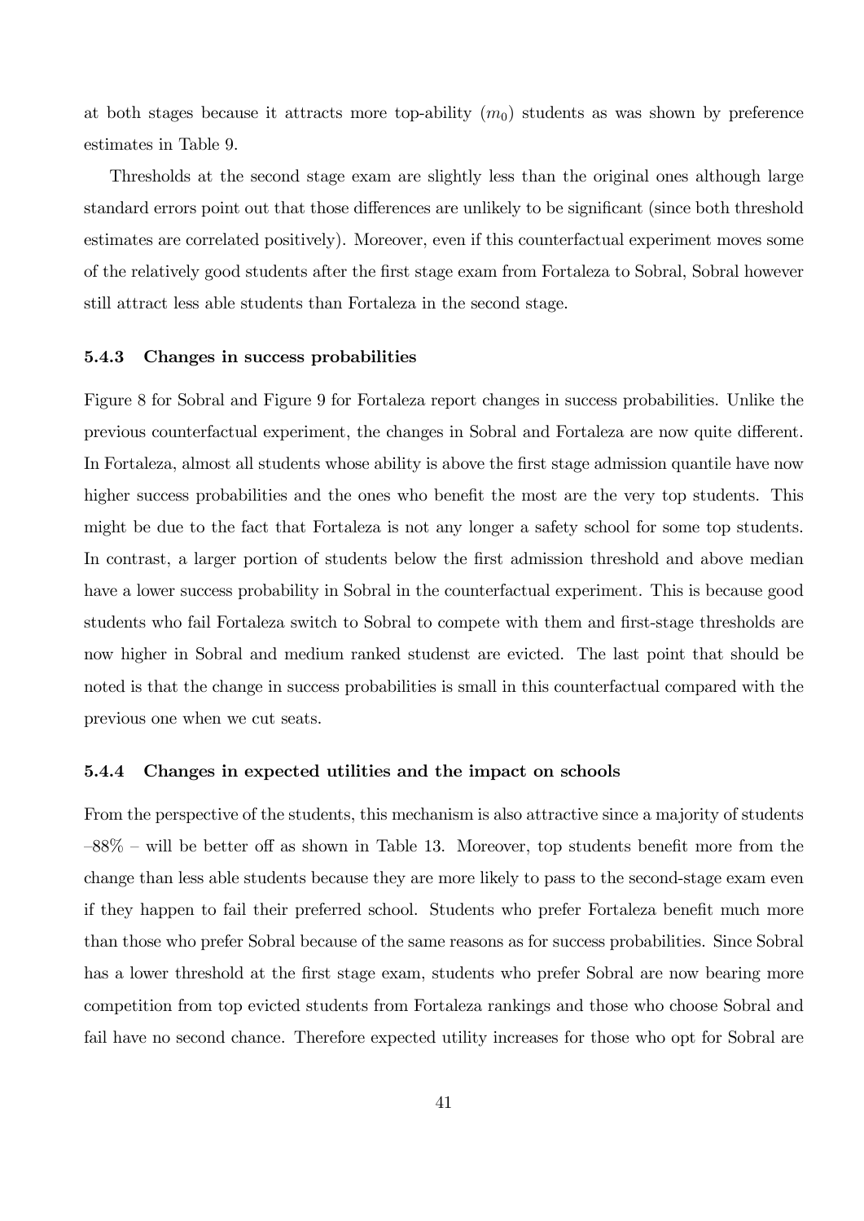at both stages because it attracts more top-ability ($m_0$) students as was shown by preference estimates in Table 9.

Thresholds at the second stage exam are slightly less than the original ones although large standard errors point out that those differences are unlikely to be significant (since both threshold estimates are correlated positively). Moreover, even if this counterfactual experiment moves some of the relatively good students after the first stage exam from Fortaleza to Sobral, Sobral however still attract less able students than Fortaleza in the second stage.

### 5.4.3 Changes in success probabilities

Figure 8 for Sobral and Figure 9 for Fortaleza report changes in success probabilities. Unlike the previous counterfactual experiment, the changes in Sobral and Fortaleza are now quite different. In Fortaleza, almost all students whose ability is above the first stage admission quantile have now higher success probabilities and the ones who benefit the most are the very top students. This might be due to the fact that Fortaleza is not any longer a safety school for some top students. In contrast, a larger portion of students below the first admission threshold and above median have a lower success probability in Sobral in the counterfactual experiment. This is because good students who fail Fortaleza switch to Sobral to compete with them and first-stage thresholds are now higher in Sobral and medium ranked studenst are evicted. The last point that should be noted is that the change in success probabilities is small in this counterfactual compared with the previous one when we cut seats.

### 5.4.4 Changes in expected utilities and the impact on schools

From the perspective of the students, this mechanism is also attractive since a majority of students –88% – will be better off as shown in Table 13. Moreover, top students benefit more from the change than less able students because they are more likely to pass to the second-stage exam even if they happen to fail their preferred school. Students who prefer Fortaleza benefit much more than those who prefer Sobral because of the same reasons as for success probabilities. Since Sobral has a lower threshold at the first stage exam, students who prefer Sobral are now bearing more competition from top evicted students from Fortaleza rankings and those who choose Sobral and fail have no second chance. Therefore expected utility increases for those who opt for Sobral are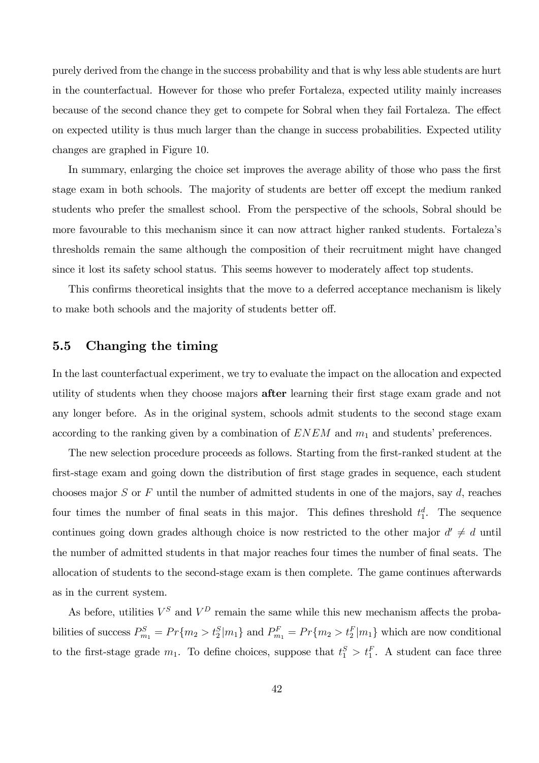purely derived from the change in the success probability and that is why less able students are hurt in the counterfactual. However for those who prefer Fortaleza, expected utility mainly increases because of the second chance they get to compete for Sobral when they fail Fortaleza. The effect on expected utility is thus much larger than the change in success probabilities. Expected utility changes are graphed in Figure 10.

In summary, enlarging the choice set improves the average ability of those who pass the first stage exam in both schools. The majority of students are better off except the medium ranked students who prefer the smallest school. From the perspective of the schools, Sobral should be more favourable to this mechanism since it can now attract higher ranked students. Fortaleza's thresholds remain the same although the composition of their recruitment might have changed since it lost its safety school status. This seems however to moderately affect top students.

This confirms theoretical insights that the move to a deferred acceptance mechanism is likely to make both schools and the majority of students better off.

## 5.5 Changing the timing

In the last counterfactual experiment, we try to evaluate the impact on the allocation and expected utility of students when they choose majors **after** learning their first stage exam grade and not any longer before. As in the original system, schools admit students to the second stage exam according to the ranking given by a combination of $ENEM$ and $m_1$ and students' preferences.

The new selection procedure proceeds as follows. Starting from the first-ranked student at the first-stage exam and going down the distribution of first stage grades in sequence, each student chooses major $S$ or $F$ until the number of admitted students in one of the majors, say $d$, reaches four times the number of final seats in this major. This defines threshold $t_1^d$. The sequence continues going down grades although choice is now restricted to the other major $d' \neq d$ until the number of admitted students in that major reaches four times the number of final seats. The allocation of students to the second-stage exam is then complete. The game continues afterwards as in the current system.

As before, utilities $V^S$ and $V^D$ remain the same while this new mechanism affects the probabilities of success $P_{m_1}^S = Pr\{m_2 > t_2^S | m_1\}$ and $P_{m_1}^F = Pr\{m_2 > t_2^F | m_1\}$ which are now conditional to the first-stage grade $m_1$. To define choices, suppose that $t_1^S > t_1^F$. A student can face three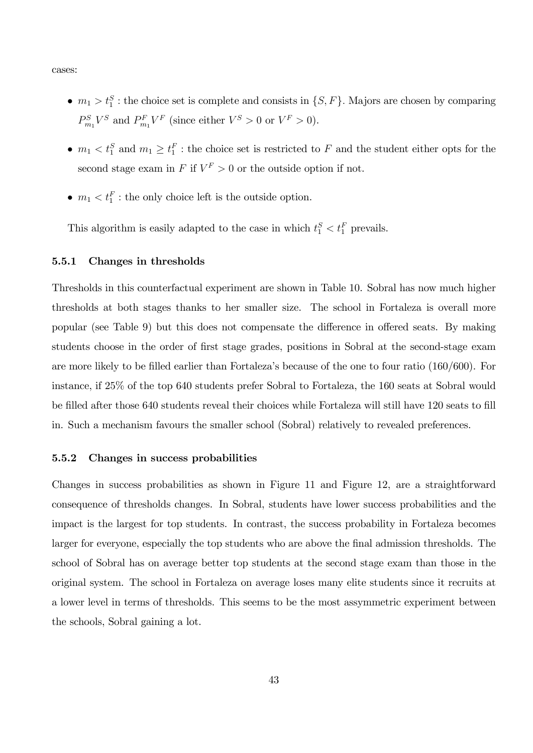cases:

- $m_1 > t_1^S$ : the choice set is complete and consists in $\{S, F\}$. Majors are chosen by comparing $P_{m_1}^S V^S$ and $P_{m_1}^F V^F$ (since either $V^S > 0$ or $V^F > 0$).
- $m_1 < t_1^S$ and $m_1 \geq t_1^F$ : the choice set is restricted to $F$ and the student either opts for the second stage exam in $F$ if $V^F > 0$ or the outside option if not.
- $m_1 < t_1^F$ : the only choice left is the outside option.

This algorithm is easily adapted to the case in which $t_1^S < t_1^F$ prevails.

### 5.5.1 Changes in thresholds

Thresholds in this counterfactual experiment are shown in Table 10. Sobral has now much higher thresholds at both stages thanks to her smaller size. The school in Fortaleza is overall more popular (see Table 9) but this does not compensate the difference in offered seats. By making students choose in the order of first stage grades, positions in Sobral at the second-stage exam are more likely to be filled earlier than Fortaleza's because of the one to four ratio (160/600). For instance, if 25% of the top 640 students prefer Sobral to Fortaleza, the 160 seats at Sobral would be filled after those 640 students reveal their choices while Fortaleza will still have 120 seats to fill in. Such a mechanism favours the smaller school (Sobral) relatively to revealed preferences.

### 5.5.2 Changes in success probabilities

Changes in success probabilities as shown in Figure 11 and Figure 12, are a straightforward consequence of thresholds changes. In Sobral, students have lower success probabilities and the impact is the largest for top students. In contrast, the success probability in Fortaleza becomes larger for everyone, especially the top students who are above the final admission thresholds. The school of Sobral has on average better top students at the second stage exam than those in the original system. The school in Fortaleza on average loses many elite students since it recruits at a lower level in terms of thresholds. This seems to be the most assymmetric experiment between the schools, Sobral gaining a lot.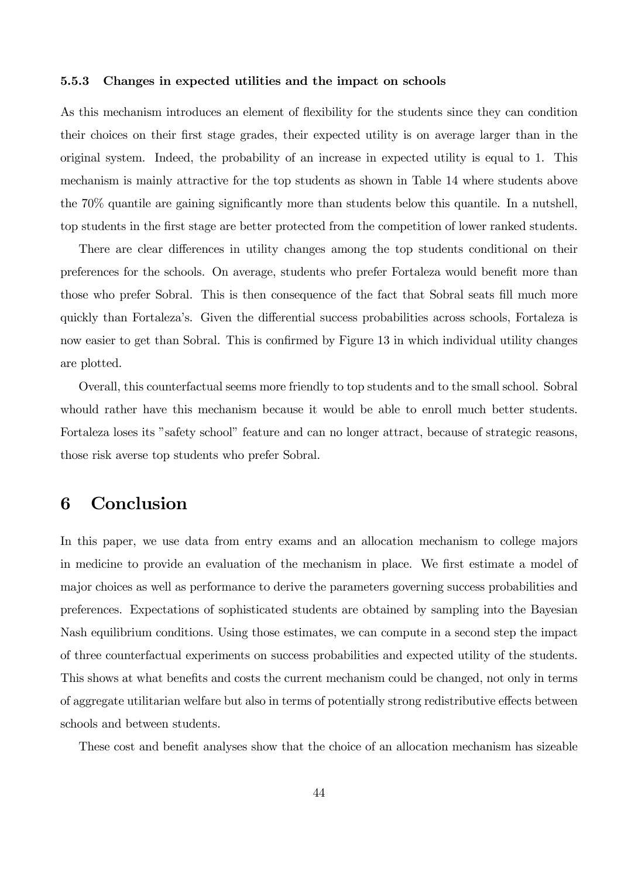#### 5.5.3 Changes in expected utilities and the impact on schools

As this mechanism introduces an element of flexibility for the students since they can condition their choices on their first stage grades, their expected utility is on average larger than in the original system. Indeed, the probability of an increase in expected utility is equal to 1. This mechanism is mainly attractive for the top students as shown in Table 14 where students above the 70% quantile are gaining significantly more than students below this quantile. In a nutshell, top students in the first stage are better protected from the competition of lower ranked students.

There are clear differences in utility changes among the top students conditional on their preferences for the schools. On average, students who prefer Fortaleza would benefit more than those who prefer Sobral. This is then consequence of the fact that Sobral seats fill much more quickly than Fortaleza's. Given the differential success probabilities across schools, Fortaleza is now easier to get than Sobral. This is confirmed by Figure 13 in which individual utility changes are plotted.

Overall, this counterfactual seems more friendly to top students and to the small school. Sobral whould rather have this mechanism because it would be able to enroll much better students. Fortaleza loses its "safety school" feature and can no longer attract, because of strategic reasons, those risk averse top students who prefer Sobral.

# 6 Conclusion

In this paper, we use data from entry exams and an allocation mechanism to college majors in medicine to provide an evaluation of the mechanism in place. We first estimate a model of major choices as well as performance to derive the parameters governing success probabilities and preferences. Expectations of sophisticated students are obtained by sampling into the Bayesian Nash equilibrium conditions. Using those estimates, we can compute in a second step the impact of three counterfactual experiments on success probabilities and expected utility of the students. This shows at what benefits and costs the current mechanism could be changed, not only in terms of aggregate utilitarian welfare but also in terms of potentially strong redistributive effects between schools and between students.

These cost and benefit analyses show that the choice of an allocation mechanism has sizeable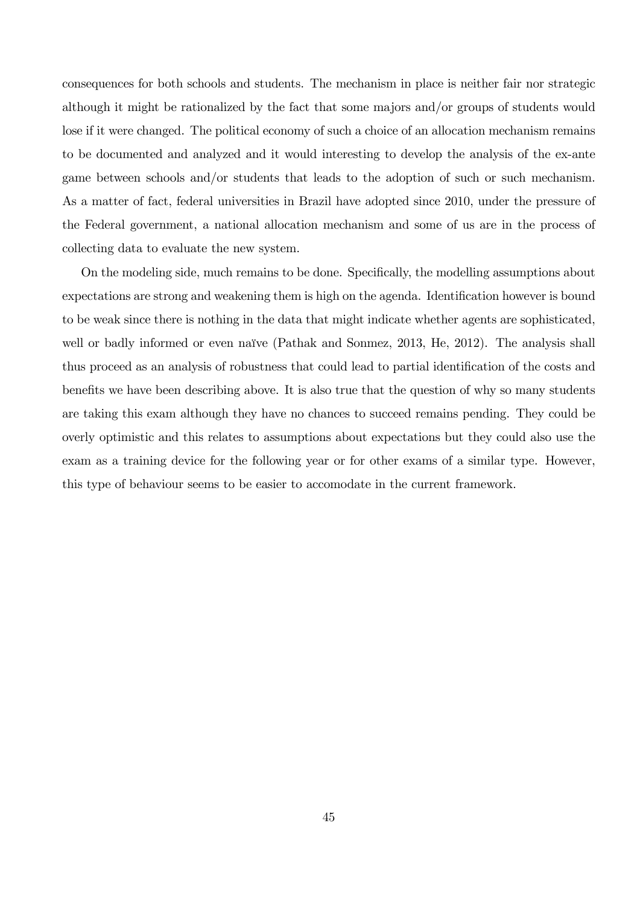consequences for both schools and students. The mechanism in place is neither fair nor strategic although it might be rationalized by the fact that some majors and/or groups of students would lose if it were changed. The political economy of such a choice of an allocation mechanism remains to be documented and analyzed and it would interesting to develop the analysis of the ex-ante game between schools and/or students that leads to the adoption of such or such mechanism. As a matter of fact, federal universities in Brazil have adopted since 2010, under the pressure of the Federal government, a national allocation mechanism and some of us are in the process of collecting data to evaluate the new system.

On the modeling side, much remains to be done. Specifically, the modelling assumptions about expectations are strong and weakening them is high on the agenda. Identification however is bound to be weak since there is nothing in the data that might indicate whether agents are sophisticated, well or badly informed or even naïve (Pathak and Sonmez, 2013, He, 2012). The analysis shall thus proceed as an analysis of robustness that could lead to partial identification of the costs and benefits we have been describing above. It is also true that the question of why so many students are taking this exam although they have no chances to succeed remains pending. They could be overly optimistic and this relates to assumptions about expectations but they could also use the exam as a training device for the following year or for other exams of a similar type. However, this type of behaviour seems to be easier to accomodate in the current framework.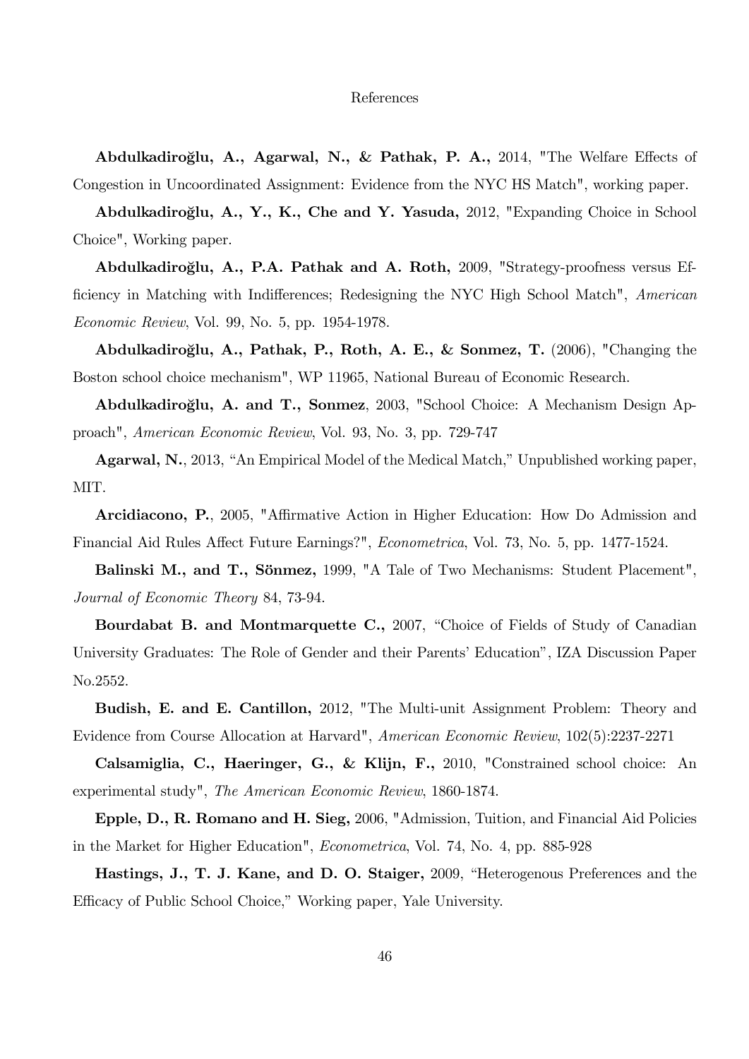# References

**Abdulkadiroğlu, A., Agarwal, N., & Pathak, P. A.,** 2014, "The Welfare Effects of Congestion in Uncoordinated Assignment: Evidence from the NYC HS Match", working paper.

**Abdulkadiroğlu, A., Y., K., Che and Y. Yasuda,** 2012, "Expanding Choice in School Choice", Working paper.

**Abdulkadiroğlu, A., P.A. Pathak and A. Roth,** 2009, "Strategy-proofness versus Efficiency in Matching with Indifferences; Redesigning the NYC High School Match", *American Economic Review*, Vol. 99, No. 5, pp. 1954-1978.

**Abdulkadiroğlu, A., Pathak, P., Roth, A. E., & Sonmez, T.** (2006), "Changing the Boston school choice mechanism", WP 11965, National Bureau of Economic Research.

**Abdulkadiroğlu, A. and T., Sonmez**, 2003, "School Choice: A Mechanism Design Approach", *American Economic Review*, Vol. 93, No. 3, pp. 729-747

**Agarwal, N.**, 2013, "An Empirical Model of the Medical Match," Unpublished working paper, MIT.

**Arcidiacono, P.**, 2005, "Affirmative Action in Higher Education: How Do Admission and Financial Aid Rules Affect Future Earnings?", *Econometrica*, Vol. 73, No. 5, pp. 1477-1524.

**Balinski M., and T., Sönmez,** 1999, "A Tale of Two Mechanisms: Student Placement", *Journal of Economic Theory* 84, 73-94.

**Bourdabat B. and Montmarquette C.,** 2007, "Choice of Fields of Study of Canadian University Graduates: The Role of Gender and their Parents' Education", IZA Discussion Paper No.2552.

**Budish, E. and E. Cantillon,** 2012, "The Multi-unit Assignment Problem: Theory and Evidence from Course Allocation at Harvard", *American Economic Review*, 102(5):2237-2271

**Calsamiglia, C., Haeringer, G., & Klijn, F.,** 2010, "Constrained school choice: An experimental study", *The American Economic Review*, 1860-1874.

**Epple, D., R. Romano and H. Sieg,** 2006, "Admission, Tuition, and Financial Aid Policies in the Market for Higher Education", *Econometrica*, Vol. 74, No. 4, pp. 885-928

**Hastings, J., T. J. Kane, and D. O. Staiger,** 2009, "Heterogenous Preferences and the Efficacy of Public School Choice," Working paper, Yale University.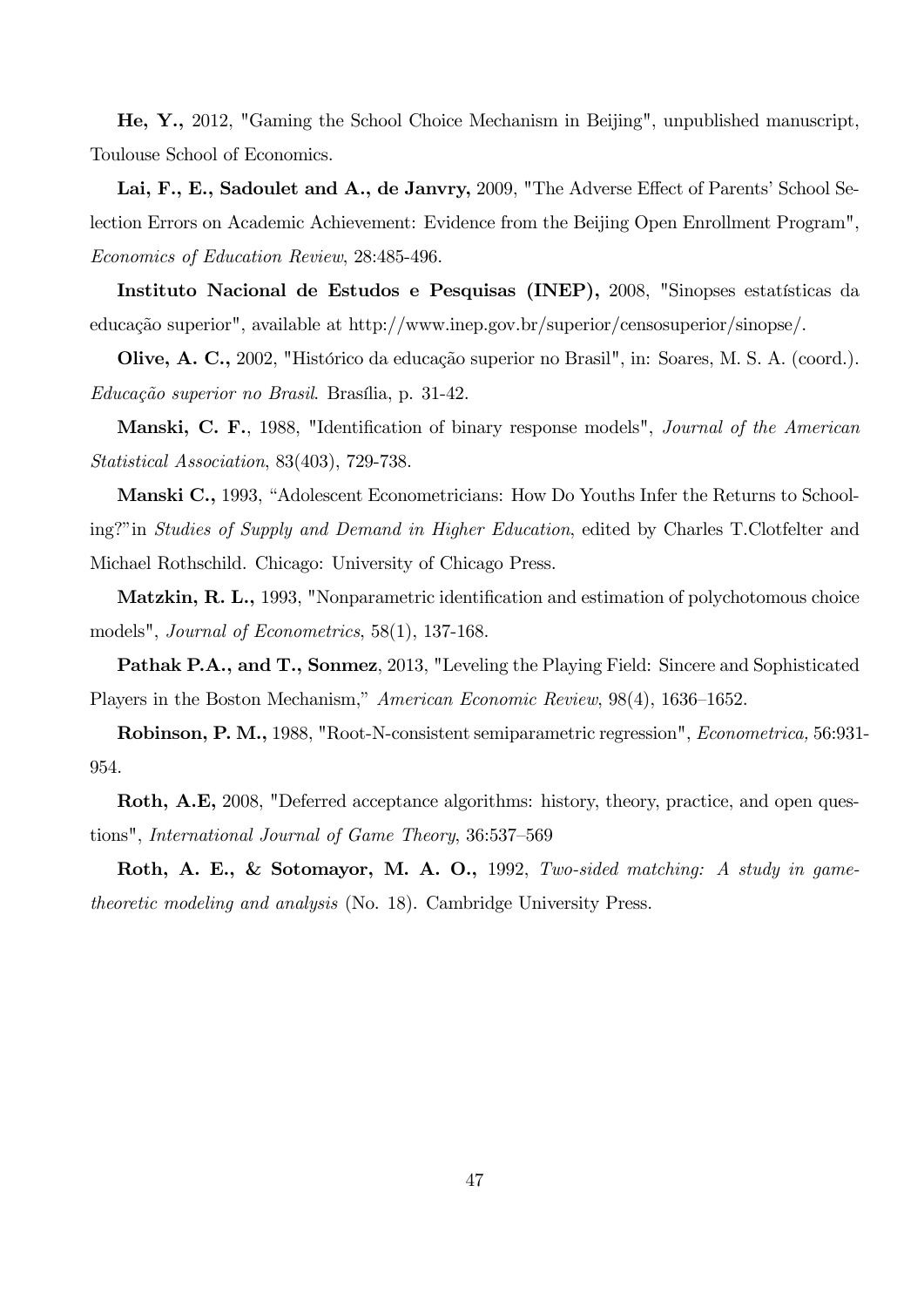**He, Y.,** 2012, "Gaming the School Choice Mechanism in Beijing", unpublished manuscript, Toulouse School of Economics.

**Lai, F., E., Sadoulet and A., de Janvry,** 2009, "The Adverse Effect of Parents' School Selection Errors on Academic Achievement: Evidence from the Beijing Open Enrollment Program", *Economics of Education Review*, 28:485-496.

**Instituto Nacional de Estudos e Pesquisas (INEP),** 2008, "Sinopses estatísticas da educação superior", available at http://www.inep.gov.br/superior/censosuperior/sinopse/.

**Olive, A. C.,** 2002, "Histórico da educação superior no Brasil", in: Soares, M. S. A. (coord.). *Educação superior no Brasil*. Brasília, p. 31-42.

**Manski, C. F.**, 1988, "Identification of binary response models", *Journal of the American Statistical Association*, 83(403), 729-738.

**Manski C.,** 1993, "Adolescent Econometricians: How Do Youths Infer the Returns to Schooling?" in *Studies of Supply and Demand in Higher Education*, edited by Charles T.Clotfelter and Michael Rothschild. Chicago: University of Chicago Press.

**Matzkin, R. L.,** 1993, "Nonparametric identification and estimation of polychotomous choice models", *Journal of Econometrics*, 58(1), 137-168.

**Pathak P.A., and T., Sonmez**, 2013, "Leveling the Playing Field: Sincere and Sophisticated Players in the Boston Mechanism," *American Economic Review*, 98(4), 1636–1652.

**Robinson, P. M.,** 1988, "Root-N-consistent semiparametric regression", *Econometrica,* 56:931-954.

**Roth, A.E,** 2008, "Deferred acceptance algorithms: history, theory, practice, and open questions", *International Journal of Game Theory*, 36:537–569

**Roth, A. E., & Sotomayor, M. A. O.,** 1992, *Two-sided matching: A study in game-theoretic modeling and analysis* (No. 18). Cambridge University Press.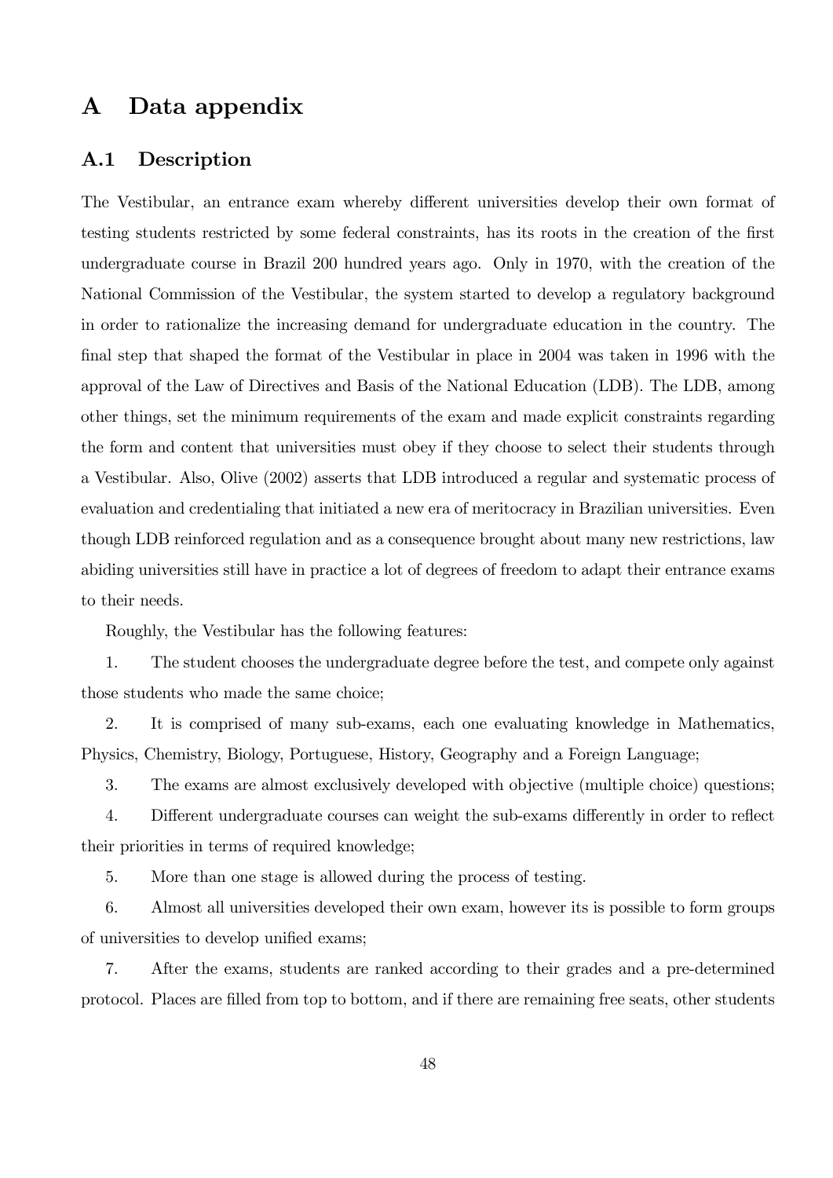# A Data appendix

## A.1 Description

The Vestibular, an entrance exam whereby different universities develop their own format of testing students restricted by some federal constraints, has its roots in the creation of the first undergraduate course in Brazil 200 hundred years ago. Only in 1970, with the creation of the National Commission of the Vestibular, the system started to develop a regulatory background in order to rationalize the increasing demand for undergraduate education in the country. The final step that shaped the format of the Vestibular in place in 2004 was taken in 1996 with the approval of the Law of Directives and Basis of the National Education (LDB). The LDB, among other things, set the minimum requirements of the exam and made explicit constraints regarding the form and content that universities must obey if they choose to select their students through a Vestibular. Also, Olive (2002) asserts that LDB introduced a regular and systematic process of evaluation and credentialing that initiated a new era of meritocracy in Brazilian universities. Even though LDB reinforced regulation and as a consequence brought about many new restrictions, law abiding universities still have in practice a lot of degrees of freedom to adapt their entrance exams to their needs.

Roughly, the Vestibular has the following features:

1. The student chooses the undergraduate degree before the test, and compete only against those students who made the same choice;

2. It is comprised of many sub-exams, each one evaluating knowledge in Mathematics, Physics, Chemistry, Biology, Portuguese, History, Geography and a Foreign Language;

3. The exams are almost exclusively developed with objective (multiple choice) questions;

4. Different undergraduate courses can weight the sub-exams differently in order to reflect their priorities in terms of required knowledge;

5. More than one stage is allowed during the process of testing.

6. Almost all universities developed their own exam, however its is possible to form groups of universities to develop unified exams;

7. After the exams, students are ranked according to their grades and a pre-determined protocol. Places are filled from top to bottom, and if there are remaining free seats, other students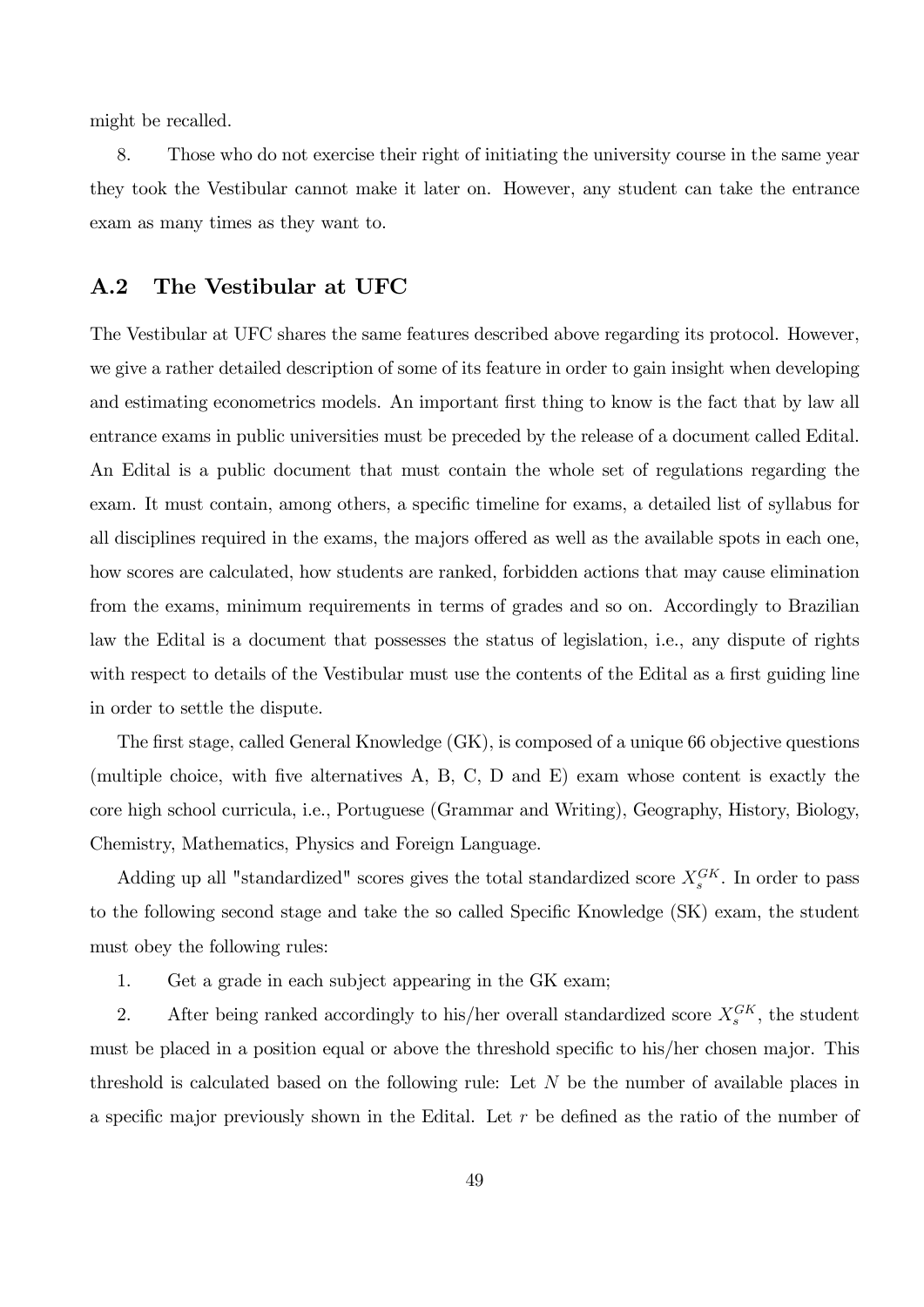might be recalled.

8. Those who do not exercise their right of initiating the university course in the same year they took the Vestibular cannot make it later on. However, any student can take the entrance exam as many times as they want to.

## A.2 The Vestibular at UFC

The Vestibular at UFC shares the same features described above regarding its protocol. However, we give a rather detailed description of some of its feature in order to gain insight when developing and estimating econometrics models. An important first thing to know is the fact that by law all entrance exams in public universities must be preceded by the release of a document called Edital. An Edital is a public document that must contain the whole set of regulations regarding the exam. It must contain, among others, a specific timeline for exams, a detailed list of syllabus for all disciplines required in the exams, the majors offered as well as the available spots in each one, how scores are calculated, how students are ranked, forbidden actions that may cause elimination from the exams, minimum requirements in terms of grades and so on. Accordingly to Brazilian law the Edital is a document that possesses the status of legislation, i.e., any dispute of rights with respect to details of the Vestibular must use the contents of the Edital as a first guiding line in order to settle the dispute.

The first stage, called General Knowledge (GK), is composed of a unique 66 objective questions (multiple choice, with five alternatives A, B, C, D and E) exam whose content is exactly the core high school curricula, i.e., Portuguese (Grammar and Writing), Geography, History, Biology, Chemistry, Mathematics, Physics and Foreign Language.

Adding up all "standardized" scores gives the total standardized score $X_s^{GK}$. In order to pass to the following second stage and take the so called Specific Knowledge (SK) exam, the student must obey the following rules:

1. Get a grade in each subject appearing in the GK exam;

2. After being ranked accordingly to his/her overall standardized score $X_s^{GK}$, the student must be placed in a position equal or above the threshold specific to his/her chosen major. This threshold is calculated based on the following rule: Let $N$ be the number of available places in a specific major previously shown in the Edital. Let $r$ be defined as the ratio of the number of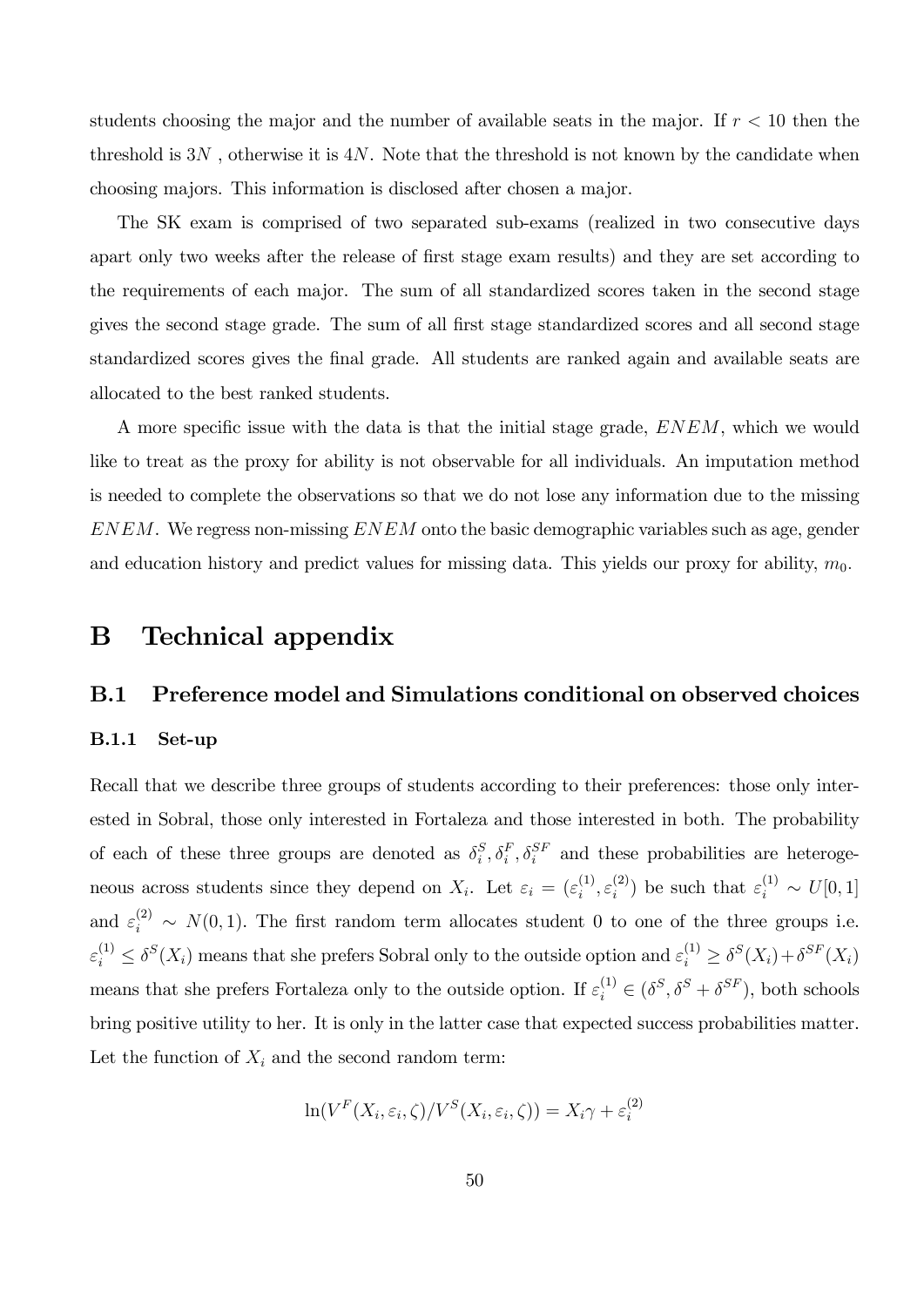students choosing the major and the number of available seats in the major. If $r < 10$ then the threshold is $3N$ , otherwise it is $4N$. Note that the threshold is not known by the candidate when choosing majors. This information is disclosed after chosen a major.

The SK exam is comprised of two separated sub-exams (realized in two consecutive days apart only two weeks after the release of first stage exam results) and they are set according to the requirements of each major. The sum of all standardized scores taken in the second stage gives the second stage grade. The sum of all first stage standardized scores and all second stage standardized scores gives the final grade. All students are ranked again and available seats are allocated to the best ranked students.

A more specific issue with the data is that the initial stage grade, $ENEM$, which we would like to treat as the proxy for ability is not observable for all individuals. An imputation method is needed to complete the observations so that we do not lose any information due to the missing $ENEM$. We regress non-missing $ENEM$ onto the basic demographic variables such as age, gender and education history and predict values for missing data. This yields our proxy for ability, $m_0$.

# B Technical appendix

## B.1 Preference model and Simulations conditional on observed choices

### B.1.1 Set-up

Recall that we describe three groups of students according to their preferences: those only interested in Sobral, those only interested in Fortaleza and those interested in both. The probability of each of these three groups are denoted as $\delta_i^S, \delta_i^F, \delta_i^{SF}$ and these probabilities are heterogeneous across students since they depend on $X_i$. Let $\varepsilon_i = (\varepsilon_i^{(1)}, \varepsilon_i^{(2)})$ be such that $\varepsilon_i^{(1)} \sim U[0,1]$ and $\varepsilon_i^{(2)} \sim N(0,1)$. The first random term allocates student 0 to one of the three groups i.e. $\varepsilon_i^{(1)} \leq \delta^S(X_i)$ means that she prefers Sobral only to the outside option and $\varepsilon_i^{(1)} \geq \delta^S(X_i) + \delta^{SF}(X_i)$ means that she prefers Fortaleza only to the outside option. If $\varepsilon_i^{(1)} \in (\delta^S, \delta^S + \delta^{SF})$, both schools bring positive utility to her. It is only in the latter case that expected success probabilities matter. Let the function of $X_i$ and the second random term:

$$\ln(V^F(X_i, \varepsilon_i, \zeta)/V^S(X_i, \varepsilon_i, \zeta)) = X_i\gamma + \varepsilon_i^{(2)}$$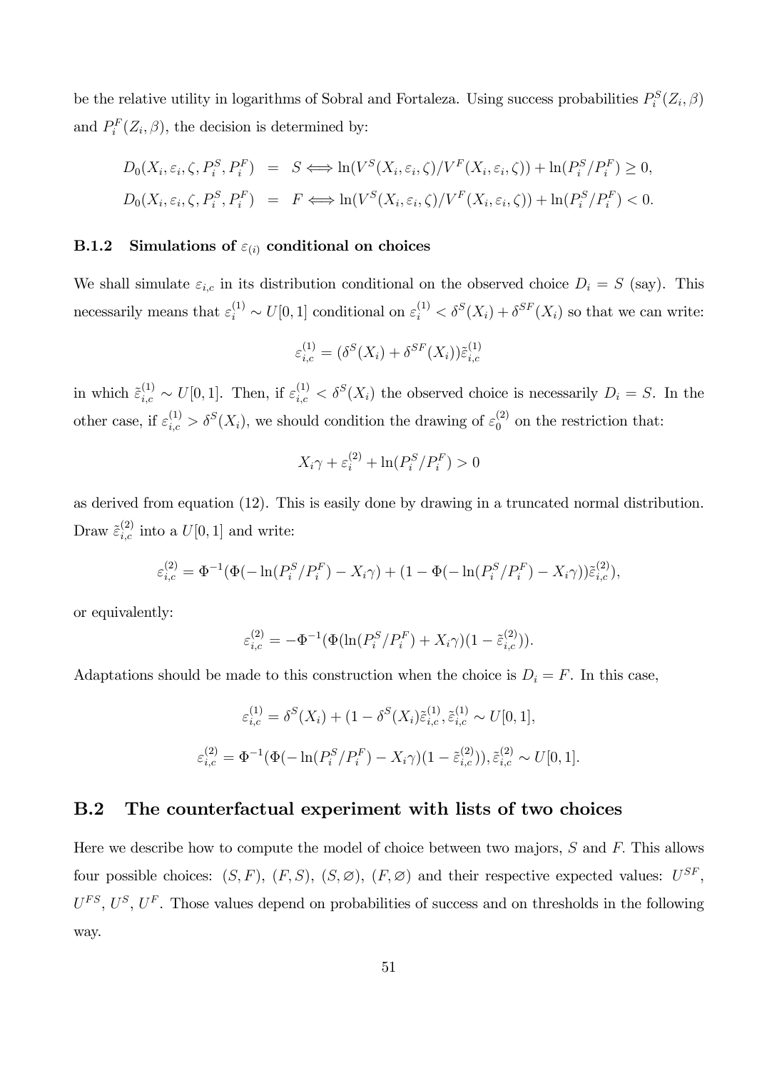be the relative utility in logarithms of Sobral and Fortaleza. Using success probabilities $P_i^S(Z_i, \beta)$ and $P_i^F(Z_i, \beta)$, the decision is determined by:

$$
\begin{aligned}
D_0(X_i, \varepsilon_i, \zeta, P_i^S, P_i^F) &= S \Longleftrightarrow \ln(V^S(X_i, \varepsilon_i, \zeta)/V^F(X_i, \varepsilon_i, \zeta)) + \ln(P_i^S/P_i^F) \geq 0, \\
D_0(X_i, \varepsilon_i, \zeta, P_i^S, P_i^F) &= F \Longleftrightarrow \ln(V^S(X_i, \varepsilon_i, \zeta)/V^F(X_i, \varepsilon_i, \zeta)) + \ln(P_i^S/P_i^F) < 0.
\end{aligned}
$$

### B.1.2 Simulations of $\varepsilon_{(i)}$ conditional on choices

We shall simulate $\varepsilon_{i,c}$ in its distribution conditional on the observed choice $D_i = S$ (say). This necessarily means that $\varepsilon_i^{(1)} \sim U[0,1]$ conditional on $\varepsilon_i^{(1)} < \delta^S(X_i) + \delta^{SF}(X_i)$ so that we can write:

$$
\varepsilon_{i,c}^{(1)} = (\delta^S(X_i) + \delta^{SF}(X_i))\tilde{\varepsilon}_{i,c}^{(1)}
$$

in which $\tilde{\varepsilon}_{i,c}^{(1)} \sim U[0,1]$. Then, if $\varepsilon_{i,c}^{(1)} < \delta^S(X_i)$ the observed choice is necessarily $D_i = S$. In the other case, if $\varepsilon_{i,c}^{(1)} > \delta^S(X_i)$, we should condition the drawing of $\varepsilon_0^{(2)}$ on the restriction that:

$$
X_i\gamma + \varepsilon_i^{(2)} + \ln(P_i^S/P_i^F) > 0
$$

as derived from equation (12). This is easily done by drawing in a truncated normal distribution. Draw $\tilde{\varepsilon}_{i,c}^{(2)}$ into a $U[0,1]$ and write:

$$
\varepsilon_{i,c}^{(2)} = \Phi^{-1}(\Phi(-\ln(P_i^S/P_i^F) - X_i\gamma) + (1 - \Phi(-\ln(P_i^S/P_i^F) - X_i\gamma))\tilde{\varepsilon}_{i,c}^{(2)}),
$$

or equivalently:

$$
\varepsilon_{i,c}^{(2)} = -\Phi^{-1}(\Phi(\ln(P_i^S/P_i^F) + X_i\gamma)(1 - \tilde{\varepsilon}_{i,c}^{(2)})).
$$

Adaptations should be made to this construction when the choice is $D_i = F$. In this case,

$$
\varepsilon_{i,c}^{(1)} = \delta^S(X_i) + (1 - \delta^S(X_i)\tilde{\varepsilon}_{i,c}^{(1)}, \tilde{\varepsilon}_{i,c}^{(1)} \sim U[0,1],
$$

$$
\varepsilon_{i,c}^{(2)} = \Phi^{-1}(\Phi(-\ln(P_i^S/P_i^F) - X_i\gamma)(1 - \tilde{\varepsilon}_{i,c}^{(2)})), \tilde{\varepsilon}_{i,c}^{(2)} \sim U[0,1].
$$

## B.2 The counterfactual experiment with lists of two choices

Here we describe how to compute the model of choice between two majors, $S$ and $F$. This allows four possible choices: $(S,F)$, $(F,S)$, $(S,\varnothing)$, $(F,\varnothing)$ and their respective expected values: $U^{SF}$, $U^{FS}$, $U^S$, $U^F$. Those values depend on probabilities of success and on thresholds in the following way.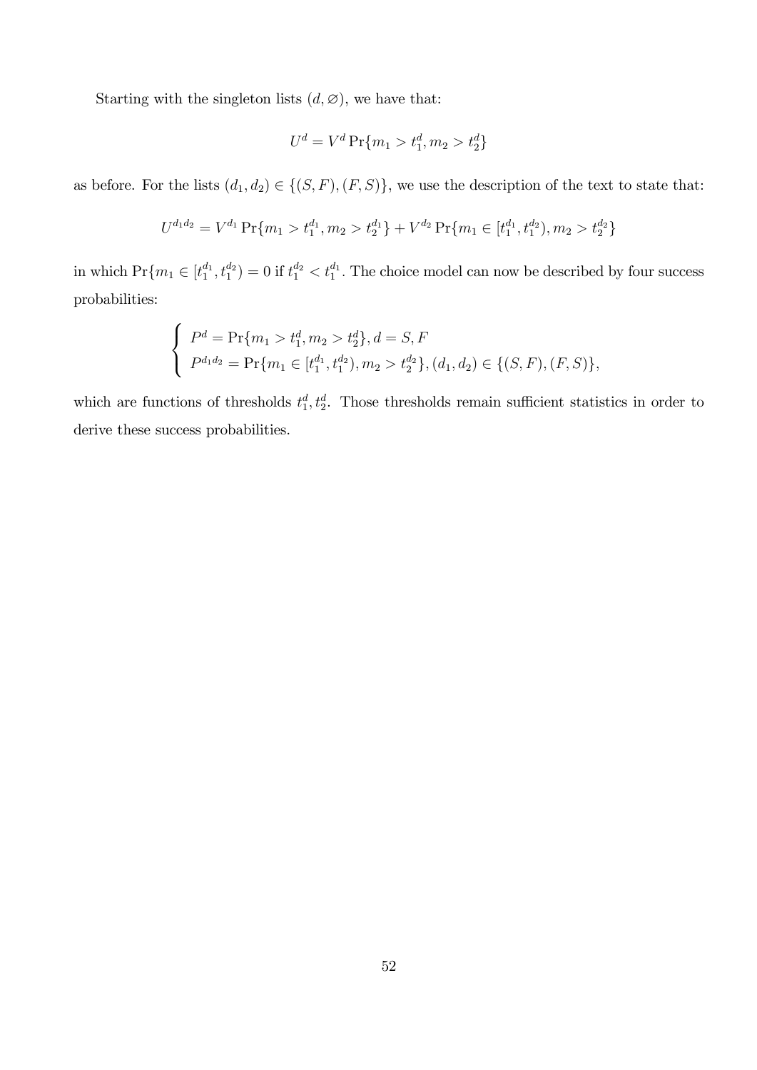Starting with the singleton lists $(d, \varnothing)$, we have that:

$$U^d = V^d \Pr\{m_1 > t_1^d, m_2 > t_2^d\}$$

as before. For the lists $(d_1, d_2) \in \{(S, F), (F, S)\}$, we use the description of the text to state that:

$$U^{d_1 d_2} = V^{d_1} \Pr\{m_1 > t_1^{d_1}, m_2 > t_2^{d_1}\} + V^{d_2} \Pr\{m_1 \in [t_1^{d_1}, t_1^{d_2}), m_2 > t_2^{d_2}\}$$

in which $\Pr\{m_1 \in [t_1^{d_1}, t_1^{d_2}) = 0$ if $t_1^{d_2} < t_1^{d_1}$. The choice model can now be described by four success probabilities:

$$\begin{cases} P^d = \Pr\{m_1 > t_1^d, m_2 > t_2^d\}, d = S, F \\ P^{d_1 d_2} = \Pr\{m_1 \in [t_1^{d_1}, t_1^{d_2}), m_2 > t_2^{d_2}\}, (d_1, d_2) \in \{(S, F), (F, S)\}, \end{cases}$$

which are functions of thresholds $t_1^d, t_2^d$. Those thresholds remain sufficient statistics in order to derive these success probabilities.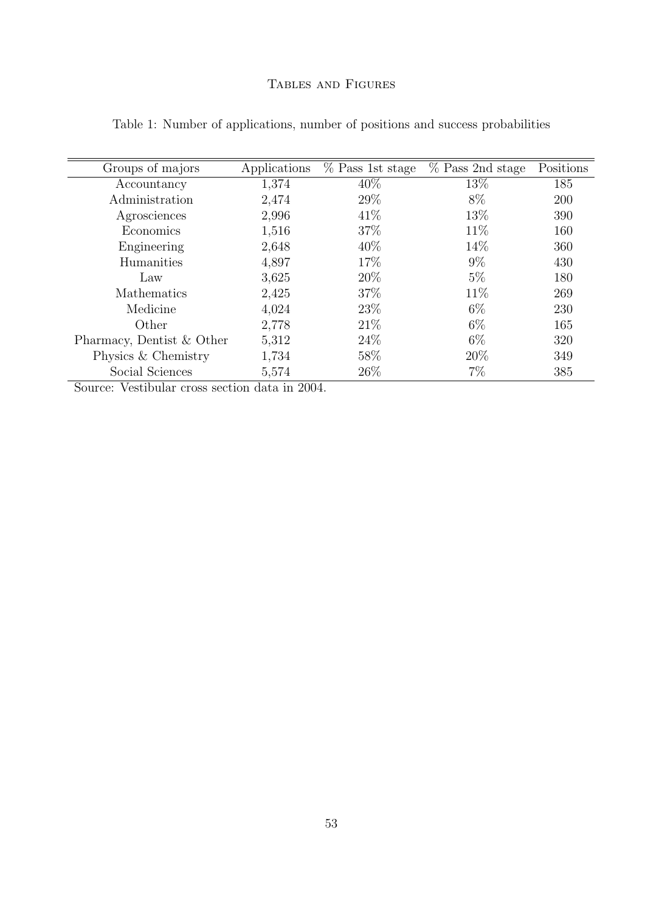# Tables and Figures

Table 1: Number of applications, number of positions and success probabilities

| Groups of majors | Applications | % Pass 1st stage | % Pass 2nd stage | Positions |
|---|---|---|---|---|
| Accountancy | 1,374 | 40% | 13% | 185 |
| Administration | 2,474 | 29% | 8% | 200 |
| Agrosciences | 2,996 | 41% | 13% | 390 |
| Economics | 1,516 | 37% | 11% | 160 |
| Engineering | 2,648 | 40% | 14% | 360 |
| Humanities | 4,897 | 17% | 9% | 430 |
| Law | 3,625 | 20% | 5% | 180 |
| Mathematics | 2,425 | 37% | 11% | 269 |
| Medicine | 4,024 | 23% | 6% | 230 |
| Other | 2,778 | 21% | 6% | 165 |
| Pharmacy, Dentist & Other | 5,312 | 24% | 6% | 320 |
| Physics & Chemistry | 1,734 | 58% | 20% | 349 |
| Social Sciences | 5,574 | 26% | 7% | 385 |

Source: Vestibular cross section data in 2004.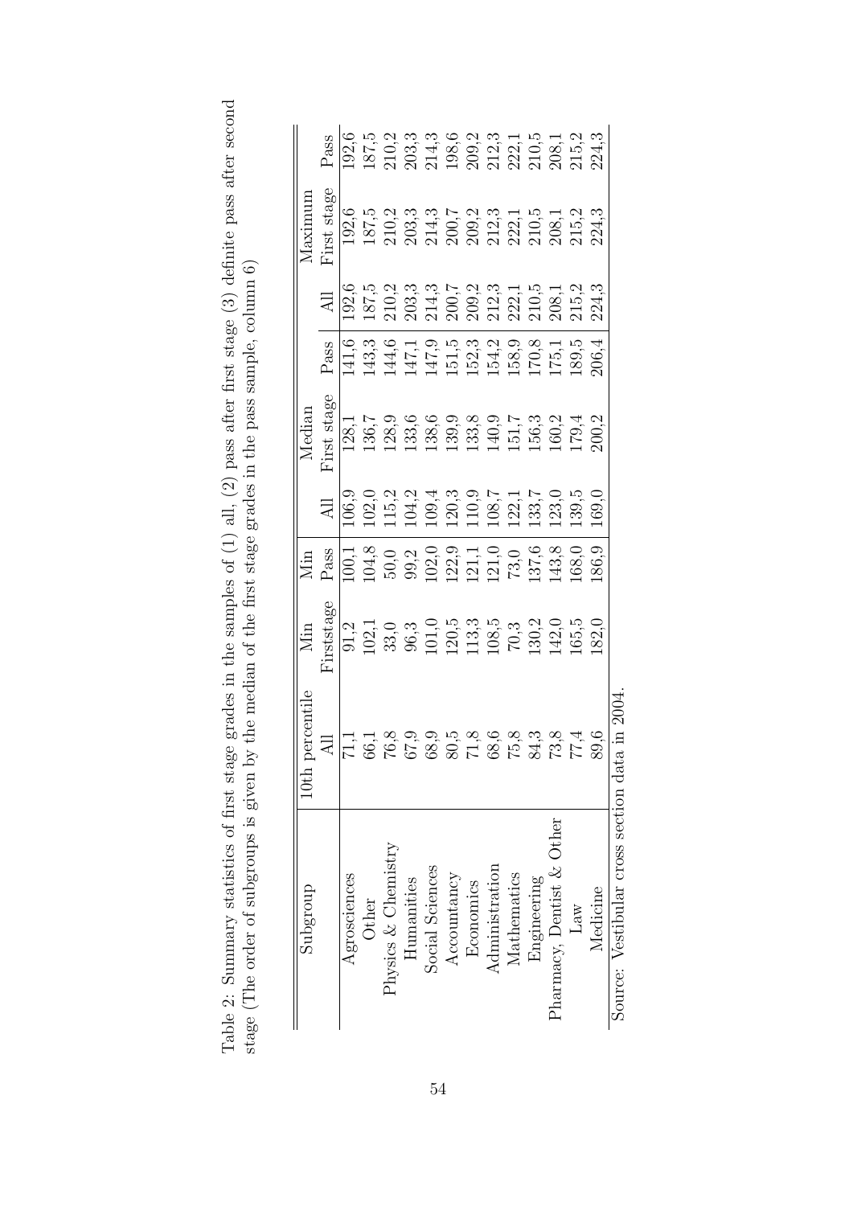Table 2: Summary statistics of first stage grades in the samples of (1) all, (2) pass after first stage (3) definite pass after second stage (The order of subgroups is given by the median of the first stage grades in the pass sample, column 6)

| Subgroup | 10th percentile | Min | Min | Median | | | Maximum | | |
|---|---|---|---|---|---|---|---|---|---|
| | All | Firststage | Pass | All | First stage | Pass | All | First stage | Pass |
| Agrosciences | 71,1 | 91,2 | 100,1 | 106,9 | 128,1 | 141,6 | 192,6 | 192,6 | 192,6 |
| Other | 66,1 | 102,1 | 104,8 | 102,0 | 136,7 | 143,3 | 187,5 | 187,5 | 187,5 |
| Physics & Chemistry | 76,8 | 33,0 | 50,0 | 115,2 | 128,9 | 144,6 | 210,2 | 210,2 | 210,2 |
| Humanities | 67,9 | 96,3 | 99,2 | 104,2 | 133,6 | 147,1 | 203,3 | 203,3 | 203,3 |
| Social Sciences | 68,9 | 101,0 | 102,0 | 109,4 | 138,6 | 147,9 | 214,3 | 214,3 | 214,3 |
| Accountancy | 80,5 | 120,5 | 122,9 | 120,3 | 139,9 | 151,5 | 200,7 | 200,7 | 198,6 |
| Economics | 71,8 | 113,3 | 121,1 | 110,9 | 133,8 | 152,3 | 209,2 | 209,2 | 209,2 |
| Administration | 68,6 | 108,5 | 121,0 | 108,7 | 140,9 | 154,2 | 212,3 | 212,3 | 212,3 |
| Mathematics | 75,8 | 70,3 | 73,0 | 122,1 | 151,7 | 158,9 | 222,1 | 222,1 | 222,1 |
| Engineering | 84,3 | 130,2 | 137,6 | 133,7 | 156,3 | 170,8 | 210,5 | 210,5 | 210,5 |
| Pharmacy, Dentist & Other | 73,8 | 142,0 | 143,8 | 123,0 | 160,2 | 175,1 | 208,1 | 208,1 | 208,1 |
| Law | 77,4 | 165,5 | 168,0 | 139,5 | 179,4 | 189,5 | 215,2 | 215,2 | 215,2 |
| Medicine | 89,6 | 182,0 | 186,9 | 169,0 | 200,2 | 206,4 | 224,3 | 224,3 | 224,3 |

Source: Vestibular cross section data in 2004.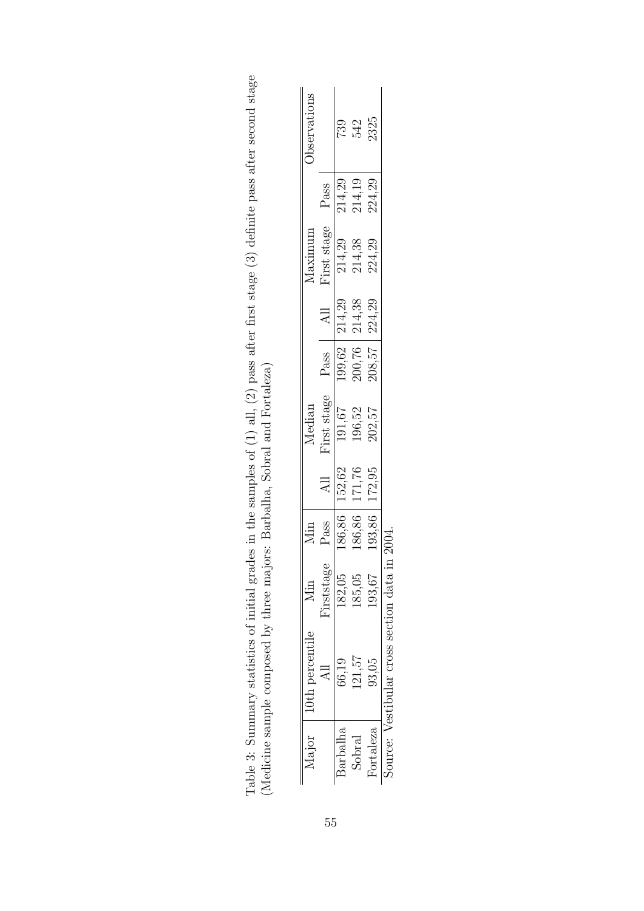Table 3: Summary statistics of initial grades in the samples of (1) all, (2) pass after first stage (3) definite pass after second stage (Medicine sample composed by three majors: Barbalha, Sobral and Fortaleza)

| Major | 10th percentile | Min | Min | Median | | | Maximum | | | Observations |
|---|---|---|---|---|---|---|---|---|---|---|
| | All | Firststage | Pass | All | First stage | Pass | All | First stage | Pass | |
| Barbalha | 66,19 | 182,05 | 186,86 | 152,62 | 191,67 | 199,62 | 214,29 | 214,29 | 214,29 | 739 |
| Sobral | 121,57 | 185,05 | 186,86 | 171,76 | 196,52 | 200,76 | 214,38 | 214,38 | 214,19 | 542 |
| Fortaleza | 93,05 | 193,67 | 193,86 | 172,95 | 202,57 | 208,57 | 224,29 | 224,29 | 224,29 | 2325 |

Source: Vestibular cross section data in 2004.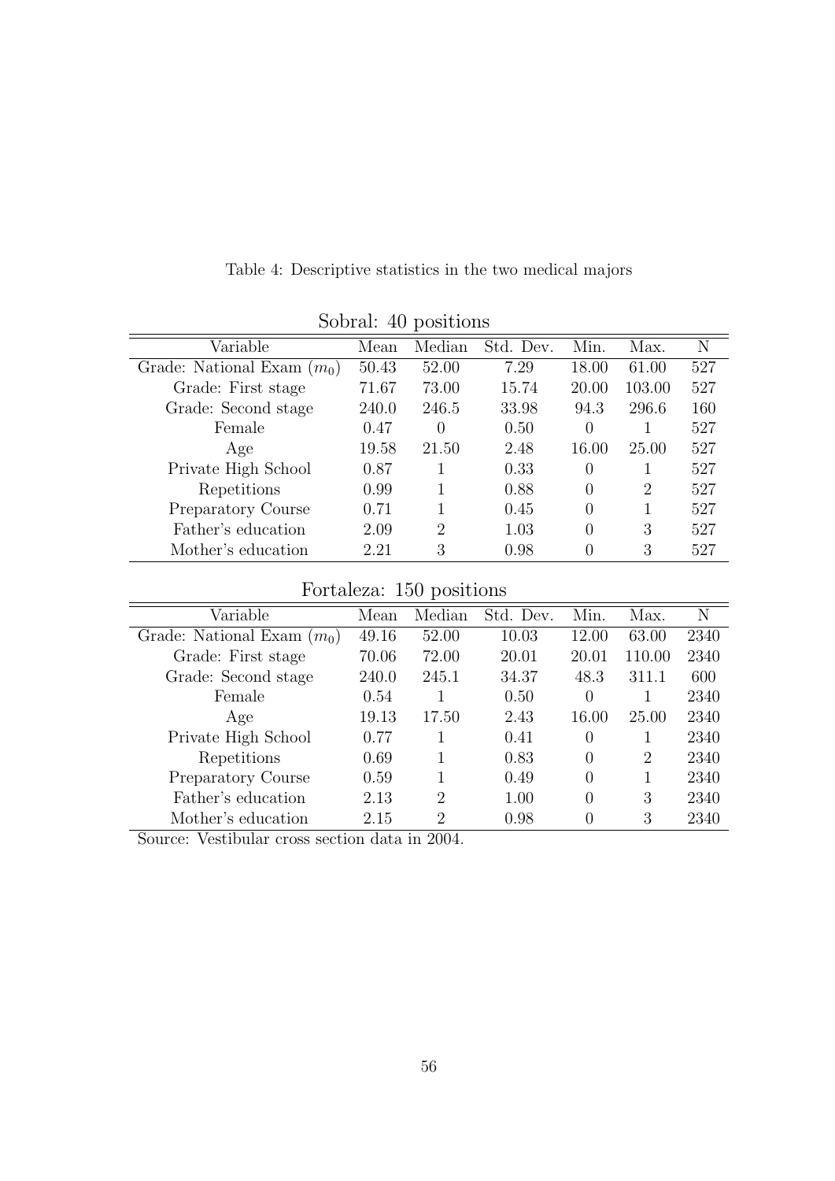Table 4: Descriptive statistics in the two medical majors

Sobral: 40 positions

| Variable | Mean | Median | Std. Dev. | Min. | Max. | N |
|---|---|---|---|---|---|---|
| Grade: National Exam ($m_0$) | 50.43 | 52.00 | 7.29 | 18.00 | 61.00 | 527 |
| Grade: First stage | 71.67 | 73.00 | 15.74 | 20.00 | 103.00 | 527 |
| Grade: Second stage | 240.0 | 246.5 | 33.98 | 94.3 | 296.6 | 160 |
| Female | 0.47 | 0 | 0.50 | 0 | 1 | 527 |
| Age | 19.58 | 21.50 | 2.48 | 16.00 | 25.00 | 527 |
| Private High School | 0.87 | 1 | 0.33 | 0 | 1 | 527 |
| Repetitions | 0.99 | 1 | 0.88 | 0 | 2 | 527 |
| Preparatory Course | 0.71 | 1 | 0.45 | 0 | 1 | 527 |
| Father's education | 2.09 | 2 | 1.03 | 0 | 3 | 527 |
| Mother's education | 2.21 | 3 | 0.98 | 0 | 3 | 527 |

Fortaleza: 150 positions

| Variable | Mean | Median | Std. Dev. | Min. | Max. | N |
|---|---|---|---|---|---|---|
| Grade: National Exam ($m_0$) | 49.16 | 52.00 | 10.03 | 12.00 | 63.00 | 2340 |
| Grade: First stage | 70.06 | 72.00 | 20.01 | 20.01 | 110.00 | 2340 |
| Grade: Second stage | 240.0 | 245.1 | 34.37 | 48.3 | 311.1 | 600 |
| Female | 0.54 | 1 | 0.50 | 0 | 1 | 2340 |
| Age | 19.13 | 17.50 | 2.43 | 16.00 | 25.00 | 2340 |
| Private High School | 0.77 | 1 | 0.41 | 0 | 1 | 2340 |
| Repetitions | 0.69 | 1 | 0.83 | 0 | 2 | 2340 |
| Preparatory Course | 0.59 | 1 | 0.49 | 0 | 1 | 2340 |
| Father's education | 2.13 | 2 | 1.00 | 0 | 3 | 2340 |
| Mother's education | 2.15 | 2 | 0.98 | 0 | 3 | 2340 |

Source: Vestibular cross section data in 2004.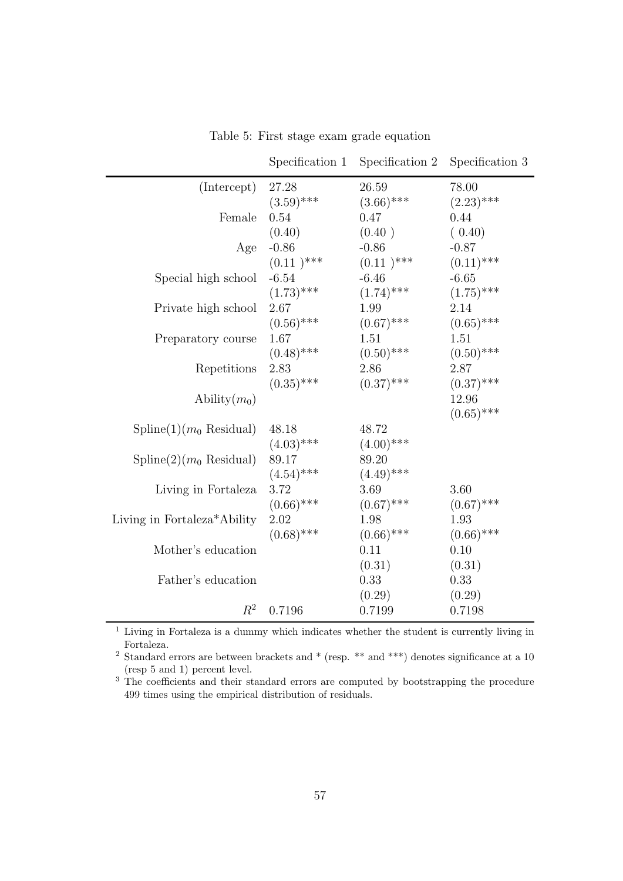Table 5: First stage exam grade equation

| | Specification 1 | Specification 2 | Specification 3 |
|---|---|---|---|
| (Intercept) | 27.28 | 26.59 | 78.00 |
| | (3.59)*** | (3.66)*** | (2.23)*** |
| Female | 0.54 | 0.47 | 0.44 |
| | (0.40) | (0.40 ) | ( 0.40) |
| Age | -0.86 | -0.86 | -0.87 |
| | (0.11 )*** | (0.11 )*** | (0.11)*** |
| Special high school | -6.54 | -6.46 | -6.65 |
| | (1.73)*** | (1.74)*** | (1.75)*** |
| Private high school | 2.67 | 1.99 | 2.14 |
| | (0.56)*** | (0.67)*** | (0.65)*** |
| Preparatory course | 1.67 | 1.51 | 1.51 |
| | (0.48)*** | (0.50)*** | (0.50)*** |
| Repetitions | 2.83 | 2.86 | 2.87 |
| | (0.35)*** | (0.37)*** | (0.37)*** |
| Ability($m_0$) | | | 12.96 |
| | | | (0.65)*** |
| Spline(1)($m_0$ Residual) | 48.18 | 48.72 | |
| | (4.03)*** | (4.00)*** | |
| Spline(2)($m_0$ Residual) | 89.17 | 89.20 | |
| | (4.54)*** | (4.49)*** | |
| Living in Fortaleza | 3.72 | 3.69 | 3.60 |
| | (0.66)*** | (0.67)*** | (0.67)*** |
| Living in Fortaleza*Ability | 2.02 | 1.98 | 1.93 |
| | (0.68)*** | (0.66)*** | (0.66)*** |
| Mother's education | | 0.11 | 0.10 |
| | | (0.31) | (0.31) |
| Father's education | | 0.33 | 0.33 |
| | | (0.29) | (0.29) |
| $R^2$ | 0.7196 | 0.7199 | 0.7198 |

[1] Living in Fortaleza is a dummy which indicates whether the student is currently living in Fortaleza.

[2] Standard errors are between brackets and * (resp. ** and ***) denotes significance at a 10 (resp 5 and 1) percent level.

[3] The coefficients and their standard errors are computed by bootstrapping the procedure 499 times using the empirical distribution of residuals.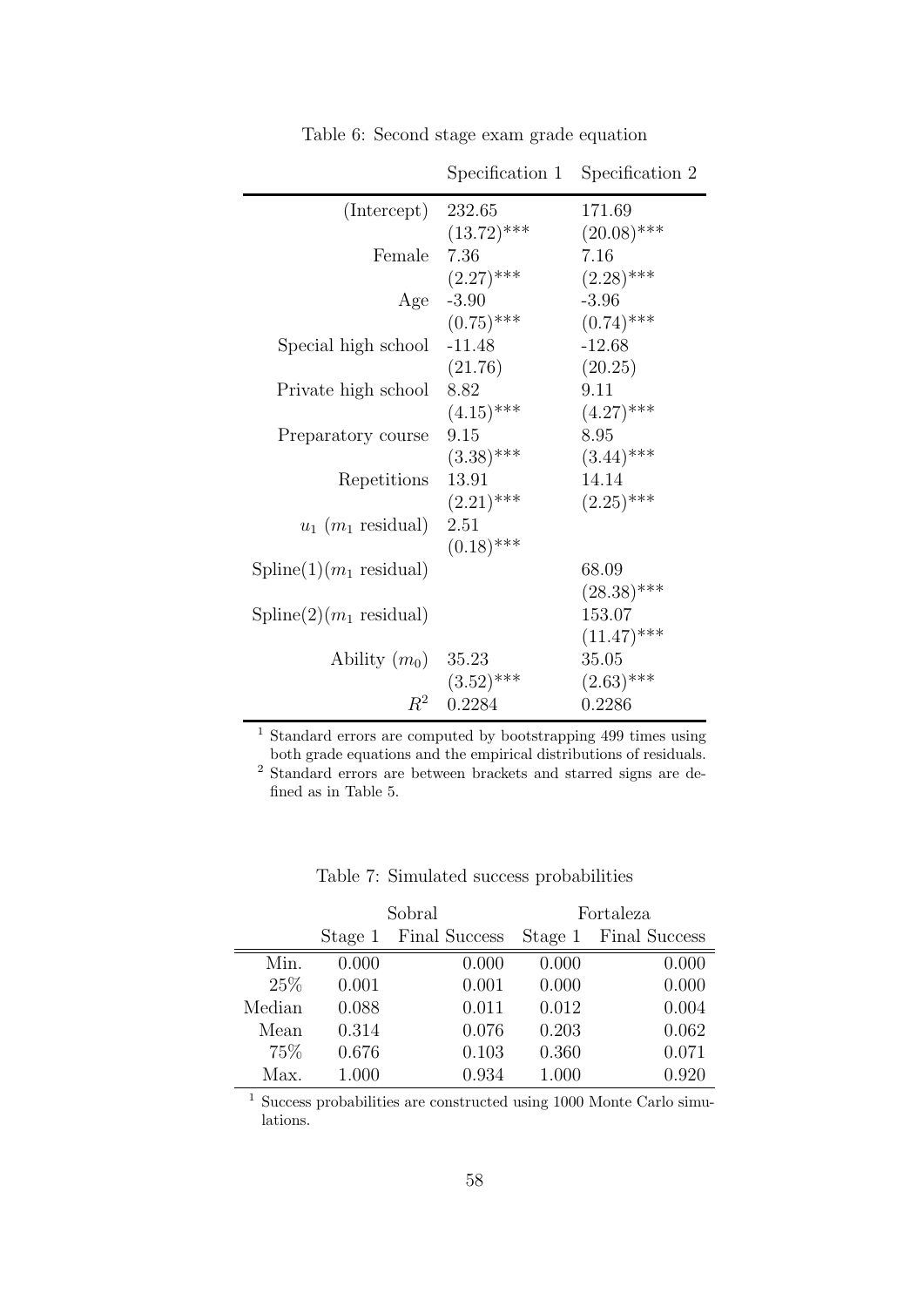Table 6: Second stage exam grade equation

| | Specification 1 | Specification 2 |
|---|---|---|
| (Intercept) | 232.65 | 171.69 |
| | (13.72)*** | (20.08)*** |
| Female | 7.36 | 7.16 |
| | (2.27)*** | (2.28)*** |
| Age | -3.90 | -3.96 |
| | (0.75)*** | (0.74)*** |
| Special high school | -11.48 | -12.68 |
| | (21.76) | (20.25) |
| Private high school | 8.82 | 9.11 |
| | (4.15)*** | (4.27)*** |
| Preparatory course | 9.15 | 8.95 |
| | (3.38)*** | (3.44)*** |
| Repetitions | 13.91 | 14.14 |
| | (2.21)*** | (2.25)*** |
| $u_1$ ($m_1$ residual) | 2.51 | |
| | (0.18)*** | |
| Spline(1)($m_1$ residual) | | 68.09 |
| | | (28.38)*** |
| Spline(2)($m_1$ residual) | | 153.07 |
| | | (11.47)*** |
| Ability ($m_0$) | 35.23 | 35.05 |
| | (3.52)*** | (2.63)*** |
| $R^2$ | 0.2284 | 0.2286 |

[1] Standard errors are computed by bootstrapping 499 times using both grade equations and the empirical distributions of residuals.
[2] Standard errors are between brackets and starred signs are defined as in Table 5.

Table 7: Simulated success probabilities

| | Sobral | | Fortaleza | |
|---|---|---|---|---|
| | Stage 1 | Final Success | Stage 1 | Final Success |
| Min. | 0.000 | 0.000 | 0.000 | 0.000 |
| 25% | 0.001 | 0.001 | 0.000 | 0.000 |
| Median | 0.088 | 0.011 | 0.012 | 0.004 |
| Mean | 0.314 | 0.076 | 0.203 | 0.062 |
| 75% | 0.676 | 0.103 | 0.360 | 0.071 |
| Max. | 1.000 | 0.934 | 1.000 | 0.920 |

[1] Success probabilities are constructed using 1000 Monte Carlo simulations.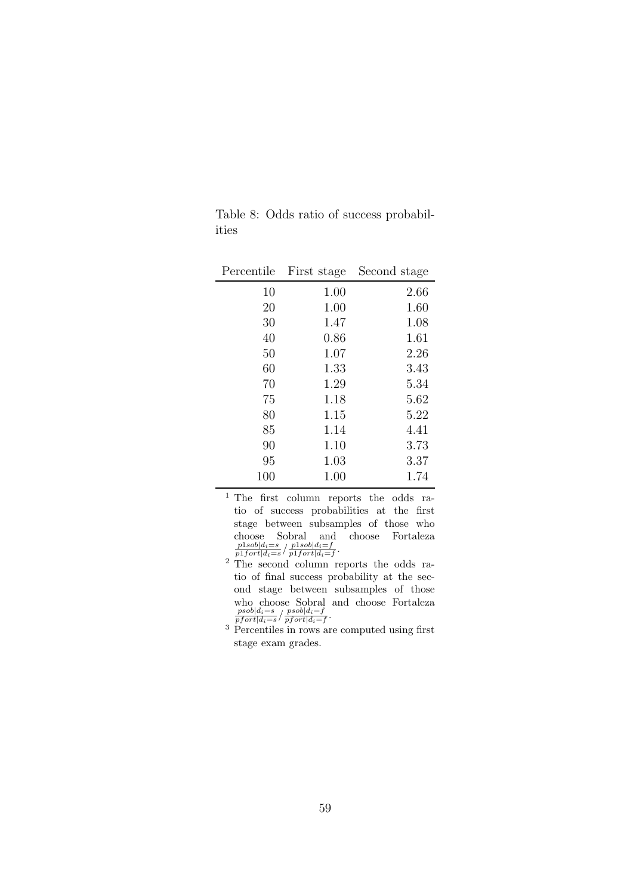Table 8: Odds ratio of success probabilities

| Percentile | First stage | Second stage |
|---|---|---|
| 10 | 1.00 | 2.66 |
| 20 | 1.00 | 1.60 |
| 30 | 1.47 | 1.08 |
| 40 | 0.86 | 1.61 |
| 50 | 1.07 | 2.26 |
| 60 | 1.33 | 3.43 |
| 70 | 1.29 | 5.34 |
| 75 | 1.18 | 5.62 |
| 80 | 1.15 | 5.22 |
| 85 | 1.14 | 4.41 |
| 90 | 1.10 | 3.73 |
| 95 | 1.03 | 3.37 |
| 100 | 1.00 | 1.74 |

[1] The first column reports the odds ratio of success probabilities at the first stage between subsamples of those who choose Sobral and choose Fortaleza $\frac{p1sob|d_i=s}{p1fort|d_i=s} / \frac{p1sob|d_i=f}{p1fort|d_i=f}$.

[2] The second column reports the odds ratio of final success probability at the second stage between subsamples of those who choose Sobral and choose Fortaleza $\frac{psob|d_i=s}{pfort|d_i=s} / \frac{psob|d_i=f}{pfort|d_i=f}$.

[3] Percentiles in rows are computed using first stage exam grades.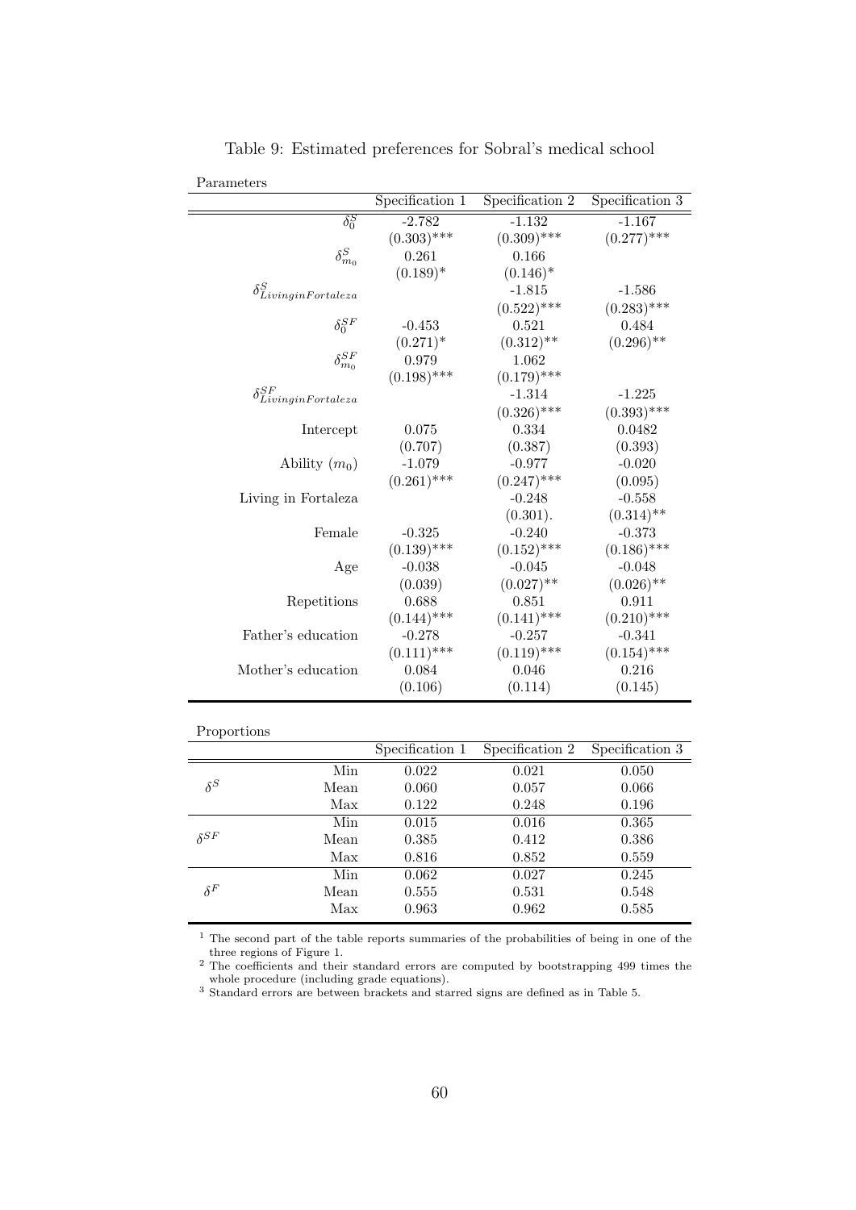Table 9: Estimated preferences for Sobral's medical school

Parameters

| | Specification 1 | Specification 2 | Specification 3 |
|---|---|---|---|
| $\delta_0^S$ | -2.782 | -1.132 | -1.167 |
| | (0.303)*** | (0.309)*** | (0.277)*** |
| $\delta_{m_0}^S$ | 0.261 | 0.166 | |
| | (0.189)* | (0.146)* | |
| $\delta_{LivinginFortaleza}^S$ | | -1.815 | -1.586 |
| | | (0.522)*** | (0.283)*** |
| $\delta_0^{SF}$ | -0.453 | 0.521 | 0.484 |
| | (0.271)* | (0.312)** | (0.296)** |
| $\delta_{m_0}^{SF}$ | 0.979 | 1.062 | |
| | (0.198)*** | (0.179)*** | |
| $\delta_{LivinginFortaleza}^{SF}$ | | -1.314 | -1.225 |
| | | (0.326)*** | (0.393)*** |
| Intercept | 0.075 | 0.334 | 0.0482 |
| | (0.707) | (0.387) | (0.393) |
| Ability ($m_0$) | -1.079 | -0.977 | -0.020 |
| | (0.261)*** | (0.247)*** | (0.095) |
| Living in Fortaleza | | -0.248 | -0.558 |
| | | (0.301). | (0.314)** |
| Female | -0.325 | -0.240 | -0.373 |
| | (0.139)*** | (0.152)*** | (0.186)*** |
| Age | -0.038 | -0.045 | -0.048 |
| | (0.039) | (0.027)** | (0.026)** |
| Repetitions | 0.688 | 0.851 | 0.911 |
| | (0.144)*** | (0.141)*** | (0.210)*** |
| Father's education | -0.278 | -0.257 | -0.341 |
| | (0.111)*** | (0.119)*** | (0.154)*** |
| Mother's education | 0.084 | 0.046 | 0.216 |
| | (0.106) | (0.114) | (0.145) |

Proportions

| | | Specification 1 | Specification 2 | Specification 3 |
|---|---|---|---|---|
| $\delta^S$ | Min | 0.022 | 0.021 | 0.050 |
| | Mean | 0.060 | 0.057 | 0.066 |
| | Max | 0.122 | 0.248 | 0.196 |
| $\delta^{SF}$ | Min | 0.015 | 0.016 | 0.365 |
| | Mean | 0.385 | 0.412 | 0.386 |
| | Max | 0.816 | 0.852 | 0.559 |
| $\delta^F$ | Min | 0.062 | 0.027 | 0.245 |
| | Mean | 0.555 | 0.531 | 0.548 |
| | Max | 0.963 | 0.962 | 0.585 |

[1] The second part of the table reports summaries of the probabilities of being in one of the three regions of Figure 1.

[2] The coefficients and their standard errors are computed by bootstrapping 499 times the whole procedure (including grade equations).

[3] Standard errors are between brackets and starred signs are defined as in Table 5.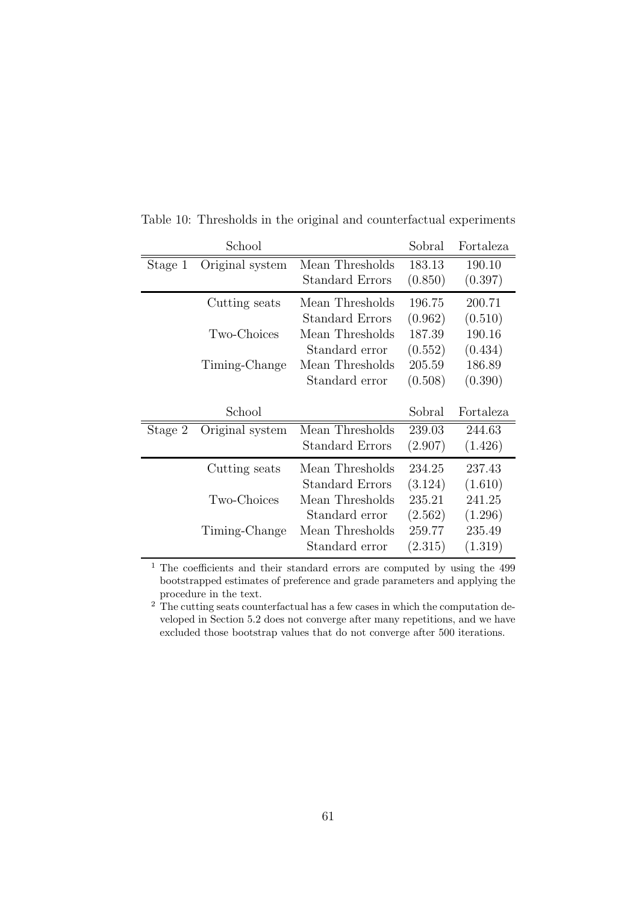Table 10: Thresholds in the original and counterfactual experiments

| | School | | Sobral | Fortaleza |
|---|---|---|---|---|
| Stage 1 | Original system | Mean Thresholds | 183.13 | 190.10 |
| | | Standard Errors | (0.850) | (0.397) |
| | Cutting seats | Mean Thresholds | 196.75 | 200.71 |
| | | Standard Errors | (0.962) | (0.510) |
| | Two-Choices | Mean Thresholds | 187.39 | 190.16 |
| | | Standard error | (0.552) | (0.434) |
| | Timing-Change | Mean Thresholds | 205.59 | 186.89 |
| | | Standard error | (0.508) | (0.390) |
| | School | | Sobral | Fortaleza |
| Stage 2 | Original system | Mean Thresholds | 239.03 | 244.63 |
| | | Standard Errors | (2.907) | (1.426) |
| | Cutting seats | Mean Thresholds | 234.25 | 237.43 |
| | | Standard Errors | (3.124) | (1.610) |
| | Two-Choices | Mean Thresholds | 235.21 | 241.25 |
| | | Standard error | (2.562) | (1.296) |
| | Timing-Change | Mean Thresholds | 259.77 | 235.49 |
| | | Standard error | (2.315) | (1.319) |

[1] The coefficients and their standard errors are computed by using the 499 bootstrapped estimates of preference and grade parameters and applying the procedure in the text.

[2] The cutting seats counterfactual has a few cases in which the computation developed in Section 5.2 does not converge after many repetitions, and we have excluded those bootstrap values that do not converge after 500 iterations.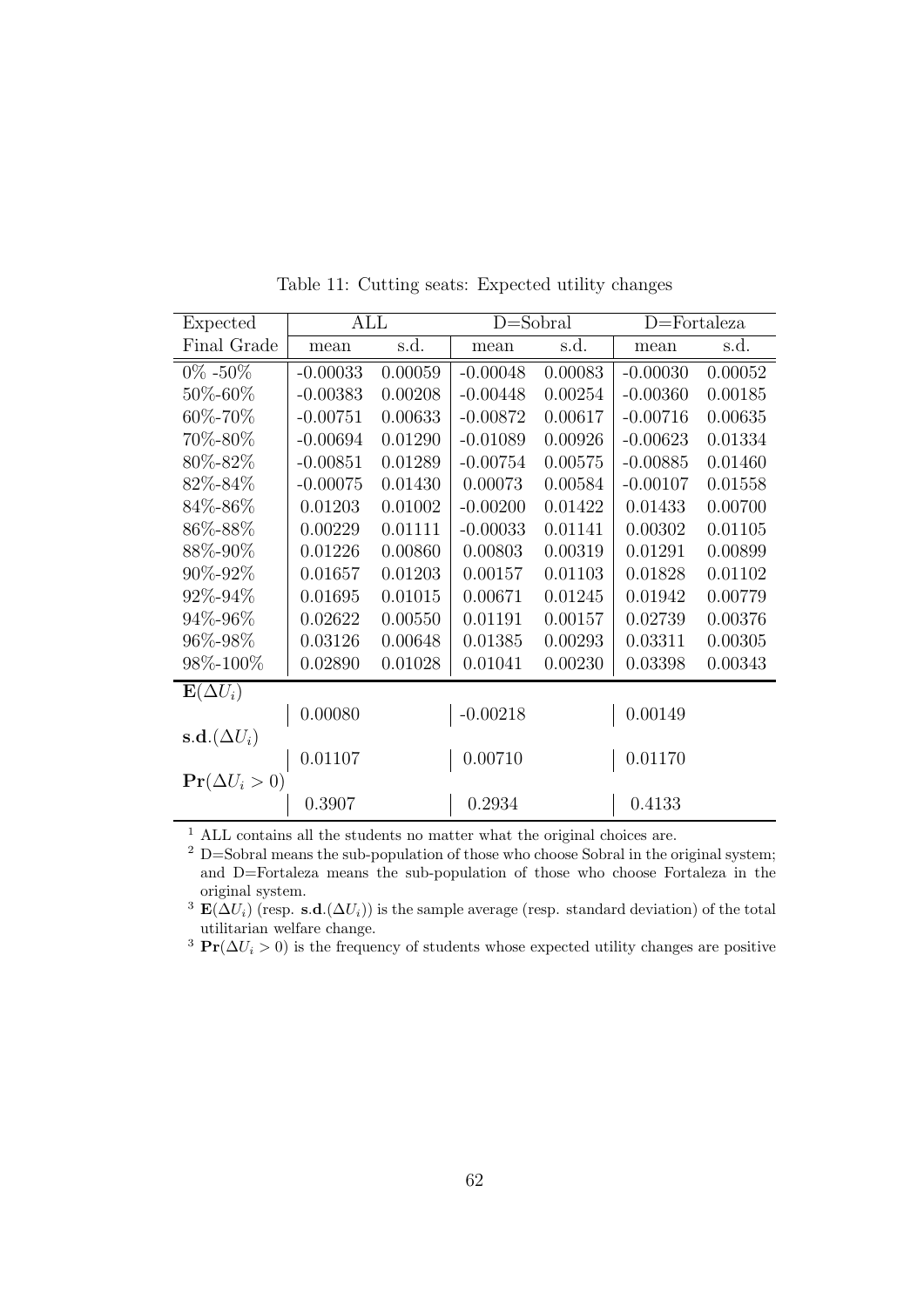Table 11: Cutting seats: Expected utility changes

| Expected | ALL | | D=Sobral | | D=Fortaleza | |
|---|---|---|---|---|---|---|
| Final Grade | mean | s.d. | mean | s.d. | mean | s.d. |
| 0% -50% | -0.00033 | 0.00059 | -0.00048 | 0.00083 | -0.00030 | 0.00052 |
| 50%-60% | -0.00383 | 0.00208 | -0.00448 | 0.00254 | -0.00360 | 0.00185 |
| 60%-70% | -0.00751 | 0.00633 | -0.00872 | 0.00617 | -0.00716 | 0.00635 |
| 70%-80% | -0.00694 | 0.01290 | -0.01089 | 0.00926 | -0.00623 | 0.01334 |
| 80%-82% | -0.00851 | 0.01289 | -0.00754 | 0.00575 | -0.00885 | 0.01460 |
| 82%-84% | -0.00075 | 0.01430 | 0.00073 | 0.00584 | -0.00107 | 0.01558 |
| 84%-86% | 0.01203 | 0.01002 | -0.00200 | 0.01422 | 0.01433 | 0.00700 |
| 86%-88% | 0.00229 | 0.01111 | -0.00033 | 0.01141 | 0.00302 | 0.01105 |
| 88%-90% | 0.01226 | 0.00860 | 0.00803 | 0.00319 | 0.01291 | 0.00899 |
| 90%-92% | 0.01657 | 0.01203 | 0.00157 | 0.01103 | 0.01828 | 0.01102 |
| 92%-94% | 0.01695 | 0.01015 | 0.00671 | 0.01245 | 0.01942 | 0.00779 |
| 94%-96% | 0.02622 | 0.00550 | 0.01191 | 0.00157 | 0.02739 | 0.00376 |
| 96%-98% | 0.03126 | 0.00648 | 0.01385 | 0.00293 | 0.03311 | 0.00305 |
| 98%-100% | 0.02890 | 0.01028 | 0.01041 | 0.00230 | 0.03398 | 0.00343 |
| $\mathbf{E}(\Delta U_i)$ | | | | | | |
| | 0.00080 | | -0.00218 | | 0.00149 | |
| $\mathbf{s.d.}(\Delta U_i)$ | | | | | | |
| | 0.01107 | | 0.00710 | | 0.01170 | |
| $\mathbf{Pr}(\Delta U_i > 0)$ | | | | | | |
| | 0.3907 | | 0.2934 | | 0.4133 | |

[1] ALL contains all the students no matter what the original choices are.

[2] D=Sobral means the sub-population of those who choose Sobral in the original system; and D=Fortaleza means the sub-population of those who choose Fortaleza in the original system.

[3] $\mathbf{E}(\Delta U_i)$ (resp. $\mathbf{s.d.}(\Delta U_i)$) is the sample average (resp. standard deviation) of the total utilitarian welfare change.

[3] $\mathbf{Pr}(\Delta U_i > 0)$ is the frequency of students whose expected utility changes are positive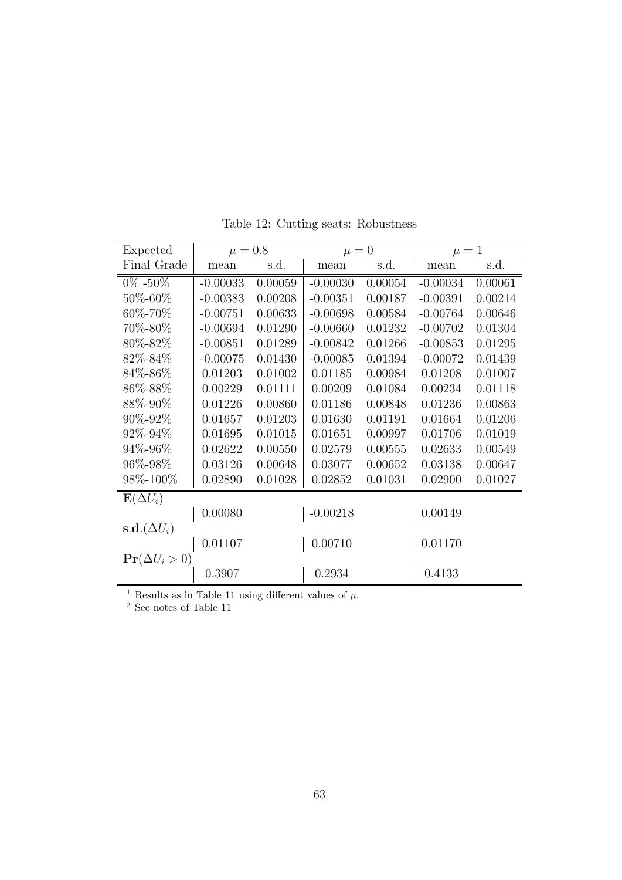Table 12: Cutting seats: Robustness

| Expected | $\mu = 0.8$ | | $\mu = 0$ | | $\mu = 1$ | |
|---|---|---|---|---|---|---|
| Final Grade | mean | s.d. | mean | s.d. | mean | s.d. |
| 0% -50% | -0.00033 | 0.00059 | -0.00030 | 0.00054 | -0.00034 | 0.00061 |
| 50%-60% | -0.00383 | 0.00208 | -0.00351 | 0.00187 | -0.00391 | 0.00214 |
| 60%-70% | -0.00751 | 0.00633 | -0.00698 | 0.00584 | -0.00764 | 0.00646 |
| 70%-80% | -0.00694 | 0.01290 | -0.00660 | 0.01232 | -0.00702 | 0.01304 |
| 80%-82% | -0.00851 | 0.01289 | -0.00842 | 0.01266 | -0.00853 | 0.01295 |
| 82%-84% | -0.00075 | 0.01430 | -0.00085 | 0.01394 | -0.00072 | 0.01439 |
| 84%-86% | 0.01203 | 0.01002 | 0.01185 | 0.00984 | 0.01208 | 0.01007 |
| 86%-88% | 0.00229 | 0.01111 | 0.00209 | 0.01084 | 0.00234 | 0.01118 |
| 88%-90% | 0.01226 | 0.00860 | 0.01186 | 0.00848 | 0.01236 | 0.00863 |
| 90%-92% | 0.01657 | 0.01203 | 0.01630 | 0.01191 | 0.01664 | 0.01206 |
| 92%-94% | 0.01695 | 0.01015 | 0.01651 | 0.00997 | 0.01706 | 0.01019 |
| 94%-96% | 0.02622 | 0.00550 | 0.02579 | 0.00555 | 0.02633 | 0.00549 |
| 96%-98% | 0.03126 | 0.00648 | 0.03077 | 0.00652 | 0.03138 | 0.00647 |
| 98%-100% | 0.02890 | 0.01028 | 0.02852 | 0.01031 | 0.02900 | 0.01027 |
| $\mathbf{E}(\Delta U_i)$ | | | | | | |
| | 0.00080 | | -0.00218 | | 0.00149 | |
| $\mathbf{s.d.}(\Delta U_i)$ | | | | | | |
| | 0.01107 | | 0.00710 | | 0.01170 | |
| $\mathbf{Pr}(\Delta U_i > 0)$ | | | | | | |
| | 0.3907 | | 0.2934 | | 0.4133 | |

[1] Results as in Table 11 using different values of $\mu$.

[2] See notes of Table 11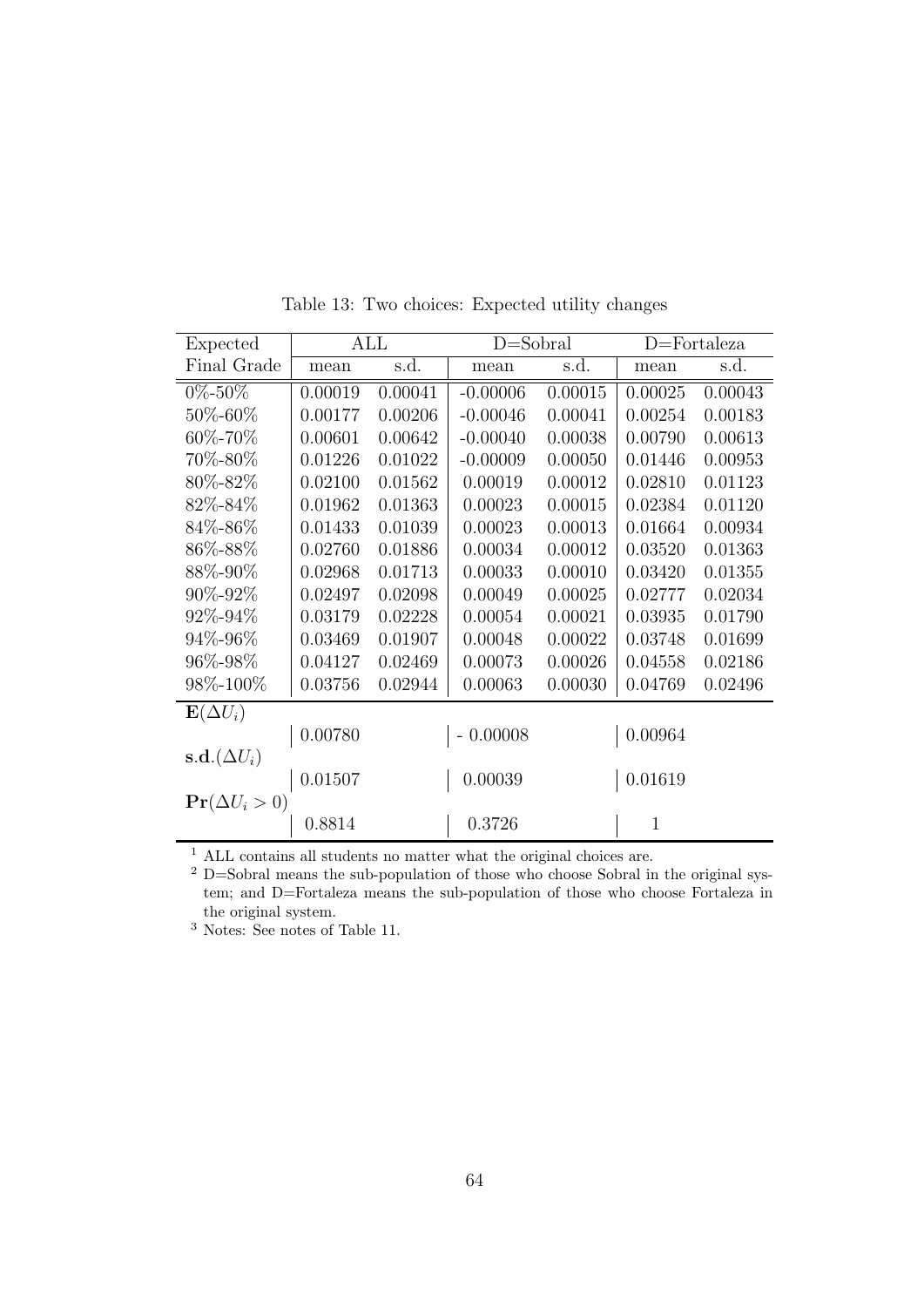Table 13: Two choices: Expected utility changes

| Expected Final Grade | ALL | | D=Sobral | | D=Fortaleza | |
|---|---|---|---|---|---|---|
| | mean | s.d. | mean | s.d. | mean | s.d. |
| 0%-50% | 0.00019 | 0.00041 | -0.00006 | 0.00015 | 0.00025 | 0.00043 |
| 50%-60% | 0.00177 | 0.00206 | -0.00046 | 0.00041 | 0.00254 | 0.00183 |
| 60%-70% | 0.00601 | 0.00642 | -0.00040 | 0.00038 | 0.00790 | 0.00613 |
| 70%-80% | 0.01226 | 0.01022 | -0.00009 | 0.00050 | 0.01446 | 0.00953 |
| 80%-82% | 0.02100 | 0.01562 | 0.00019 | 0.00012 | 0.02810 | 0.01123 |
| 82%-84% | 0.01962 | 0.01363 | 0.00023 | 0.00015 | 0.02384 | 0.01120 |
| 84%-86% | 0.01433 | 0.01039 | 0.00023 | 0.00013 | 0.01664 | 0.00934 |
| 86%-88% | 0.02760 | 0.01886 | 0.00034 | 0.00012 | 0.03520 | 0.01363 |
| 88%-90% | 0.02968 | 0.01713 | 0.00033 | 0.00010 | 0.03420 | 0.01355 |
| 90%-92% | 0.02497 | 0.02098 | 0.00049 | 0.00025 | 0.02777 | 0.02034 |
| 92%-94% | 0.03179 | 0.02228 | 0.00054 | 0.00021 | 0.03935 | 0.01790 |
| 94%-96% | 0.03469 | 0.01907 | 0.00048 | 0.00022 | 0.03748 | 0.01699 |
| 96%-98% | 0.04127 | 0.02469 | 0.00073 | 0.00026 | 0.04558 | 0.02186 |
| 98%-100% | 0.03756 | 0.02944 | 0.00063 | 0.00030 | 0.04769 | 0.02496 |
| $\mathbf{E}(\Delta U_i)$ | | | | | | |
| | 0.00780 | | - 0.00008 | | 0.00964 | |
| $\mathbf{s.d.}(\Delta U_i)$ | | | | | | |
| | 0.01507 | | 0.00039 | | 0.01619 | |
| $\mathbf{Pr}(\Delta U_i > 0)$ | | | | | | |
| | 0.8814 | | 0.3726 | | 1 | |

[1] ALL contains all students no matter what the original choices are.

[2] D=Sobral means the sub-population of those who choose Sobral in the original system; and D=Fortaleza means the sub-population of those who choose Fortaleza in the original system.

[3] Notes: See notes of Table 11.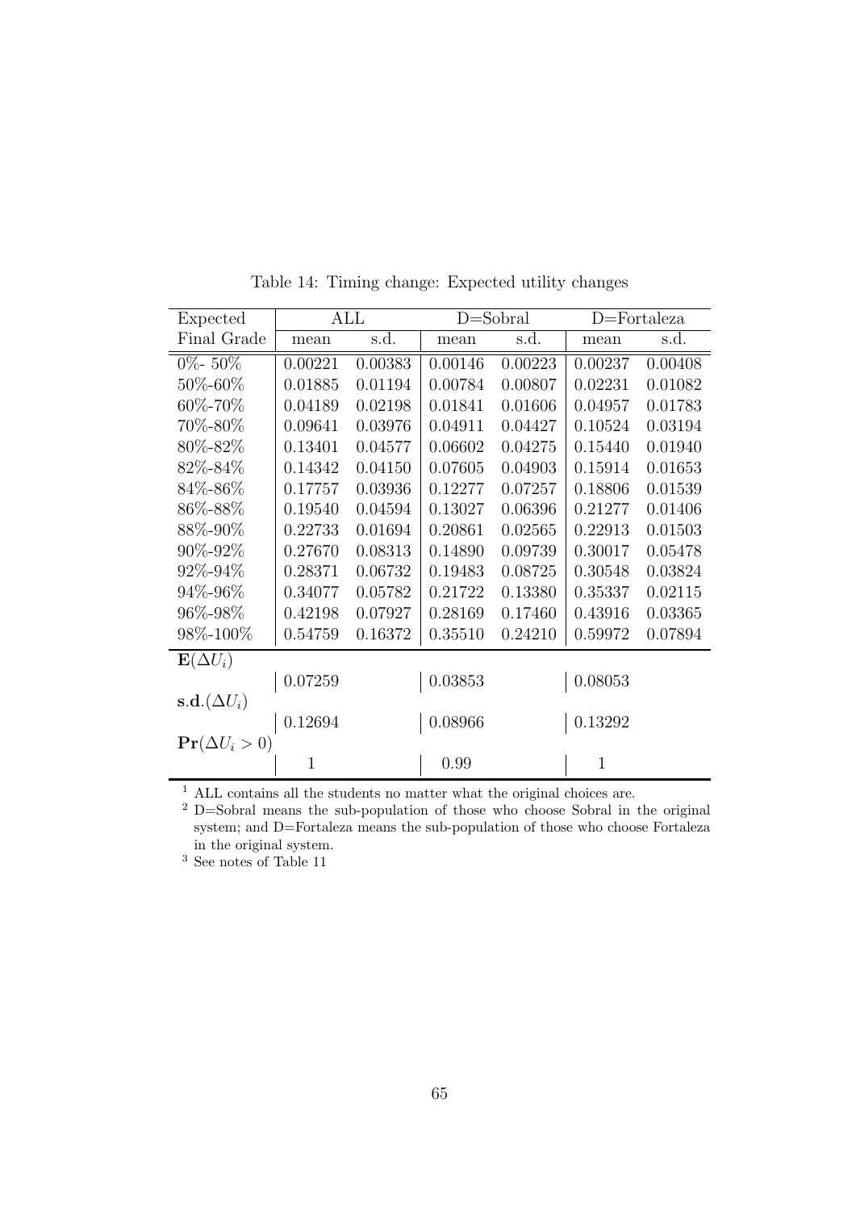Table 14: Timing change: Expected utility changes

| Expected Final Grade | ALL | | D=Sobral | | D=Fortaleza | |
|---|---|---|---|---|---|---|
| | mean | s.d. | mean | s.d. | mean | s.d. |
| 0%- 50% | 0.00221 | 0.00383 | 0.00146 | 0.00223 | 0.00237 | 0.00408 |
| 50%-60% | 0.01885 | 0.01194 | 0.00784 | 0.00807 | 0.02231 | 0.01082 |
| 60%-70% | 0.04189 | 0.02198 | 0.01841 | 0.01606 | 0.04957 | 0.01783 |
| 70%-80% | 0.09641 | 0.03976 | 0.04911 | 0.04427 | 0.10524 | 0.03194 |
| 80%-82% | 0.13401 | 0.04577 | 0.06602 | 0.04275 | 0.15440 | 0.01940 |
| 82%-84% | 0.14342 | 0.04150 | 0.07605 | 0.04903 | 0.15914 | 0.01653 |
| 84%-86% | 0.17757 | 0.03936 | 0.12277 | 0.07257 | 0.18806 | 0.01539 |
| 86%-88% | 0.19540 | 0.04594 | 0.13027 | 0.06396 | 0.21277 | 0.01406 |
| 88%-90% | 0.22733 | 0.01694 | 0.20861 | 0.02565 | 0.22913 | 0.01503 |
| 90%-92% | 0.27670 | 0.08313 | 0.14890 | 0.09739 | 0.30017 | 0.05478 |
| 92%-94% | 0.28371 | 0.06732 | 0.19483 | 0.08725 | 0.30548 | 0.03824 |
| 94%-96% | 0.34077 | 0.05782 | 0.21722 | 0.13380 | 0.35337 | 0.02115 |
| 96%-98% | 0.42198 | 0.07927 | 0.28169 | 0.17460 | 0.43916 | 0.03365 |
| 98%-100% | 0.54759 | 0.16372 | 0.35510 | 0.24210 | 0.59972 | 0.07894 |
| $\mathbf{E}(\Delta U_i)$ | | | | | | |
| | 0.07259 | | 0.03853 | | 0.08053 | |
| $\mathbf{s.d.}(\Delta U_i)$ | | | | | | |
| | 0.12694 | | 0.08966 | | 0.13292 | |
| $\mathbf{Pr}(\Delta U_i > 0)$ | | | | | | |
| | 1 | | 0.99 | | 1 | |

[1] ALL contains all the students no matter what the original choices are.

[2] D=Sobral means the sub-population of those who choose Sobral in the original system; and D=Fortaleza means the sub-population of those who choose Fortaleza in the original system.

[3] See notes of Table 11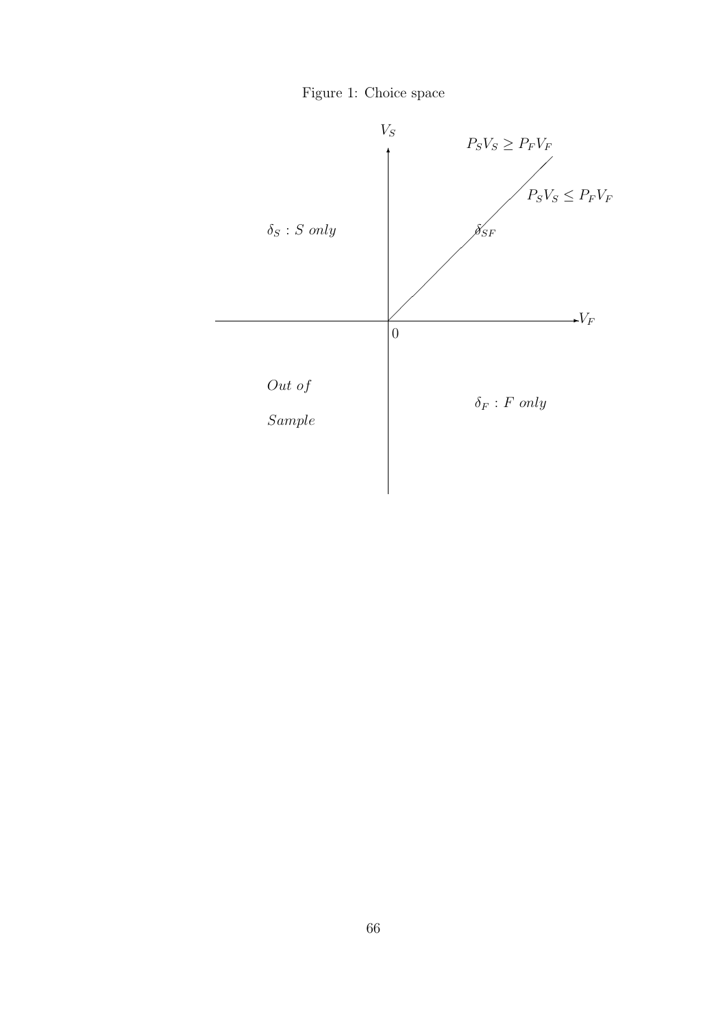Figure 1: Choice space

$V_S$

$P_S V_S \geq P_F V_F$

$P_S V_S \leq P_F V_F$

$\delta_S : S\ only$

$\delta_{SF}$

$V_F$

0

$Out\ of$

$Sample$

$\delta_F : F\ only$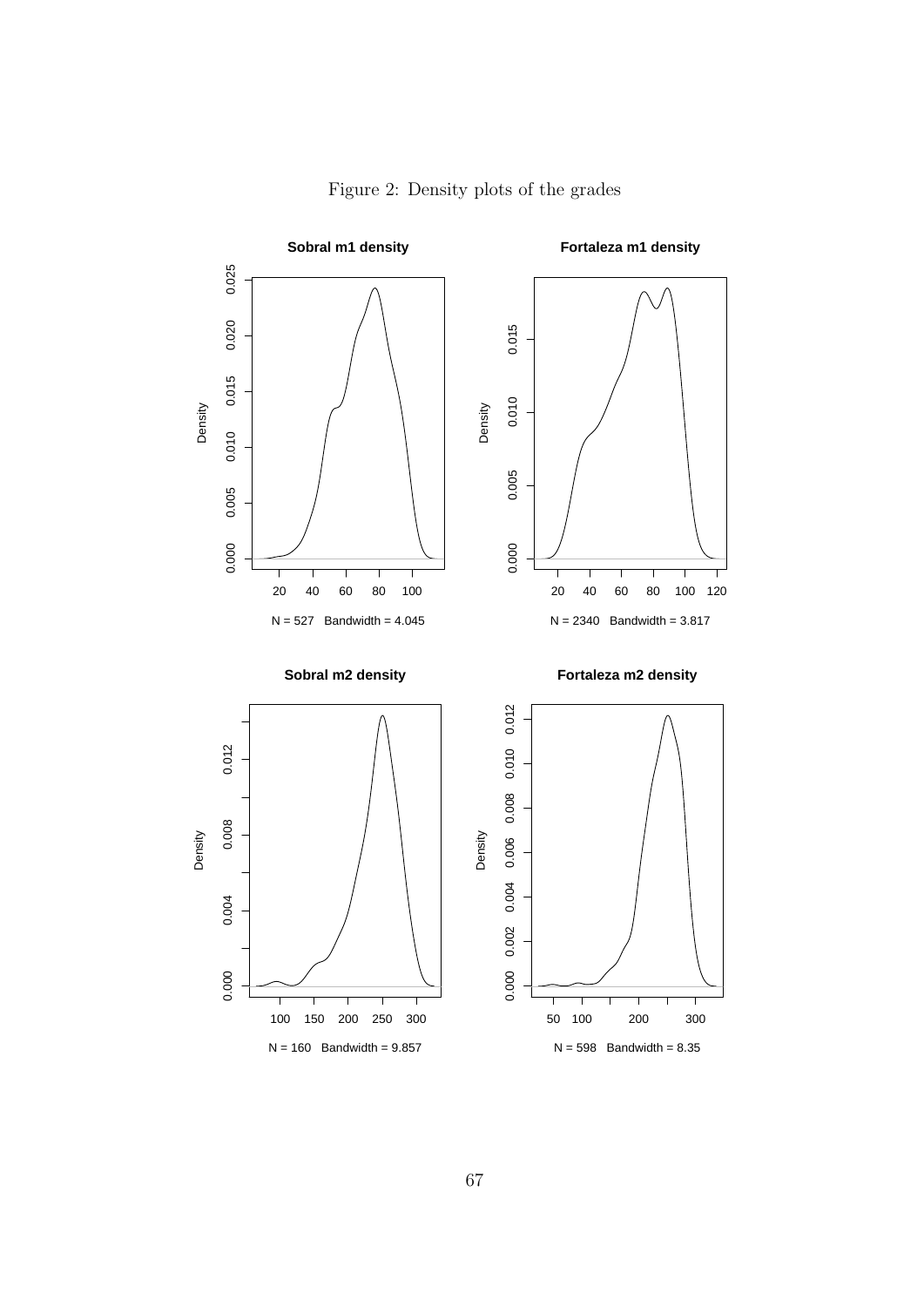Figure 2: Density plots of the grades

**Sobral m1 density**

N = 527 Bandwidth = 4.045

**Fortaleza m1 density**

N = 2340 Bandwidth = 3.817

**Sobral m2 density**

N = 160 Bandwidth = 9.857

**Fortaleza m2 density**

N = 598 Bandwidth = 8.35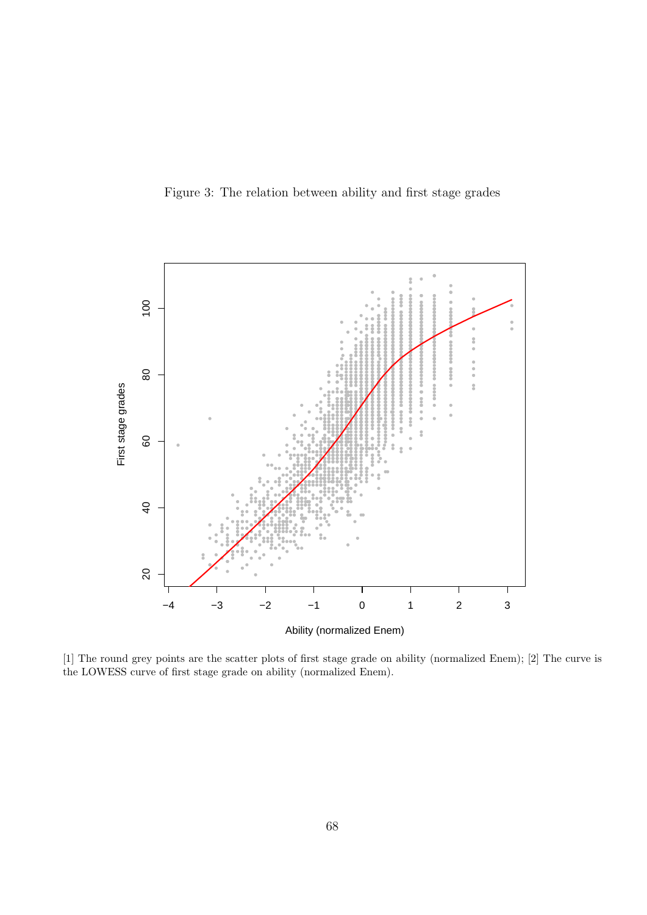Figure 3: The relation between ability and first stage grades

[1] The round grey points are the scatter plots of first stage grade on ability (normalized Enem); [2] The curve is the LOWESS curve of first stage grade on ability (normalized Enem).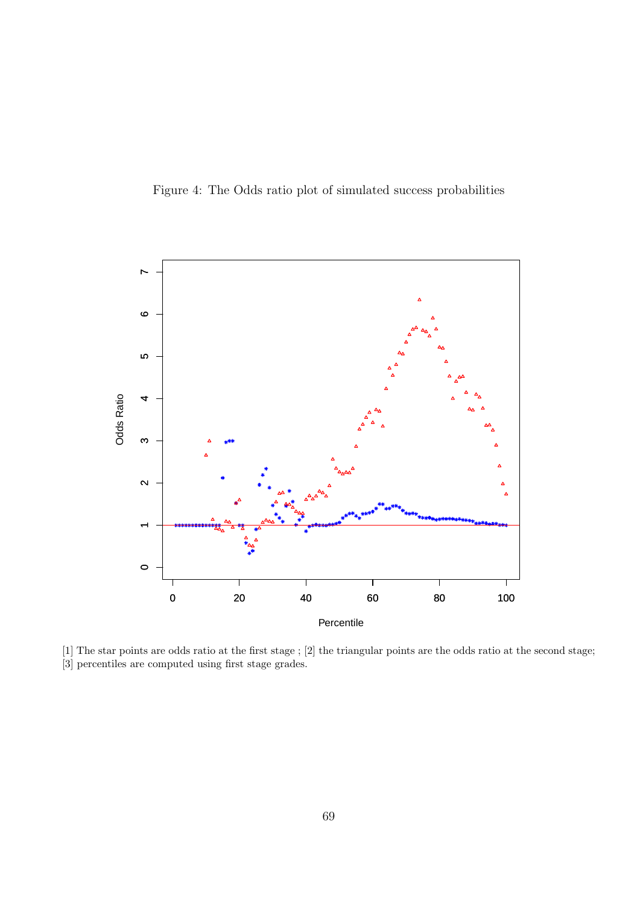Figure 4: The Odds ratio plot of simulated success probabilities

[1] The star points are odds ratio at the first stage ; [2] the triangular points are the odds ratio at the second stage; [3] percentiles are computed using first stage grades.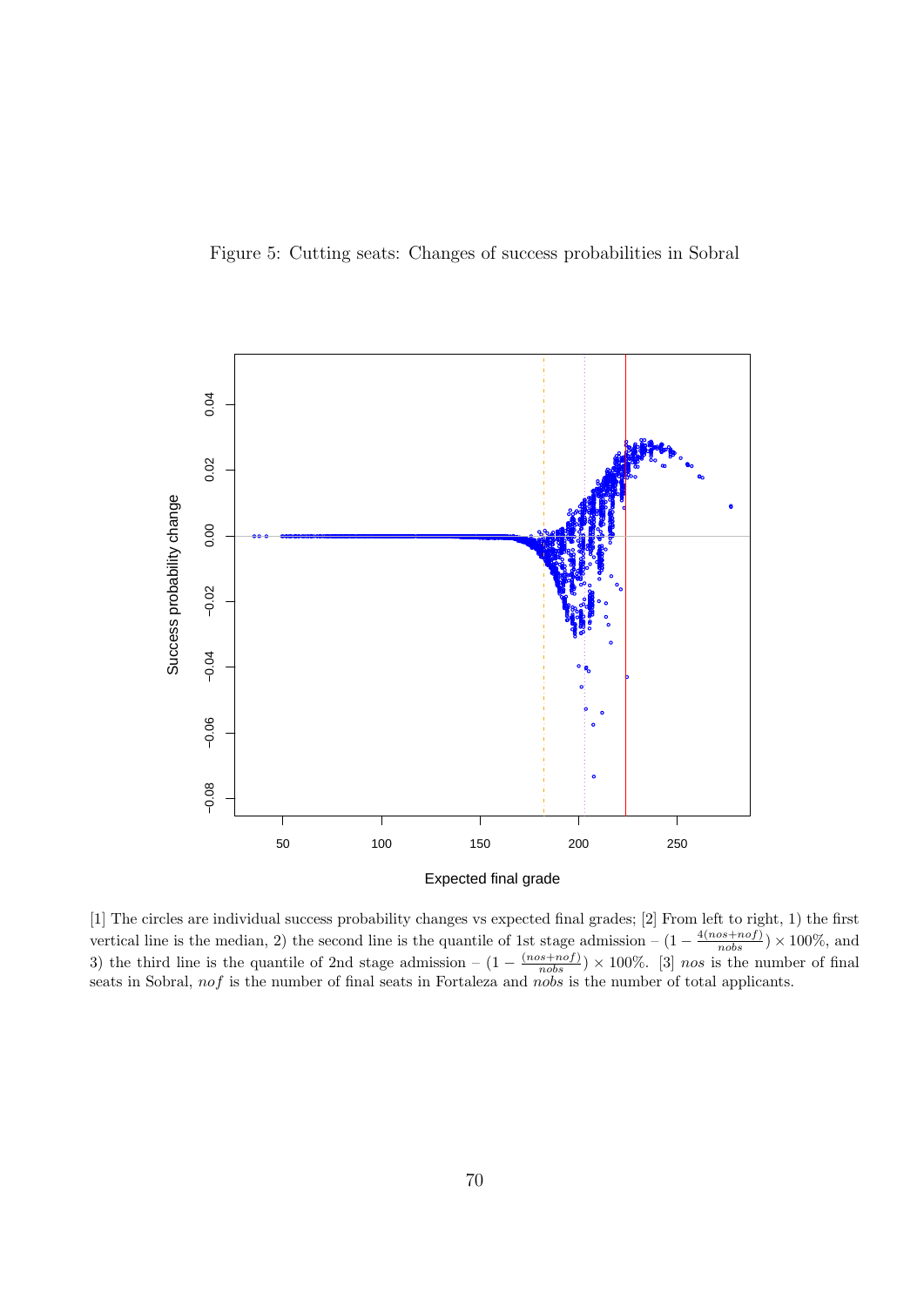Figure 5: Cutting seats: Changes of success probabilities in Sobral

[1] The circles are individual success probability changes vs expected final grades; [2] From left to right, 1) the first vertical line is the median, 2) the second line is the quantile of 1st stage admission – $(1 - \frac{4(nos+nof)}{nobs}) \times 100\%$, and 3) the third line is the quantile of 2nd stage admission – $(1 - \frac{(nos+nof)}{nobs}) \times 100\%$. [3] $nos$ is the number of final seats in Sobral, $nof$ is the number of final seats in Fortaleza and $nobs$ is the number of total applicants.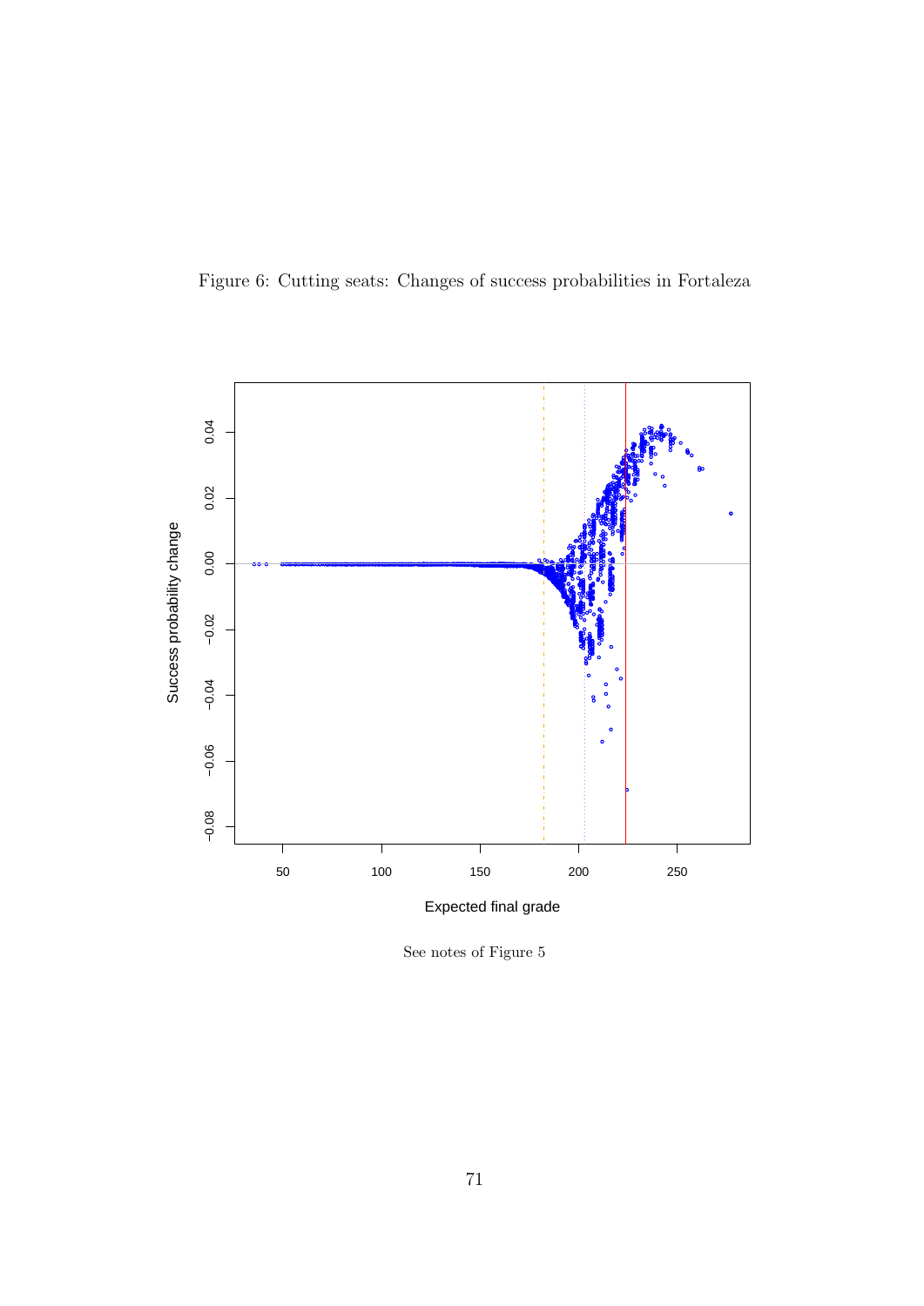Figure 6: Cutting seats: Changes of success probabilities in Fortaleza

See notes of Figure 5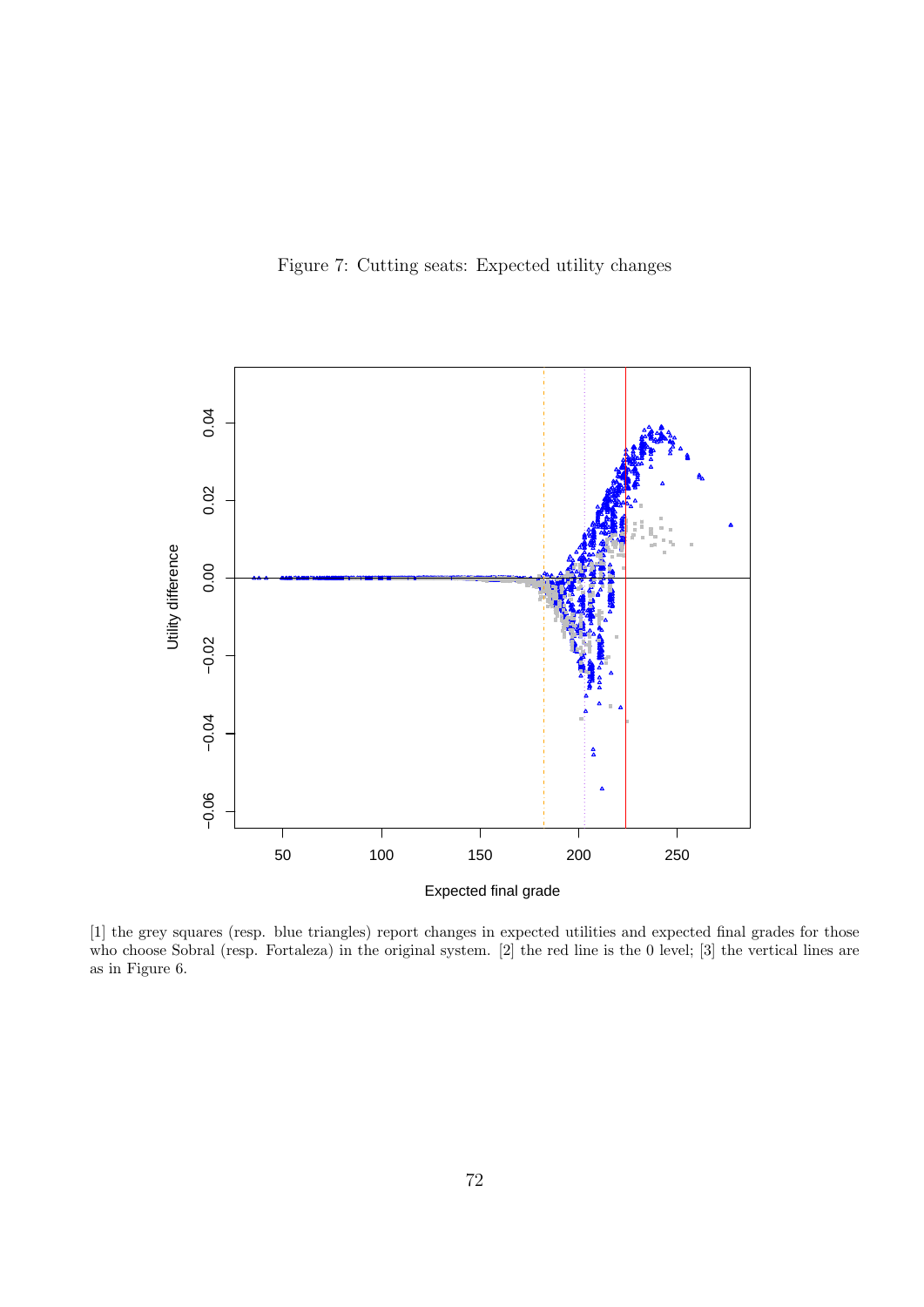Figure 7: Cutting seats: Expected utility changes

[1] the grey squares (resp. blue triangles) report changes in expected utilities and expected final grades for those who choose Sobral (resp. Fortaleza) in the original system. [2] the red line is the 0 level; [3] the vertical lines are as in Figure 6.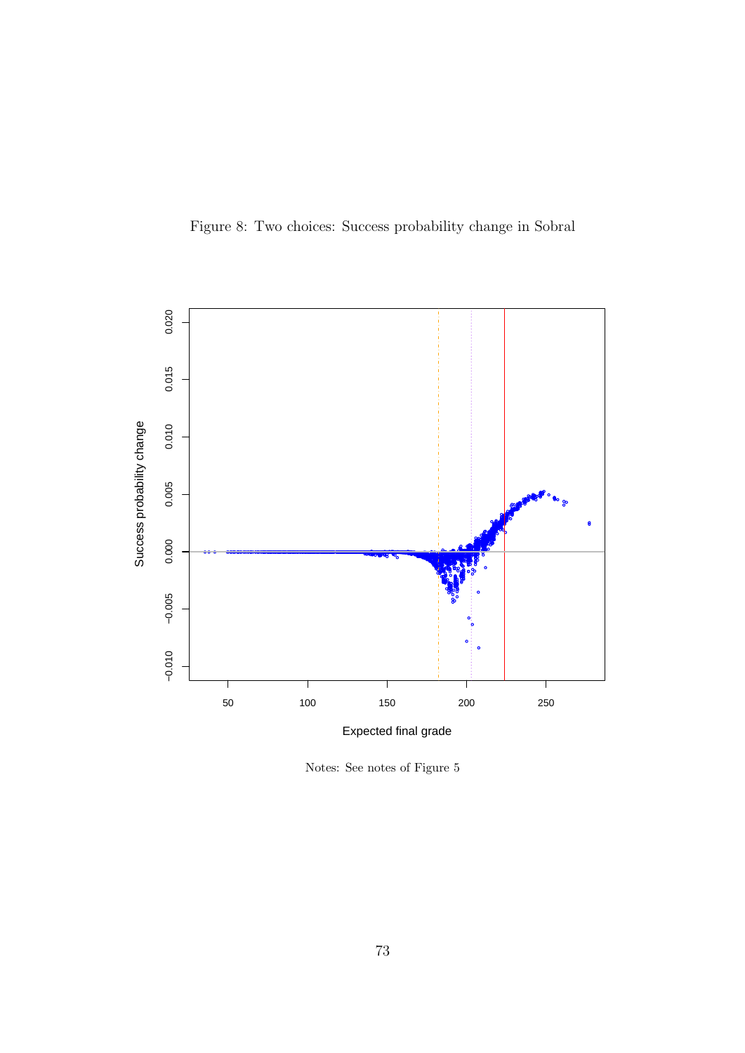Figure 8: Two choices: Success probability change in Sobral

Notes: See notes of Figure 5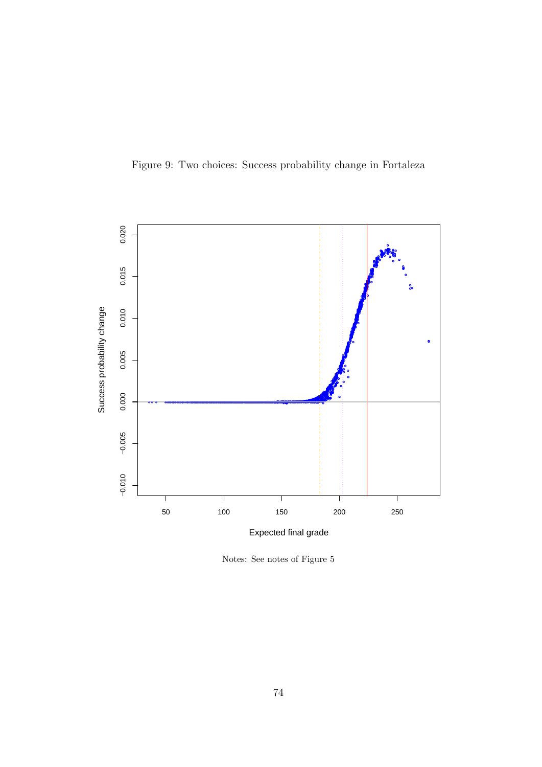Figure 9: Two choices: Success probability change in Fortaleza

Notes: See notes of Figure 5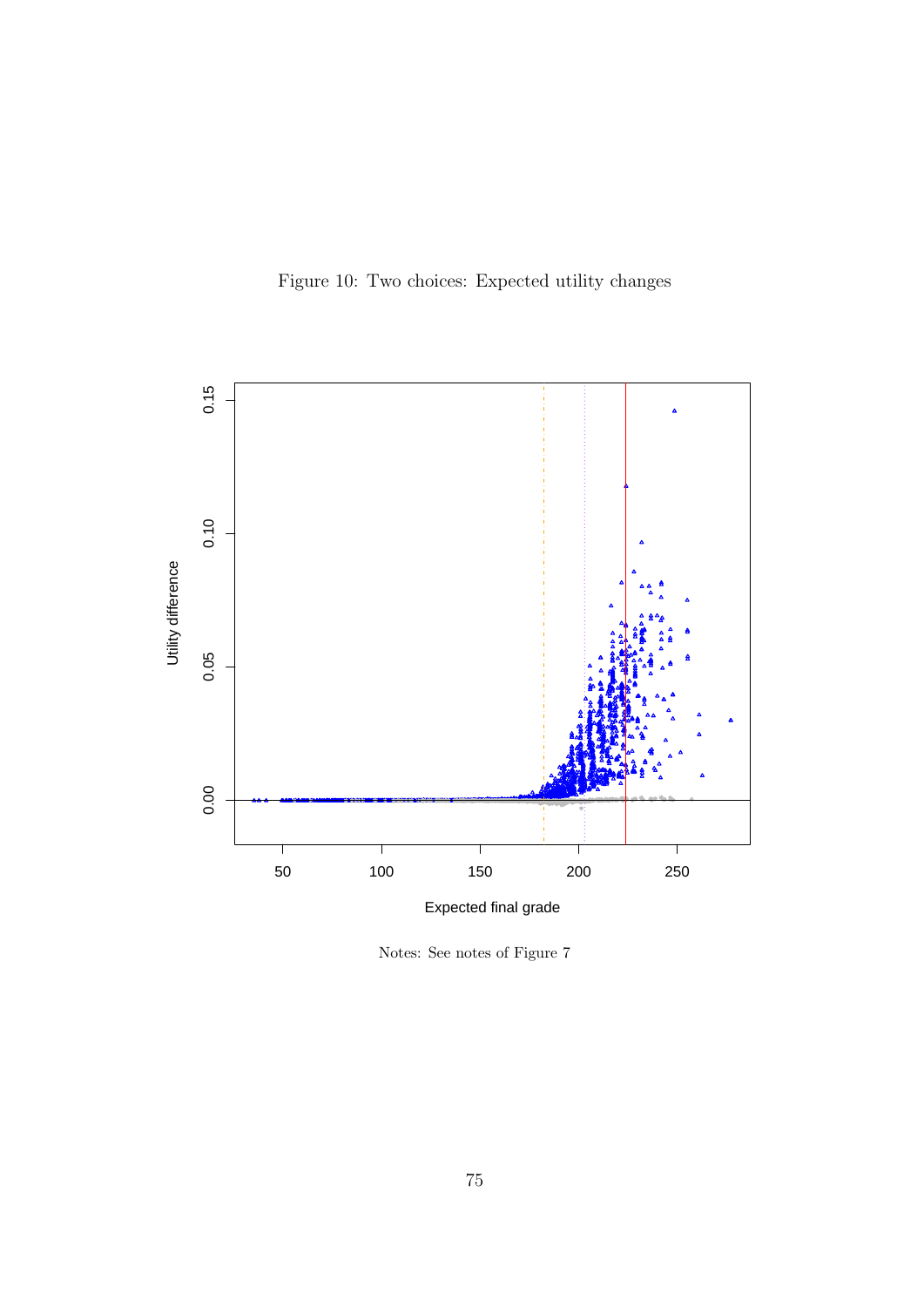Figure 10: Two choices: Expected utility changes

Notes: See notes of Figure 7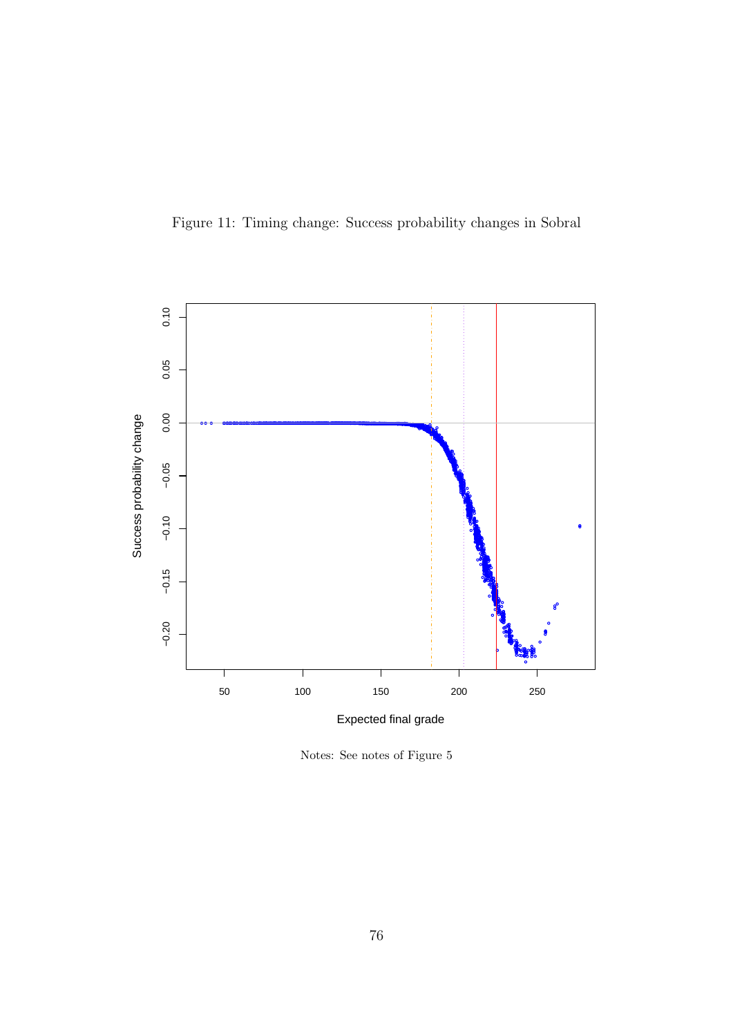Figure 11: Timing change: Success probability changes in Sobral

Notes: See notes of Figure 5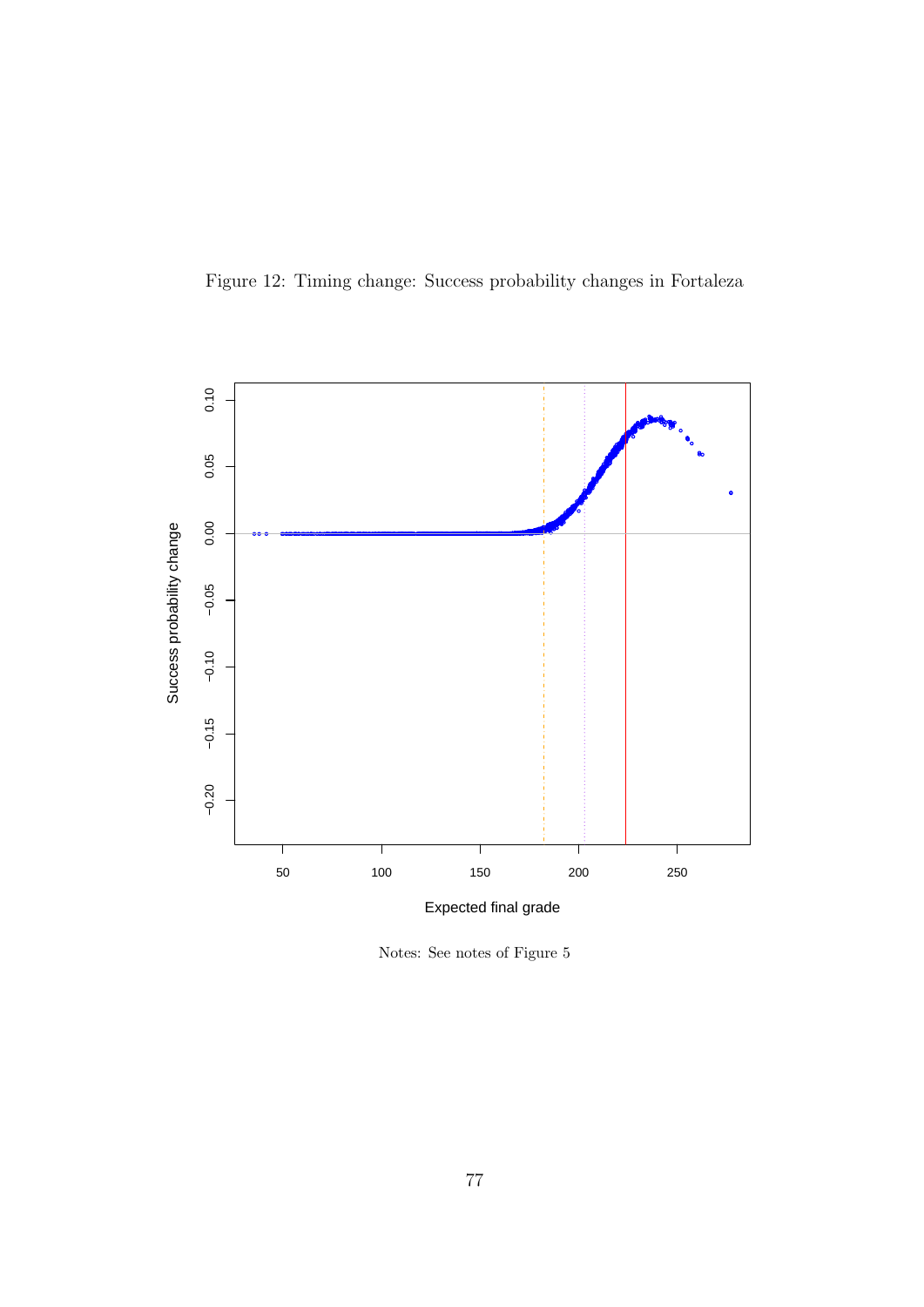Figure 12: Timing change: Success probability changes in Fortaleza

Notes: See notes of Figure 5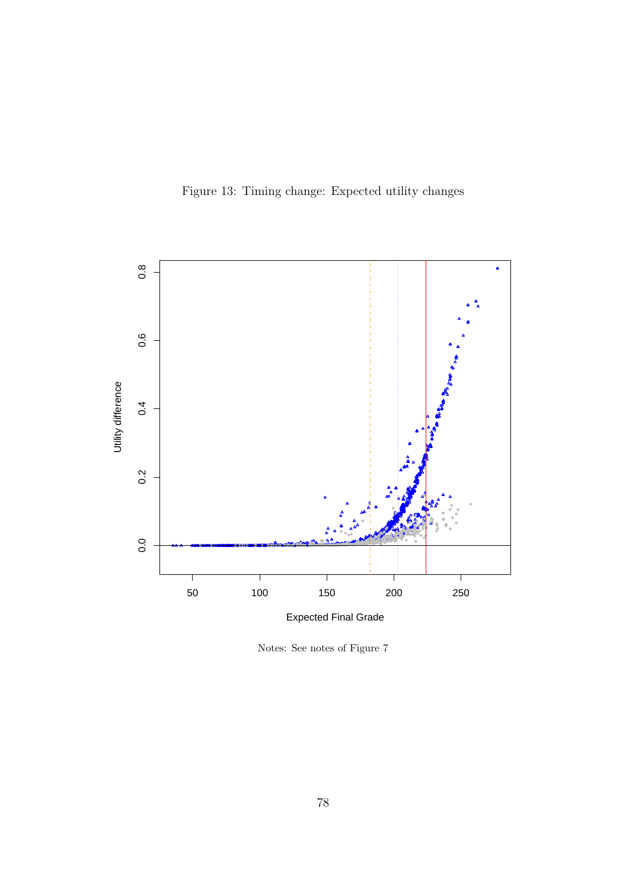Figure 13: Timing change: Expected utility changes

Utility difference

0.0
0.2
0.4
0.6
0.8

50
100
150
200
250

Expected Final Grade

Notes: See notes of Figure 7